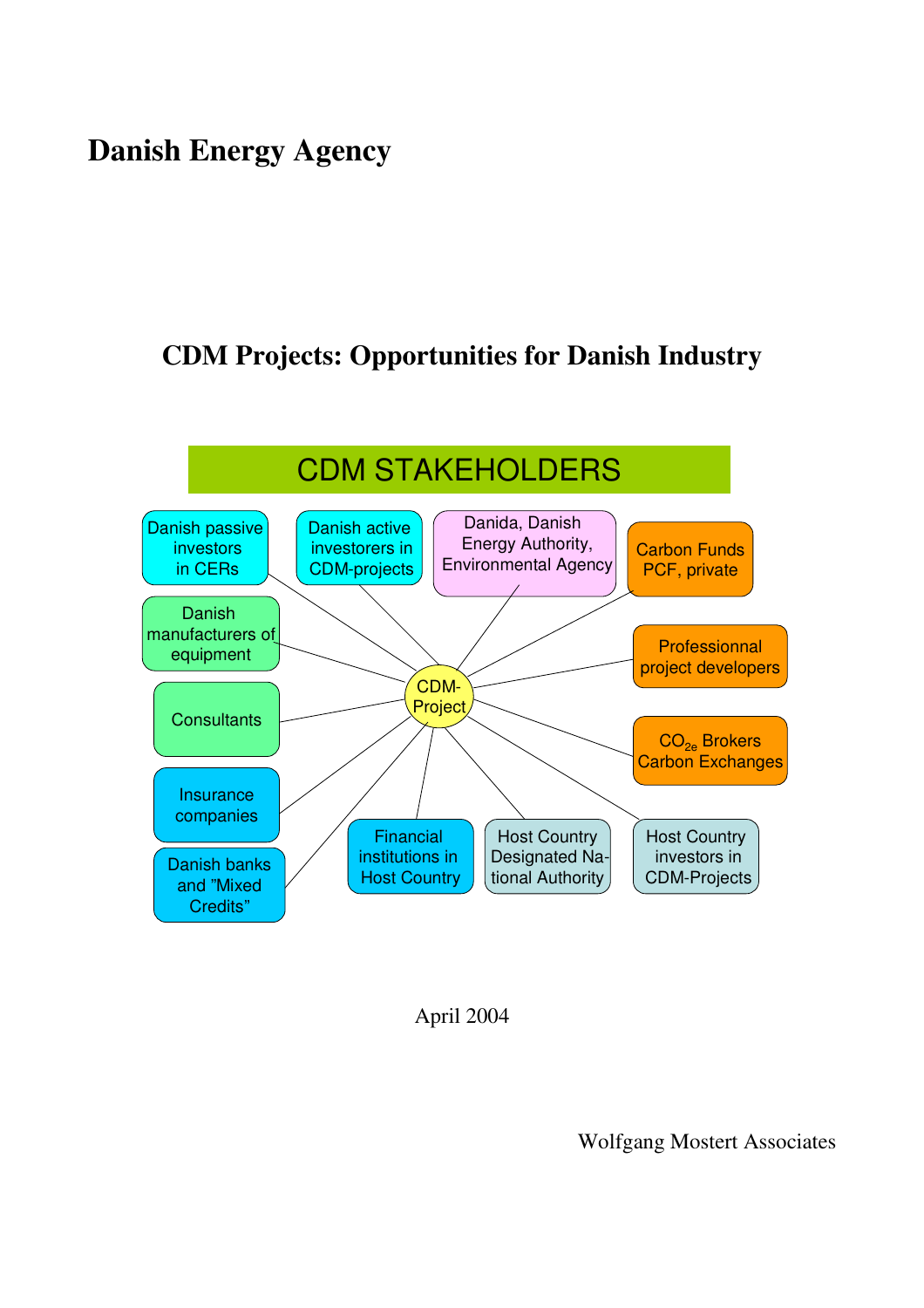# Danish Energy Agency

## CDM Projects: Opportunities for Danish Industry

CDM STAKEHOLDERS

- CDM-Project
- Danish passive investors in CERs
- Danish active investorers in CDM-projects
- Danida, Danish Energy Authority, Environmental Agency
- Carbon Funds PCF, private
- Danish manufacturers of equipment
- Professionnal project developers
- Consultants
- $CO_{2e}$ Brokers Carbon Exchanges
- Insurance companies
- Danish banks and "Mixed Credits"
- Financial institutions in Host Country
- Host Country Designated National Authority
- Host Country investors in CDM-Projects

April 2004

Wolfgang Mostert Associates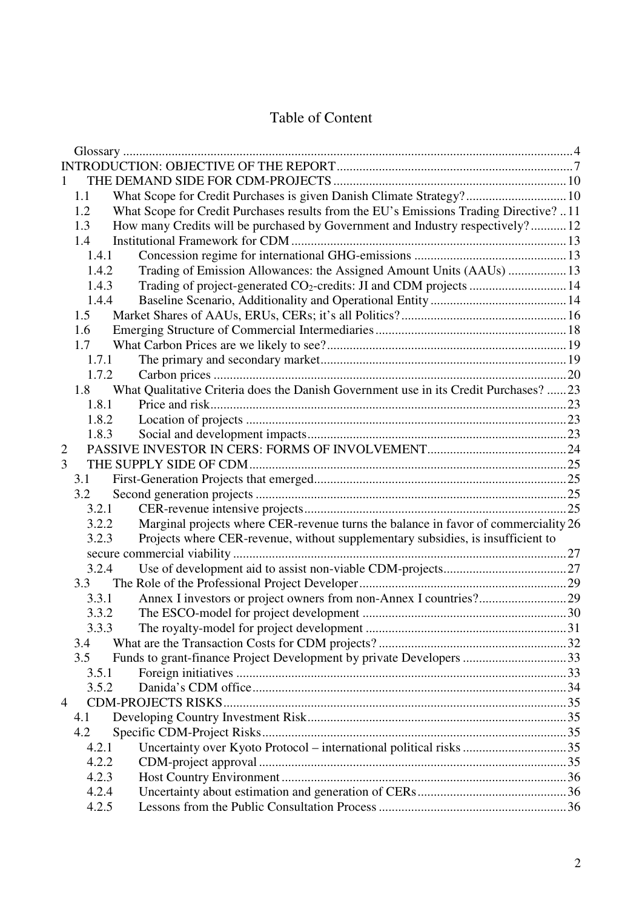# Table of Content

Glossary ... 4
INTRODUCTION: OBJECTIVE OF THE REPORT ... 7
1 THE DEMAND SIDE FOR CDM-PROJECTS ... 10
- 1.1 What Scope for Credit Purchases is given Danish Climate Strategy? ... 10
- 1.2 What Scope for Credit Purchases results from the EU's Emissions Trading Directive? ... 11
- 1.3 How many Credits will be purchased by Government and Industry respectively? ... 12
- 1.4 Institutional Framework for CDM ... 13
  - 1.4.1 Concession regime for international GHG-emissions ... 13
  - 1.4.2 Trading of Emission Allowances: the Assigned Amount Units (AAUs) ... 13
  - 1.4.3 Trading of project-generated $CO_2$-credits: JI and CDM projects ... 14
  - 1.4.4 Baseline Scenario, Additionality and Operational Entity ... 14
- 1.5 Market Shares of AAUs, ERUs, CERs; it's all Politics? ... 16
- 1.6 Emerging Structure of Commercial Intermediaries ... 18
- 1.7 What Carbon Prices are we likely to see? ... 19
  - 1.7.1 The primary and secondary market ... 19
  - 1.7.2 Carbon prices ... 20
- 1.8 What Qualitative Criteria does the Danish Government use in its Credit Purchases? ... 23
  - 1.8.1 Price and risk ... 23
  - 1.8.2 Location of projects ... 23
  - 1.8.3 Social and development impacts ... 23

2 PASSIVE INVESTOR IN CERS: FORMS OF INVOLVEMENT ... 24
3 THE SUPPLY SIDE OF CDM ... 25
- 3.1 First-Generation Projects that emerged ... 25
- 3.2 Second generation projects ... 25
  - 3.2.1 CER-revenue intensive projects ... 25
  - 3.2.2 Marginal projects where CER-revenue turns the balance in favor of commerciality 26
  - 3.2.3 Projects where CER-revenue, without supplementary subsidies, is insufficient to secure commercial viability ... 27
  - 3.2.4 Use of development aid to assist non-viable CDM-projects ... 27
- 3.3 The Role of the Professional Project Developer ... 29
  - 3.3.1 Annex I investors or project owners from non-Annex I countries? ... 29
  - 3.3.2 The ESCO-model for project development ... 30
  - 3.3.3 The royalty-model for project development ... 31
- 3.4 What are the Transaction Costs for CDM projects? ... 32
- 3.5 Funds to grant-finance Project Development by private Developers ... 33
  - 3.5.1 Foreign initiatives ... 33
  - 3.5.2 Danida's CDM office ... 34

4 CDM-PROJECTS RISKS ... 35
- 4.1 Developing Country Investment Risk ... 35
- 4.2 Specific CDM-Project Risks ... 35
  - 4.2.1 Uncertainty over Kyoto Protocol – international political risks ... 35
  - 4.2.2 CDM-project approval ... 35
  - 4.2.3 Host Country Environment ... 36
  - 4.2.4 Uncertainty about estimation and generation of CERs ... 36
  - 4.2.5 Lessons from the Public Consultation Process ... 36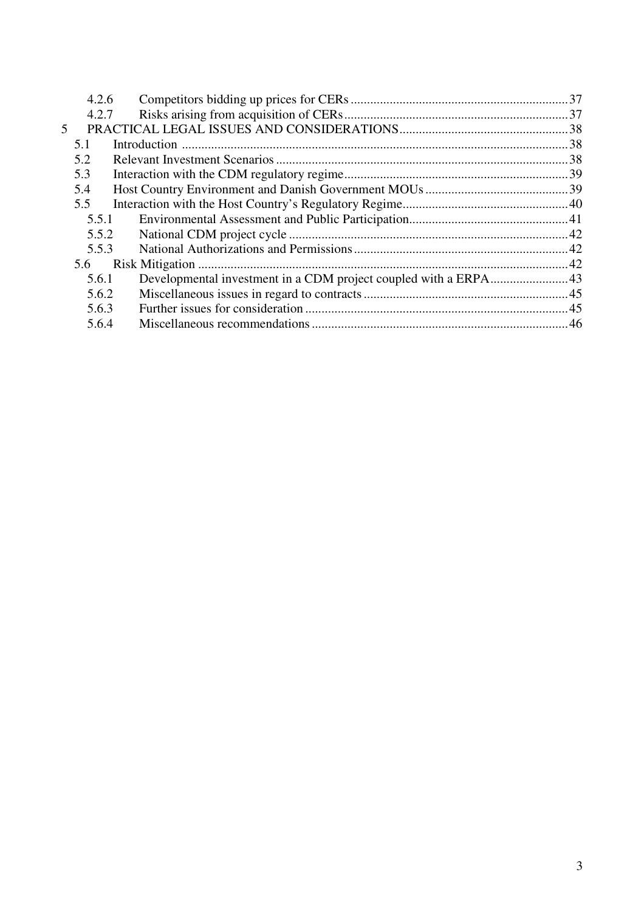4.2.6 Competitors bidding up prices for CERs ... 37
4.2.7 Risks arising from acquisition of CERs ... 37
5 PRACTICAL LEGAL ISSUES AND CONSIDERATIONS ... 38
5.1 Introduction ... 38
5.2 Relevant Investment Scenarios ... 38
5.3 Interaction with the CDM regulatory regime ... 39
5.4 Host Country Environment and Danish Government MOUs ... 39
5.5 Interaction with the Host Country's Regulatory Regime ... 40
5.5.1 Environmental Assessment and Public Participation ... 41
5.5.2 National CDM project cycle ... 42
5.5.3 National Authorizations and Permissions ... 42
5.6 Risk Mitigation ... 42
5.6.1 Developmental investment in a CDM project coupled with a ERPA ... 43
5.6.2 Miscellaneous issues in regard to contracts ... 45
5.6.3 Further issues for consideration ... 45
5.6.4 Miscellaneous recommendations ... 46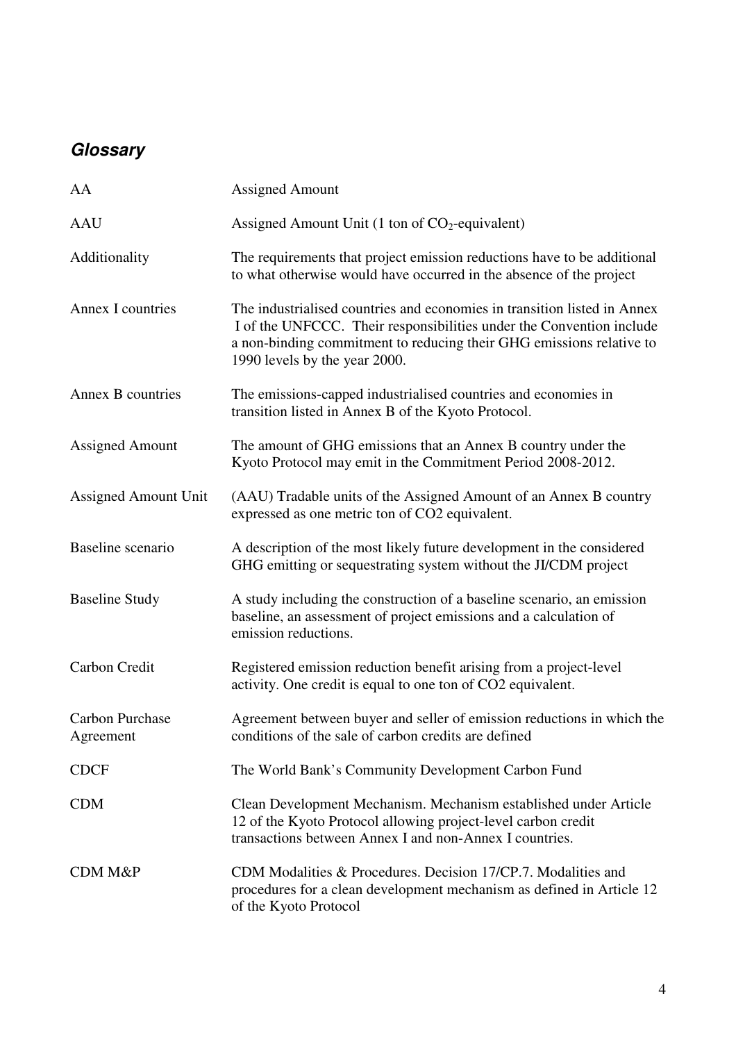## *Glossary*

| | |
|---|---|
| AA | Assigned Amount |
| AAU | Assigned Amount Unit (1 ton of $CO_2$-equivalent) |
| Additionality | The requirements that project emission reductions have to be additional to what otherwise would have occurred in the absence of the project |
| Annex I countries | The industrialised countries and economies in transition listed in Annex I of the UNFCCC. Their responsibilities under the Convention include a non-binding commitment to reducing their GHG emissions relative to 1990 levels by the year 2000. |
| Annex B countries | The emissions-capped industrialised countries and economies in transition listed in Annex B of the Kyoto Protocol. |
| Assigned Amount | The amount of GHG emissions that an Annex B country under the Kyoto Protocol may emit in the Commitment Period 2008-2012. |
| Assigned Amount Unit | (AAU) Tradable units of the Assigned Amount of an Annex B country expressed as one metric ton of CO2 equivalent. |
| Baseline scenario | A description of the most likely future development in the considered GHG emitting or sequestrating system without the JI/CDM project |
| Baseline Study | A study including the construction of a baseline scenario, an emission baseline, an assessment of project emissions and a calculation of emission reductions. |
| Carbon Credit | Registered emission reduction benefit arising from a project-level activity. One credit is equal to one ton of CO2 equivalent. |
| Carbon Purchase Agreement | Agreement between buyer and seller of emission reductions in which the conditions of the sale of carbon credits are defined |
| CDCF | The World Bank's Community Development Carbon Fund |
| CDM | Clean Development Mechanism. Mechanism established under Article 12 of the Kyoto Protocol allowing project-level carbon credit transactions between Annex I and non-Annex I countries. |
| CDM M&P | CDM Modalities & Procedures. Decision 17/CP.7. Modalities and procedures for a clean development mechanism as defined in Article 12 of the Kyoto Protocol |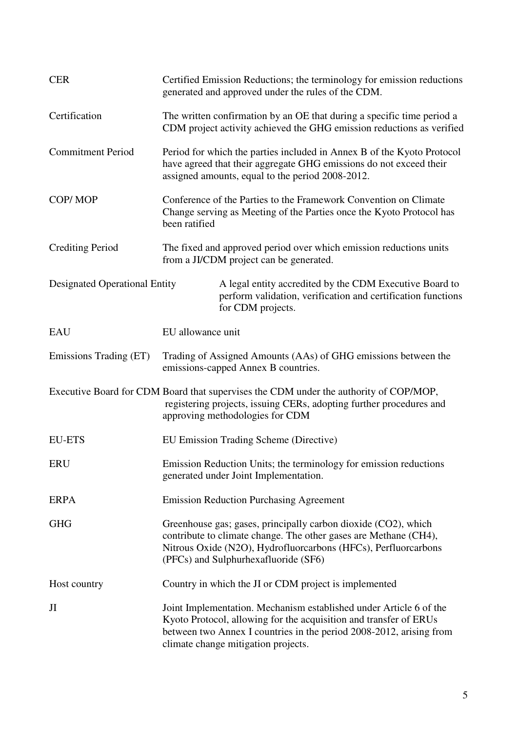| | |
|---|---|
| CER | Certified Emission Reductions; the terminology for emission reductions generated and approved under the rules of the CDM. |
| Certification | The written confirmation by an OE that during a specific time period a CDM project activity achieved the GHG emission reductions as verified |
| Commitment Period | Period for which the parties included in Annex B of the Kyoto Protocol have agreed that their aggregate GHG emissions do not exceed their assigned amounts, equal to the period 2008-2012. |
| COP/ MOP | Conference of the Parties to the Framework Convention on Climate Change serving as Meeting of the Parties once the Kyoto Protocol has been ratified |
| Crediting Period | The fixed and approved period over which emission reductions units from a JI/CDM project can be generated. |
| Designated Operational Entity | A legal entity accredited by the CDM Executive Board to perform validation, verification and certification functions for CDM projects. |
| EAU | EU allowance unit |
| Emissions Trading (ET) | Trading of Assigned Amounts (AAs) of GHG emissions between the emissions-capped Annex B countries. |
| Executive Board for CDM | Board that supervises the CDM under the authority of COP/MOP, registering projects, issuing CERs, adopting further procedures and approving methodologies for CDM |
| EU-ETS | EU Emission Trading Scheme (Directive) |
| ERU | Emission Reduction Units; the terminology for emission reductions generated under Joint Implementation. |
| ERPA | Emission Reduction Purchasing Agreement |
| GHG | Greenhouse gas; gases, principally carbon dioxide ($CO_2$), which contribute to climate change. The other gases are Methane ($CH_4$), Nitrous Oxide ($N_2O$), Hydrofluorcarbons (HFCs), Perfluorcarbons (PFCs) and Sulphurhexafluoride ($SF_6$) |
| Host country | Country in which the JI or CDM project is implemented |
| JI | Joint Implementation. Mechanism established under Article 6 of the Kyoto Protocol, allowing for the acquisition and transfer of ERUs between two Annex I countries in the period 2008-2012, arising from climate change mitigation projects. |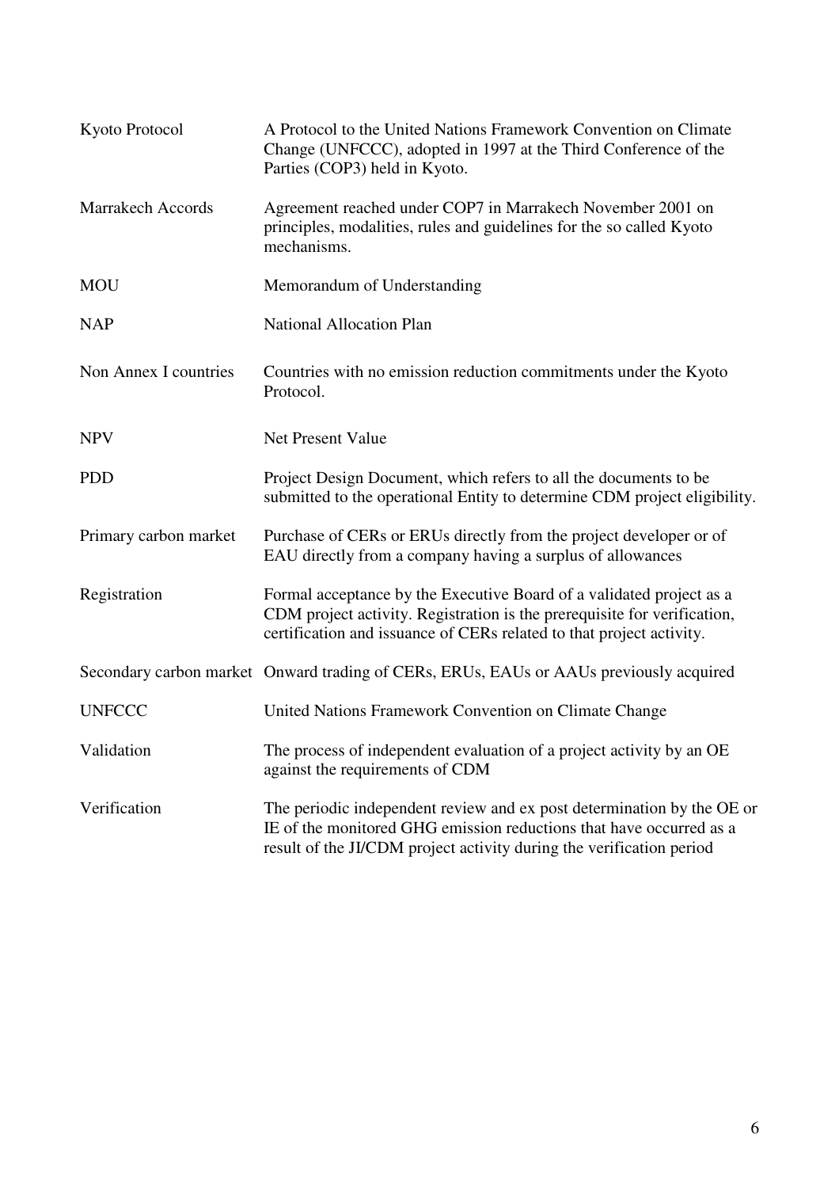| | |
|---|---|
| Kyoto Protocol | A Protocol to the United Nations Framework Convention on Climate Change (UNFCCC), adopted in 1997 at the Third Conference of the Parties (COP3) held in Kyoto. |
| Marrakech Accords | Agreement reached under COP7 in Marrakech November 2001 on principles, modalities, rules and guidelines for the so called Kyoto mechanisms. |
| MOU | Memorandum of Understanding |
| NAP | National Allocation Plan |
| Non Annex I countries | Countries with no emission reduction commitments under the Kyoto Protocol. |
| NPV | Net Present Value |
| PDD | Project Design Document, which refers to all the documents to be submitted to the operational Entity to determine CDM project eligibility. |
| Primary carbon market | Purchase of CERs or ERUs directly from the project developer or of EAU directly from a company having a surplus of allowances |
| Registration | Formal acceptance by the Executive Board of a validated project as a CDM project activity. Registration is the prerequisite for verification, certification and issuance of CERs related to that project activity. |
| Secondary carbon market | Onward trading of CERs, ERUs, EAUs or AAUs previously acquired |
| UNFCCC | United Nations Framework Convention on Climate Change |
| Validation | The process of independent evaluation of a project activity by an OE against the requirements of CDM |
| Verification | The periodic independent review and ex post determination by the OE or IE of the monitored GHG emission reductions that have occurred as a result of the JI/CDM project activity during the verification period |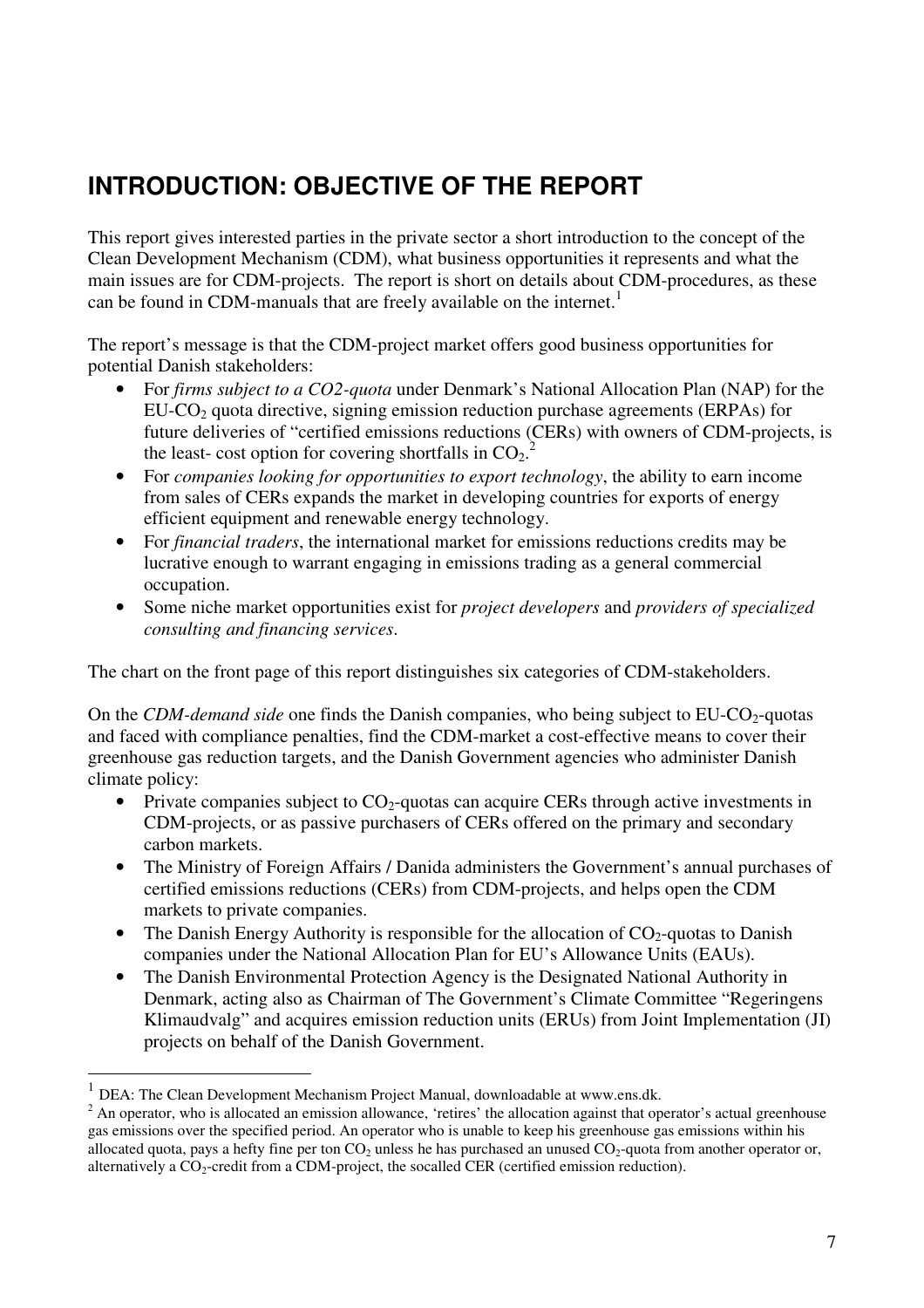## INTRODUCTION: OBJECTIVE OF THE REPORT

This report gives interested parties in the private sector a short introduction to the concept of the Clean Development Mechanism (CDM), what business opportunities it represents and what the main issues are for CDM-projects. The report is short on details about CDM-procedures, as these can be found in CDM-manuals that are freely available on the internet.[1]

The report's message is that the CDM-project market offers good business opportunities for potential Danish stakeholders:

- For *firms subject to a CO2-quota* under Denmark's National Allocation Plan (NAP) for the EU-$CO_2$ quota directive, signing emission reduction purchase agreements (ERPAs) for future deliveries of "certified emissions reductions (CERs) with owners of CDM-projects, is the least- cost option for covering shortfalls in $CO_2$.[2]
- For *companies looking for opportunities to export technology*, the ability to earn income from sales of CERs expands the market in developing countries for exports of energy efficient equipment and renewable energy technology.
- For *financial traders*, the international market for emissions reductions credits may be lucrative enough to warrant engaging in emissions trading as a general commercial occupation.
- Some niche market opportunities exist for *project developers* and *providers of specialized consulting and financing services*.

The chart on the front page of this report distinguishes six categories of CDM-stakeholders.

On the *CDM-demand side* one finds the Danish companies, who being subject to EU-$CO_2$-quotas and faced with compliance penalties, find the CDM-market a cost-effective means to cover their greenhouse gas reduction targets, and the Danish Government agencies who administer Danish climate policy:

- Private companies subject to $CO_2$-quotas can acquire CERs through active investments in CDM-projects, or as passive purchasers of CERs offered on the primary and secondary carbon markets.
- The Ministry of Foreign Affairs / Danida administers the Government's annual purchases of certified emissions reductions (CERs) from CDM-projects, and helps open the CDM markets to private companies.
- The Danish Energy Authority is responsible for the allocation of $CO_2$-quotas to Danish companies under the National Allocation Plan for EU's Allowance Units (EAUs).
- The Danish Environmental Protection Agency is the Designated National Authority in Denmark, acting also as Chairman of The Government's Climate Committee "Regeringens Klimaudvalg" and acquires emission reduction units (ERUs) from Joint Implementation (JI) projects on behalf of the Danish Government.

---

[1] DEA: The Clean Development Mechanism Project Manual, downloadable at www.ens.dk.

[2] An operator, who is allocated an emission allowance, 'retires' the allocation against that operator's actual greenhouse gas emissions over the specified period. An operator who is unable to keep his greenhouse gas emissions within his allocated quota, pays a hefty fine per ton $CO_2$ unless he has purchased an unused $CO_2$-quota from another operator or, alternatively a $CO_2$-credit from a CDM-project, the socalled CER (certified emission reduction).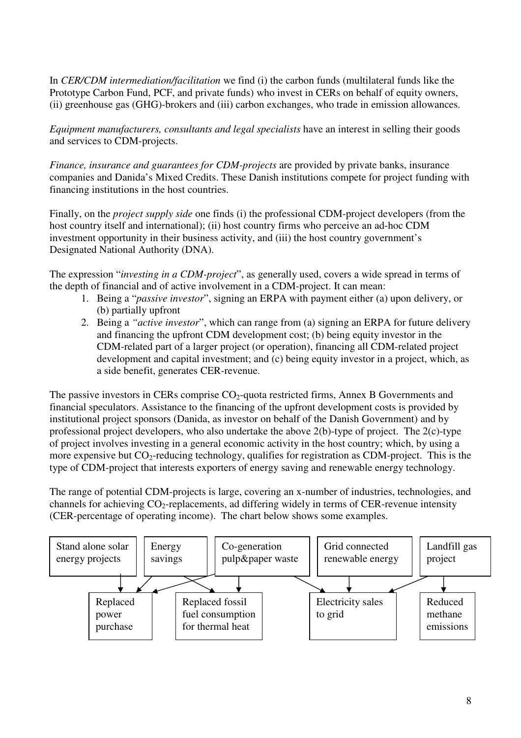In *CER/CDM intermediation/facilitation* we find (i) the carbon funds (multilateral funds like the Prototype Carbon Fund, PCF, and private funds) who invest in CERs on behalf of equity owners, (ii) greenhouse gas (GHG)-brokers and (iii) carbon exchanges, who trade in emission allowances.

*Equipment manufacturers, consultants and legal specialists* have an interest in selling their goods and services to CDM-projects.

*Finance, insurance and guarantees for CDM-projects* are provided by private banks, insurance companies and Danida's Mixed Credits. These Danish institutions compete for project funding with financing institutions in the host countries.

Finally, on the *project supply side* one finds (i) the professional CDM-project developers (from the host country itself and international); (ii) host country firms who perceive an ad-hoc CDM investment opportunity in their business activity, and (iii) the host country government's Designated National Authority (DNA).

The expression "*investing in a CDM-project*", as generally used, covers a wide spread in terms of the depth of financial and of active involvement in a CDM-project. It can mean:

1. Being a "*passive investor*", signing an ERPA with payment either (a) upon delivery, or (b) partially upfront
2. Being a *"active investor*", which can range from (a) signing an ERPA for future delivery and financing the upfront CDM development cost; (b) being equity investor in the CDM-related part of a larger project (or operation), financing all CDM-related project development and capital investment; and (c) being equity investor in a project, which, as a side benefit, generates CER-revenue.

The passive investors in CERs comprise $CO_2$-quota restricted firms, Annex B Governments and financial speculators. Assistance to the financing of the upfront development costs is provided by institutional project sponsors (Danida, as investor on behalf of the Danish Government) and by professional project developers, who also undertake the above 2(b)-type of project. The 2(c)-type of project involves investing in a general economic activity in the host country; which, by using a more expensive but $CO_2$-reducing technology, qualifies for registration as CDM-project. This is the type of CDM-project that interests exporters of energy saving and renewable energy technology.

The range of potential CDM-projects is large, covering an x-number of industries, technologies, and channels for achieving $CO_2$-replacements, ad differing widely in terms of CER-revenue intensity (CER-percentage of operating income). The chart below shows some examples.

| Project type | Channel(s) |
| --- | --- |
| Stand alone solar energy projects | Replaced power purchase |
| Energy savings | Replaced power purchase; Replaced fossil fuel consumption for thermal heat |
| Co-generation pulp&paper waste | Replaced power purchase; Replaced fossil fuel consumption for thermal heat; Electricity sales to grid |
| Grid connected renewable energy | Electricity sales to grid |
| Landfill gas project | Electricity sales to grid; Reduced methane emissions |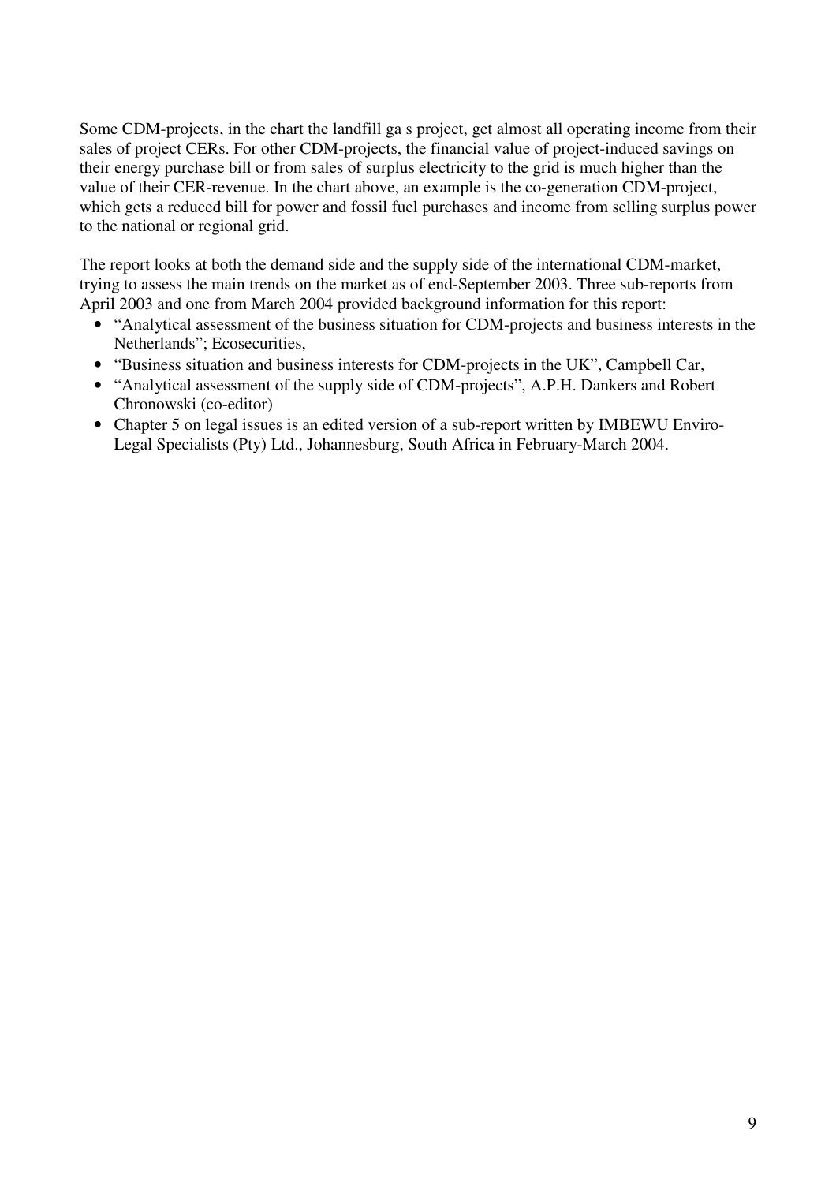Some CDM-projects, in the chart the landfill ga s project, get almost all operating income from their sales of project CERs. For other CDM-projects, the financial value of project-induced savings on their energy purchase bill or from sales of surplus electricity to the grid is much higher than the value of their CER-revenue. In the chart above, an example is the co-generation CDM-project, which gets a reduced bill for power and fossil fuel purchases and income from selling surplus power to the national or regional grid.

The report looks at both the demand side and the supply side of the international CDM-market, trying to assess the main trends on the market as of end-September 2003. Three sub-reports from April 2003 and one from March 2004 provided background information for this report:

- "Analytical assessment of the business situation for CDM-projects and business interests in the Netherlands"; Ecosecurities,
- "Business situation and business interests for CDM-projects in the UK", Campbell Car,
- "Analytical assessment of the supply side of CDM-projects", A.P.H. Dankers and Robert Chronowski (co-editor)
- Chapter 5 on legal issues is an edited version of a sub-report written by IMBEWU Enviro-Legal Specialists (Pty) Ltd., Johannesburg, South Africa in February-March 2004.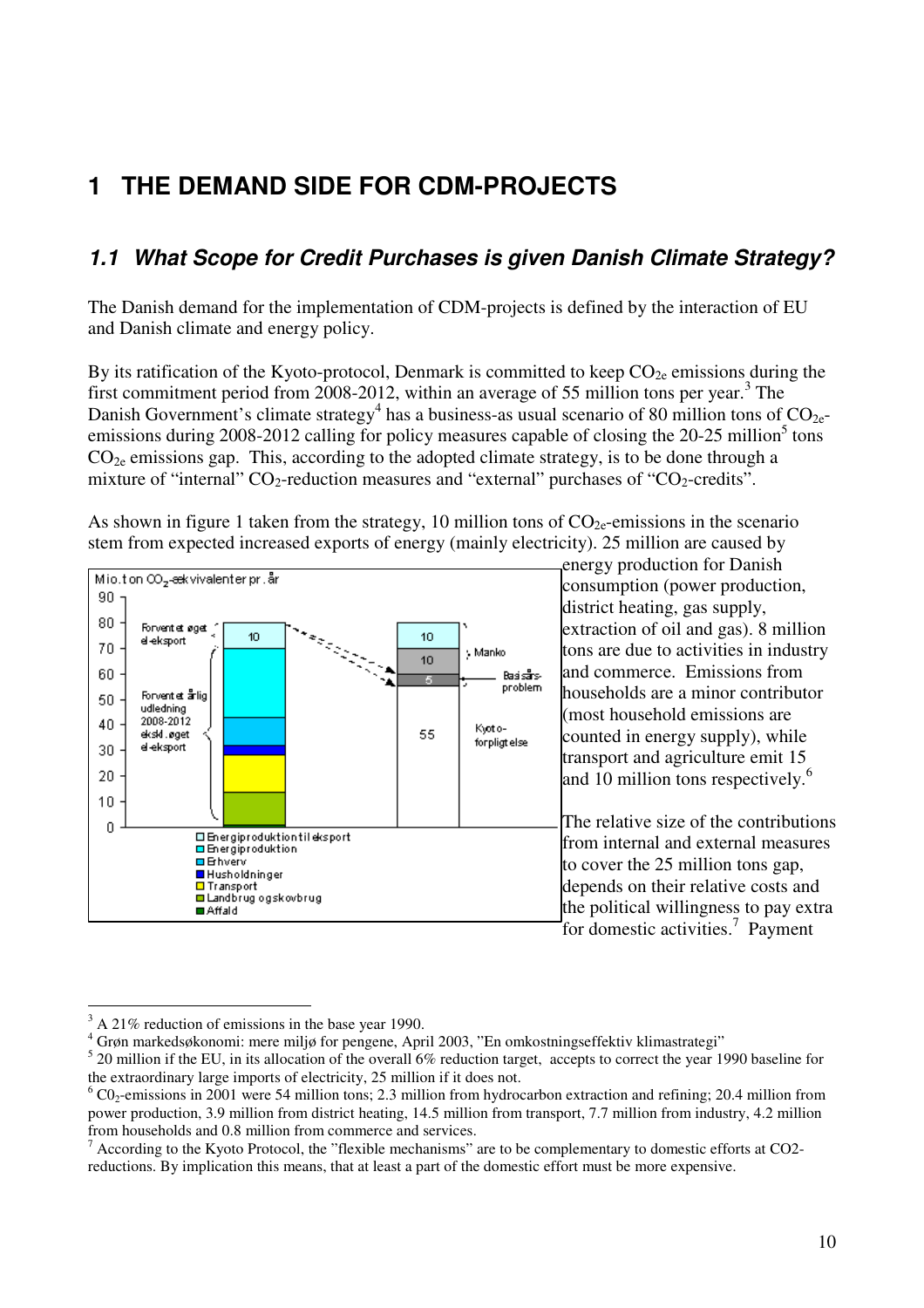# 1 THE DEMAND SIDE FOR CDM-PROJECTS

## 1.1 What Scope for Credit Purchases is given Danish Climate Strategy?

The Danish demand for the implementation of CDM-projects is defined by the interaction of EU and Danish climate and energy policy.

By its ratification of the Kyoto-protocol, Denmark is committed to keep $CO_{2e}$ emissions during the first commitment period from 2008-2012, within an average of 55 million tons per year.[3] The Danish Government's climate strategy[4] has a business-as usual scenario of 80 million tons of $CO_{2e}$-emissions during 2008-2012 calling for policy measures capable of closing the 20-25 million[5] tons $CO_{2e}$ emissions gap. This, according to the adopted climate strategy, is to be done through a mixture of "internal" $CO_2$-reduction measures and "external" purchases of "$CO_2$-credits".

As shown in figure 1 taken from the strategy, 10 million tons of $CO_{2e}$-emissions in the scenario stem from expected increased exports of energy (mainly electricity). 25 million are caused by energy production for Danish consumption (power production, district heating, gas supply, extraction of oil and gas). 8 million tons are due to activities in industry and commerce. Emissions from households are a minor contributor (most household emissions are counted in energy supply), while transport and agriculture emit 15 and 10 million tons respectively.[6]

The relative size of the contributions from internal and external measures to cover the 25 million tons gap, depends on their relative costs and the political willingness to pay extra for domestic activities.[7] Payment

---

[3] A 21% reduction of emissions in the base year 1990.

[4] Grøn markedsøkonomi: mere miljø for pengene, April 2003, "En omkostningseffektiv klimastrategi"

[5] 20 million if the EU, in its allocation of the overall 6% reduction target, accepts to correct the year 1990 baseline for the extraordinary large imports of electricity, 25 million if it does not.

[6] $CO_2$-emissions in 2001 were 54 million tons; 2.3 million from hydrocarbon extraction and refining; 20.4 million from power production, 3.9 million from district heating, 14.5 million from transport, 7.7 million from industry, 4.2 million from households and 0.8 million from commerce and services.

[7] According to the Kyoto Protocol, the "flexible mechanisms" are to be complementary to domestic efforts at CO2-reductions. By implication this means, that at least a part of the domestic effort must be more expensive.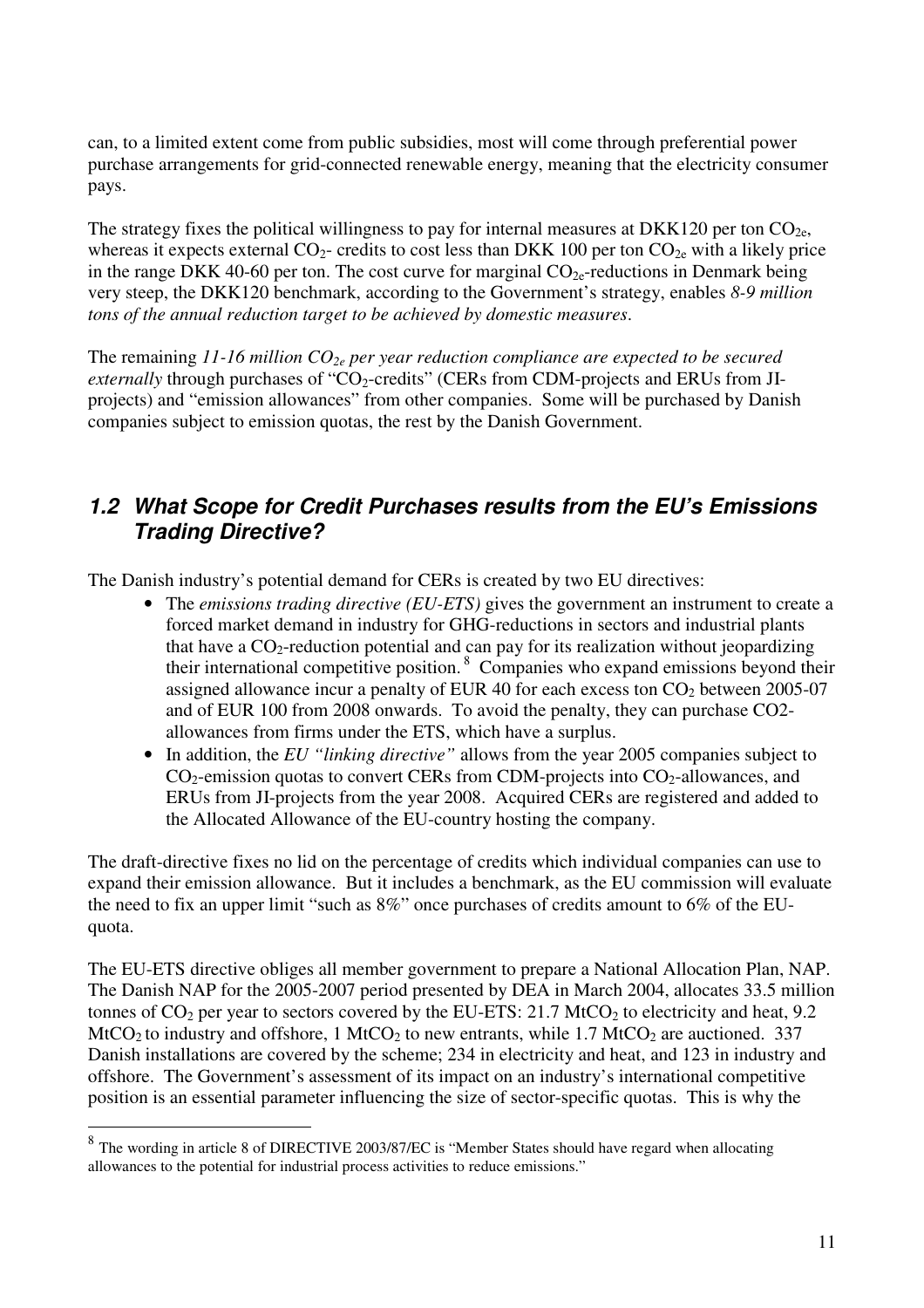can, to a limited extent come from public subsidies, most will come through preferential power purchase arrangements for grid-connected renewable energy, meaning that the electricity consumer pays.

The strategy fixes the political willingness to pay for internal measures at DKK120 per ton $CO_{2e}$, whereas it expects external $CO_2$- credits to cost less than DKK 100 per ton $CO_{2e}$ with a likely price in the range DKK 40-60 per ton. The cost curve for marginal $CO_{2e}$-reductions in Denmark being very steep, the DKK120 benchmark, according to the Government's strategy, enables *8-9 million tons of the annual reduction target to be achieved by domestic measures*.

The remaining *11-16 million $CO_{2e}$ per year reduction compliance are expected to be secured externally* through purchases of "$CO_2$-credits" (CERs from CDM-projects and ERUs from JI-projects) and "emission allowances" from other companies. Some will be purchased by Danish companies subject to emission quotas, the rest by the Danish Government.

## *1.2 What Scope for Credit Purchases results from the EU's Emissions Trading Directive?*

The Danish industry's potential demand for CERs is created by two EU directives:

- The *emissions trading directive (EU-ETS)* gives the government an instrument to create a forced market demand in industry for GHG-reductions in sectors and industrial plants that have a $CO_2$-reduction potential and can pay for its realization without jeopardizing their international competitive position.[8] Companies who expand emissions beyond their assigned allowance incur a penalty of EUR 40 for each excess ton $CO_2$ between 2005-07 and of EUR 100 from 2008 onwards. To avoid the penalty, they can purchase CO2-allowances from firms under the ETS, which have a surplus.
- In addition, the *EU "linking directive"* allows from the year 2005 companies subject to $CO_2$-emission quotas to convert CERs from CDM-projects into $CO_2$-allowances, and ERUs from JI-projects from the year 2008. Acquired CERs are registered and added to the Allocated Allowance of the EU-country hosting the company.

The draft-directive fixes no lid on the percentage of credits which individual companies can use to expand their emission allowance. But it includes a benchmark, as the EU commission will evaluate the need to fix an upper limit "such as 8%" once purchases of credits amount to 6% of the EU-quota.

The EU-ETS directive obliges all member government to prepare a National Allocation Plan, NAP. The Danish NAP for the 2005-2007 period presented by DEA in March 2004, allocates 33.5 million tonnes of $CO_2$ per year to sectors covered by the EU-ETS: 21.7 $MtCO_2$ to electricity and heat, 9.2 $MtCO_2$ to industry and offshore, 1 $MtCO_2$ to new entrants, while 1.7 $MtCO_2$ are auctioned. 337 Danish installations are covered by the scheme; 234 in electricity and heat, and 123 in industry and offshore. The Government's assessment of its impact on an industry's international competitive position is an essential parameter influencing the size of sector-specific quotas. This is why the

[8] The wording in article 8 of DIRECTIVE 2003/87/EC is "Member States should have regard when allocating allowances to the potential for industrial process activities to reduce emissions."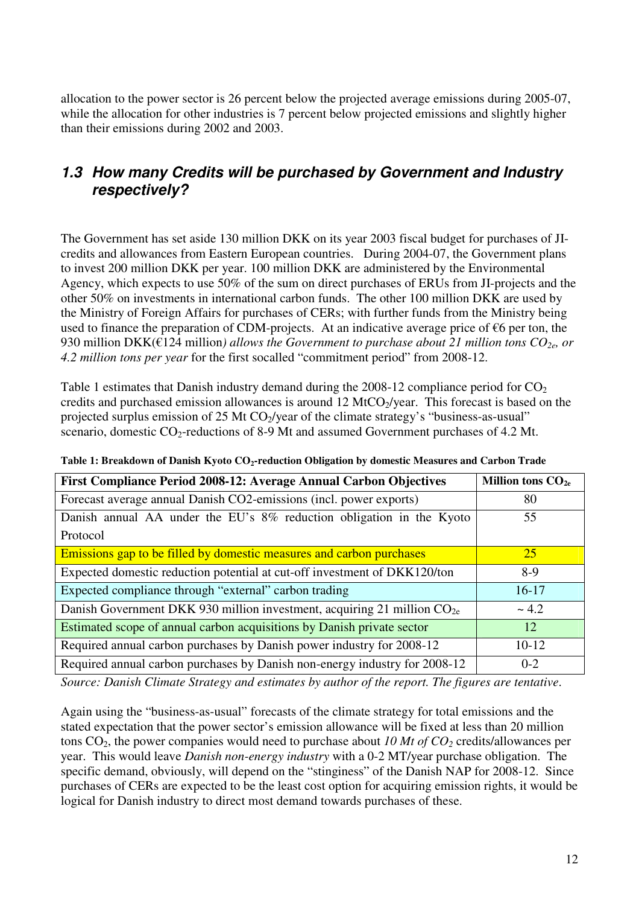allocation to the power sector is 26 percent below the projected average emissions during 2005-07, while the allocation for other industries is 7 percent below projected emissions and slightly higher than their emissions during 2002 and 2003.

## *1.3 How many Credits will be purchased by Government and Industry respectively?*

The Government has set aside 130 million DKK on its year 2003 fiscal budget for purchases of JI-credits and allowances from Eastern European countries. During 2004-07, the Government plans to invest 200 million DKK per year. 100 million DKK are administered by the Environmental Agency, which expects to use 50% of the sum on direct purchases of ERUs from JI-projects and the other 50% on investments in international carbon funds. The other 100 million DKK are used by the Ministry of Foreign Affairs for purchases of CERs; with further funds from the Ministry being used to finance the preparation of CDM-projects. At an indicative average price of €6 per ton, the 930 million DKK(€124 million*) allows the Government to purchase about 21 million tons $CO_{2e}$, or 4.2 million tons per year* for the first socalled "commitment period" from 2008-12.

Table 1 estimates that Danish industry demand during the 2008-12 compliance period for $CO_2$ credits and purchased emission allowances is around 12 $MtCO_2$/year. This forecast is based on the projected surplus emission of 25 Mt $CO_2$/year of the climate strategy's "business-as-usual" scenario, domestic $CO_2$-reductions of 8-9 Mt and assumed Government purchases of 4.2 Mt.

**Table 1: Breakdown of Danish Kyoto $CO_2$-reduction Obligation by domestic Measures and Carbon Trade**

| **First Compliance Period 2008-12: Average Annual Carbon Objectives** | **Million tons $CO_{2e}$** |
|---|---|
| Forecast average annual Danish CO2-emissions (incl. power exports) | 80 |
| Danish annual AA under the EU's 8% reduction obligation in the Kyoto Protocol | 55 |
| Emissions gap to be filled by domestic measures and carbon purchases | 25 |
| Expected domestic reduction potential at cut-off investment of DKK120/ton | 8-9 |
| Expected compliance through "external" carbon trading | 16-17 |
| Danish Government DKK 930 million investment, acquiring 21 million $CO_{2e}$ | ~ 4.2 |
| Estimated scope of annual carbon acquisitions by Danish private sector | 12 |
| Required annual carbon purchases by Danish power industry for 2008-12 | 10-12 |
| Required annual carbon purchases by Danish non-energy industry for 2008-12 | 0-2 |

*Source: Danish Climate Strategy and estimates by author of the report. The figures are tentative.*

Again using the "business-as-usual" forecasts of the climate strategy for total emissions and the stated expectation that the power sector's emission allowance will be fixed at less than 20 million tons $CO_2$, the power companies would need to purchase about *10 Mt of $CO_2$* credits/allowances per year. This would leave *Danish non-energy industry* with a 0-2 MT/year purchase obligation. The specific demand, obviously, will depend on the "stinginess" of the Danish NAP for 2008-12. Since purchases of CERs are expected to be the least cost option for acquiring emission rights, it would be logical for Danish industry to direct most demand towards purchases of these.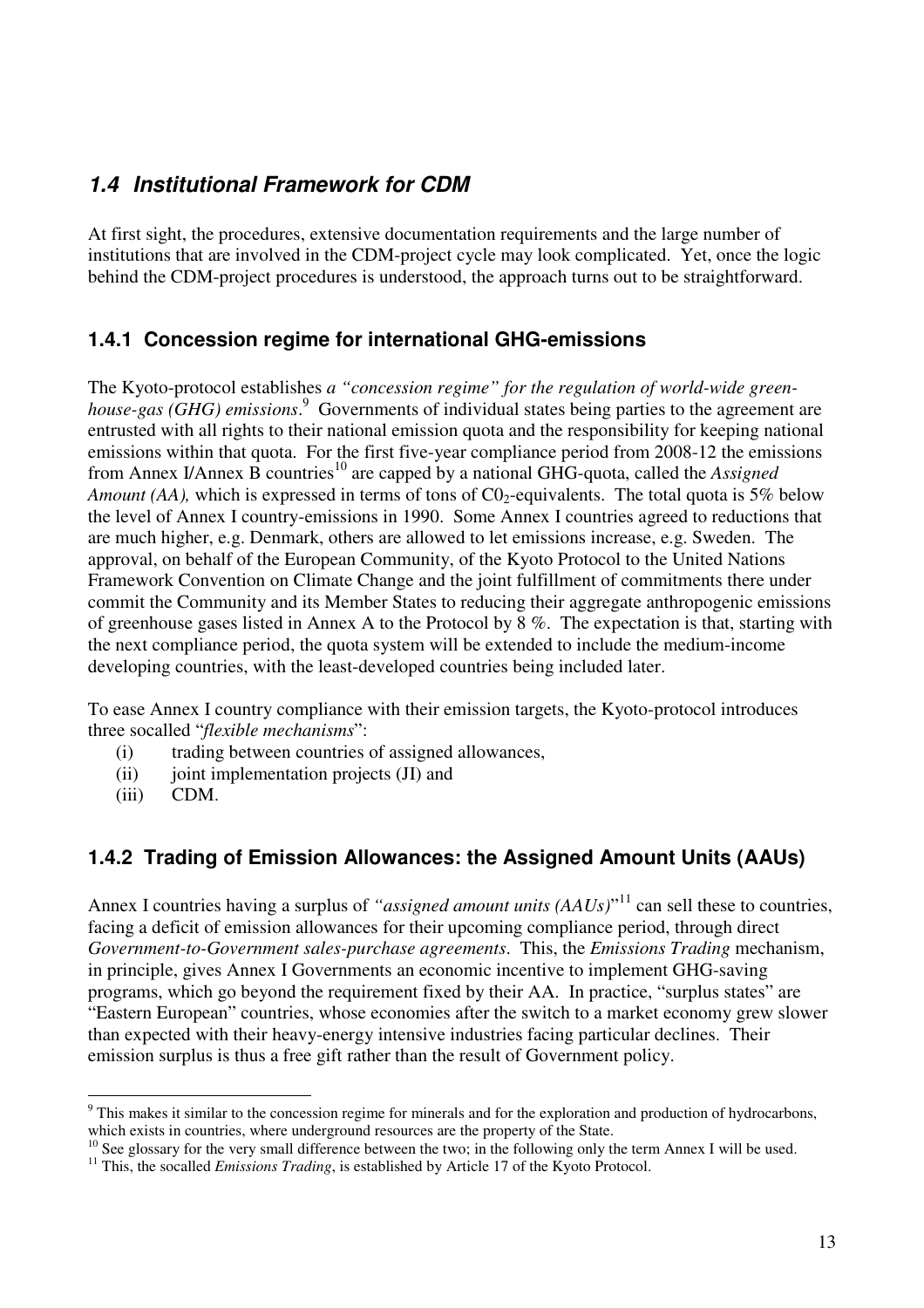## *1.4 Institutional Framework for CDM*

At first sight, the procedures, extensive documentation requirements and the large number of institutions that are involved in the CDM-project cycle may look complicated. Yet, once the logic behind the CDM-project procedures is understood, the approach turns out to be straightforward.

### 1.4.1 Concession regime for international GHG-emissions

The Kyoto-protocol establishes *a "concession regime" for the regulation of world-wide green-house-gas (GHG) emissions*.[9] Governments of individual states being parties to the agreement are entrusted with all rights to their national emission quota and the responsibility for keeping national emissions within that quota. For the first five-year compliance period from 2008-12 the emissions from Annex I/Annex B countries[10] are capped by a national GHG-quota, called the *Assigned Amount (AA),* which is expressed in terms of tons of $C0_2$-equivalents. The total quota is 5% below the level of Annex I country-emissions in 1990. Some Annex I countries agreed to reductions that are much higher, e.g. Denmark, others are allowed to let emissions increase, e.g. Sweden. The approval, on behalf of the European Community, of the Kyoto Protocol to the United Nations Framework Convention on Climate Change and the joint fulfillment of commitments there under commit the Community and its Member States to reducing their aggregate anthropogenic emissions of greenhouse gases listed in Annex A to the Protocol by 8 %. The expectation is that, starting with the next compliance period, the quota system will be extended to include the medium-income developing countries, with the least-developed countries being included later.

To ease Annex I country compliance with their emission targets, the Kyoto-protocol introduces three socalled "*flexible mechanisms*":

(i) trading between countries of assigned allowances,
(ii) joint implementation projects (JI) and
(iii) CDM.

### 1.4.2 Trading of Emission Allowances: the Assigned Amount Units (AAUs)

Annex I countries having a surplus of *"assigned amount units (AAUs)*"[11] can sell these to countries, facing a deficit of emission allowances for their upcoming compliance period, through direct *Government-to-Government sales-purchase agreements*. This, the *Emissions Trading* mechanism, in principle, gives Annex I Governments an economic incentive to implement GHG-saving programs, which go beyond the requirement fixed by their AA. In practice, "surplus states" are "Eastern European" countries, whose economies after the switch to a market economy grew slower than expected with their heavy-energy intensive industries facing particular declines. Their emission surplus is thus a free gift rather than the result of Government policy.

---

[9] This makes it similar to the concession regime for minerals and for the exploration and production of hydrocarbons, which exists in countries, where underground resources are the property of the State.

[10] See glossary for the very small difference between the two; in the following only the term Annex I will be used.

[11] This, the socalled *Emissions Trading*, is established by Article 17 of the Kyoto Protocol.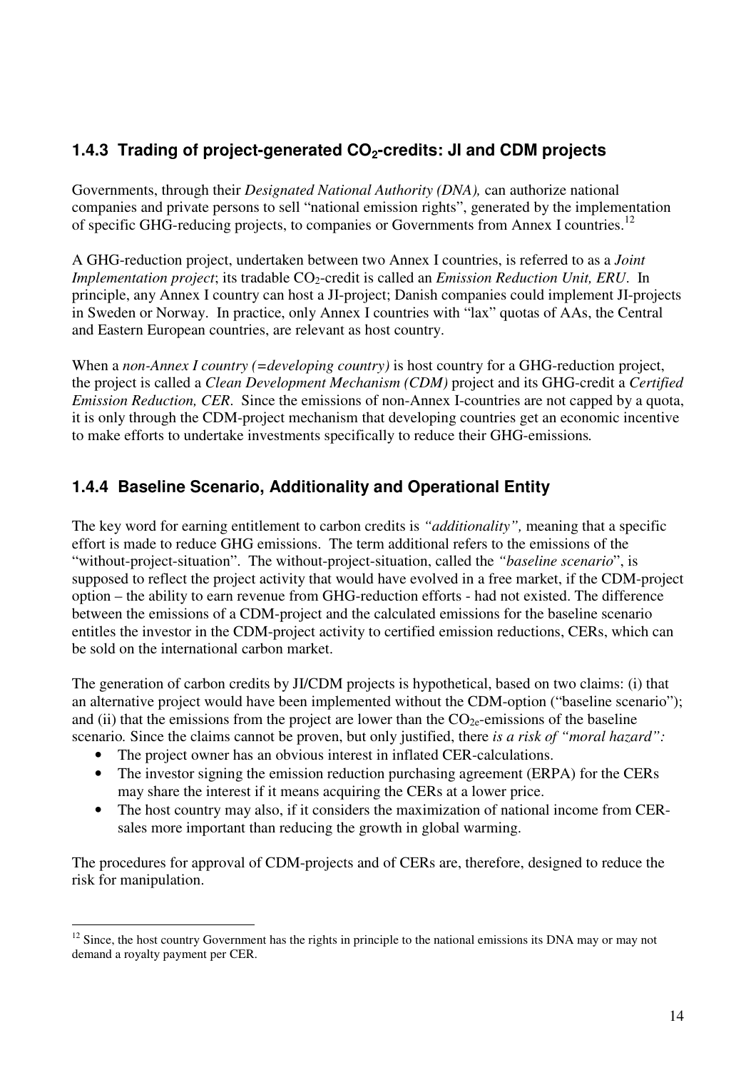### 1.4.3 Trading of project-generated $CO_2$-credits: JI and CDM projects

Governments, through their *Designated National Authority (DNA),* can authorize national companies and private persons to sell "national emission rights", generated by the implementation of specific GHG-reducing projects, to companies or Governments from Annex I countries.[12]

A GHG-reduction project, undertaken between two Annex I countries, is referred to as a *Joint Implementation project*; its tradable $CO_2$-credit is called an *Emission Reduction Unit, ERU*. In principle, any Annex I country can host a JI-project; Danish companies could implement JI-projects in Sweden or Norway. In practice, only Annex I countries with "lax" quotas of AAs, the Central and Eastern European countries, are relevant as host country.

When a *non-Annex I country (=developing country)* is host country for a GHG-reduction project, the project is called a *Clean Development Mechanism (CDM)* project and its GHG-credit a *Certified Emission Reduction, CER*. Since the emissions of non-Annex I-countries are not capped by a quota, it is only through the CDM-project mechanism that developing countries get an economic incentive to make efforts to undertake investments specifically to reduce their GHG-emissions*.*

### 1.4.4 Baseline Scenario, Additionality and Operational Entity

The key word for earning entitlement to carbon credits is *"additionality",* meaning that a specific effort is made to reduce GHG emissions. The term additional refers to the emissions of the "without-project-situation". The without-project-situation, called the *"baseline scenario*", is supposed to reflect the project activity that would have evolved in a free market, if the CDM-project option – the ability to earn revenue from GHG-reduction efforts - had not existed. The difference between the emissions of a CDM-project and the calculated emissions for the baseline scenario entitles the investor in the CDM-project activity to certified emission reductions, CERs, which can be sold on the international carbon market.

The generation of carbon credits by JI/CDM projects is hypothetical, based on two claims: (i) that an alternative project would have been implemented without the CDM-option ("baseline scenario"); and (ii) that the emissions from the project are lower than the $CO_{2e}$-emissions of the baseline scenario*.* Since the claims cannot be proven, but only justified, there *is a risk of "moral hazard":*

- The project owner has an obvious interest in inflated CER-calculations.
- The investor signing the emission reduction purchasing agreement (ERPA) for the CERs may share the interest if it means acquiring the CERs at a lower price.
- The host country may also, if it considers the maximization of national income from CER-sales more important than reducing the growth in global warming.

The procedures for approval of CDM-projects and of CERs are, therefore, designed to reduce the risk for manipulation.

---

[12] Since, the host country Government has the rights in principle to the national emissions its DNA may or may not demand a royalty payment per CER.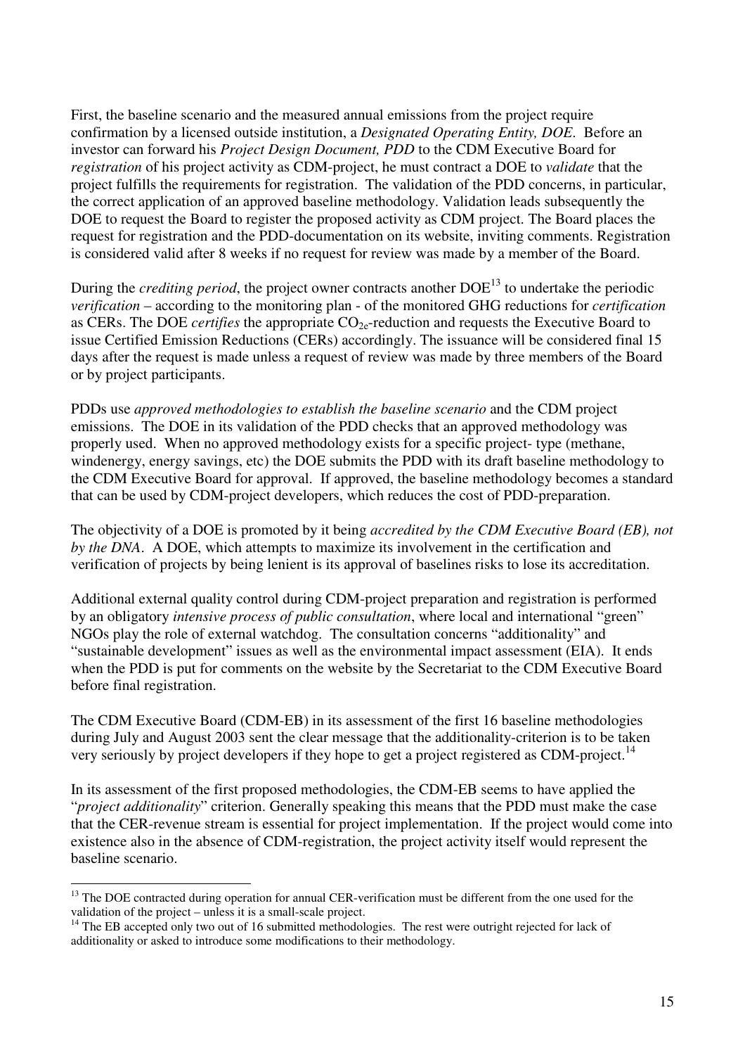First, the baseline scenario and the measured annual emissions from the project require confirmation by a licensed outside institution, a *Designated Operating Entity, DOE*. Before an investor can forward his *Project Design Document, PDD* to the CDM Executive Board for *registration* of his project activity as CDM-project, he must contract a DOE to *validate* that the project fulfills the requirements for registration. The validation of the PDD concerns, in particular, the correct application of an approved baseline methodology. Validation leads subsequently the DOE to request the Board to register the proposed activity as CDM project. The Board places the request for registration and the PDD-documentation on its website, inviting comments. Registration is considered valid after 8 weeks if no request for review was made by a member of the Board.

During the *crediting period*, the project owner contracts another DOE[13] to undertake the periodic *verification* – according to the monitoring plan - of the monitored GHG reductions for *certification* as CERs. The DOE *certifies* the appropriate $CO_{2e}$-reduction and requests the Executive Board to issue Certified Emission Reductions (CERs) accordingly. The issuance will be considered final 15 days after the request is made unless a request of review was made by three members of the Board or by project participants.

PDDs use *approved methodologies to establish the baseline scenario* and the CDM project emissions. The DOE in its validation of the PDD checks that an approved methodology was properly used. When no approved methodology exists for a specific project- type (methane, windenergy, energy savings, etc) the DOE submits the PDD with its draft baseline methodology to the CDM Executive Board for approval. If approved, the baseline methodology becomes a standard that can be used by CDM-project developers, which reduces the cost of PDD-preparation.

The objectivity of a DOE is promoted by it being *accredited by the CDM Executive Board (EB), not by the DNA*. A DOE, which attempts to maximize its involvement in the certification and verification of projects by being lenient is its approval of baselines risks to lose its accreditation.

Additional external quality control during CDM-project preparation and registration is performed by an obligatory *intensive process of public consultation*, where local and international "green" NGOs play the role of external watchdog. The consultation concerns "additionality" and "sustainable development" issues as well as the environmental impact assessment (EIA). It ends when the PDD is put for comments on the website by the Secretariat to the CDM Executive Board before final registration.

The CDM Executive Board (CDM-EB) in its assessment of the first 16 baseline methodologies during July and August 2003 sent the clear message that the additionality-criterion is to be taken very seriously by project developers if they hope to get a project registered as CDM-project.[14]

In its assessment of the first proposed methodologies, the CDM-EB seems to have applied the "*project additionality*" criterion. Generally speaking this means that the PDD must make the case that the CER-revenue stream is essential for project implementation. If the project would come into existence also in the absence of CDM-registration, the project activity itself would represent the baseline scenario.

---

[13] The DOE contracted during operation for annual CER-verification must be different from the one used for the validation of the project – unless it is a small-scale project.

[14] The EB accepted only two out of 16 submitted methodologies. The rest were outright rejected for lack of additionality or asked to introduce some modifications to their methodology.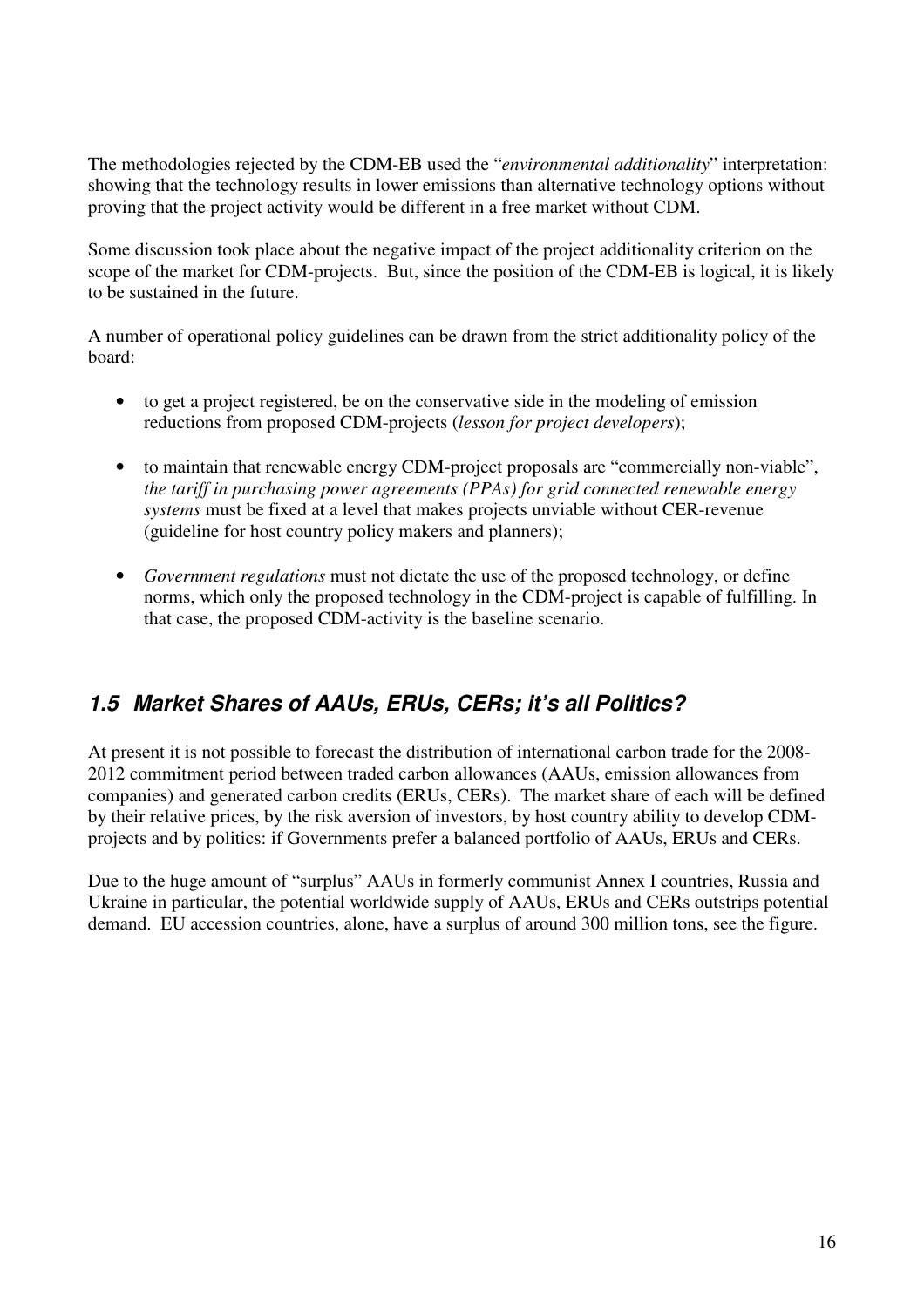The methodologies rejected by the CDM-EB used the "*environmental additionality*" interpretation: showing that the technology results in lower emissions than alternative technology options without proving that the project activity would be different in a free market without CDM.

Some discussion took place about the negative impact of the project additionality criterion on the scope of the market for CDM-projects. But, since the position of the CDM-EB is logical, it is likely to be sustained in the future.

A number of operational policy guidelines can be drawn from the strict additionality policy of the board:

- to get a project registered, be on the conservative side in the modeling of emission reductions from proposed CDM-projects (*lesson for project developers*);
- to maintain that renewable energy CDM-project proposals are "commercially non-viable", *the tariff in purchasing power agreements (PPAs) for grid connected renewable energy systems* must be fixed at a level that makes projects unviable without CER-revenue (guideline for host country policy makers and planners);
- *Government regulations* must not dictate the use of the proposed technology, or define norms, which only the proposed technology in the CDM-project is capable of fulfilling. In that case, the proposed CDM-activity is the baseline scenario.

## *1.5 Market Shares of AAUs, ERUs, CERs; it's all Politics?*

At present it is not possible to forecast the distribution of international carbon trade for the 2008-2012 commitment period between traded carbon allowances (AAUs, emission allowances from companies) and generated carbon credits (ERUs, CERs). The market share of each will be defined by their relative prices, by the risk aversion of investors, by host country ability to develop CDM-projects and by politics: if Governments prefer a balanced portfolio of AAUs, ERUs and CERs.

Due to the huge amount of "surplus" AAUs in formerly communist Annex I countries, Russia and Ukraine in particular, the potential worldwide supply of AAUs, ERUs and CERs outstrips potential demand. EU accession countries, alone, have a surplus of around 300 million tons, see the figure.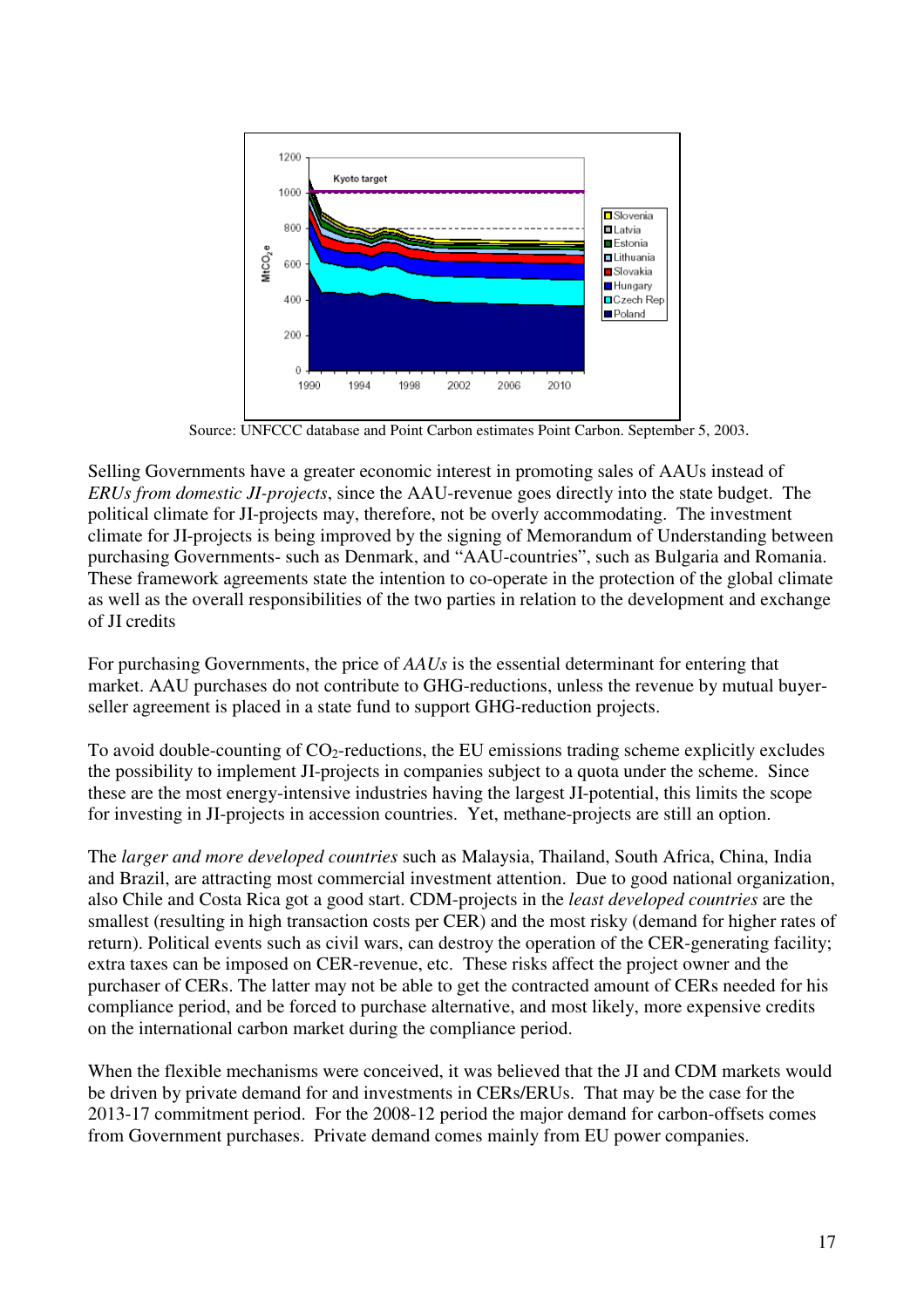Source: UNFCCC database and Point Carbon estimates Point Carbon. September 5, 2003.

Selling Governments have a greater economic interest in promoting sales of AAUs instead of *ERUs from domestic JI-projects*, since the AAU-revenue goes directly into the state budget. The political climate for JI-projects may, therefore, not be overly accommodating. The investment climate for JI-projects is being improved by the signing of Memorandum of Understanding between purchasing Governments- such as Denmark, and "AAU-countries", such as Bulgaria and Romania. These framework agreements state the intention to co-operate in the protection of the global climate as well as the overall responsibilities of the two parties in relation to the development and exchange of JI credits

For purchasing Governments, the price of *AAUs* is the essential determinant for entering that market. AAU purchases do not contribute to GHG-reductions, unless the revenue by mutual buyer-seller agreement is placed in a state fund to support GHG-reduction projects.

To avoid double-counting of $CO_2$-reductions, the EU emissions trading scheme explicitly excludes the possibility to implement JI-projects in companies subject to a quota under the scheme. Since these are the most energy-intensive industries having the largest JI-potential, this limits the scope for investing in JI-projects in accession countries. Yet, methane-projects are still an option.

The *larger and more developed countries* such as Malaysia, Thailand, South Africa, China, India and Brazil, are attracting most commercial investment attention. Due to good national organization, also Chile and Costa Rica got a good start. CDM-projects in the *least developed countries* are the smallest (resulting in high transaction costs per CER) and the most risky (demand for higher rates of return). Political events such as civil wars, can destroy the operation of the CER-generating facility; extra taxes can be imposed on CER-revenue, etc. These risks affect the project owner and the purchaser of CERs. The latter may not be able to get the contracted amount of CERs needed for his compliance period, and be forced to purchase alternative, and most likely, more expensive credits on the international carbon market during the compliance period.

When the flexible mechanisms were conceived, it was believed that the JI and CDM markets would be driven by private demand for and investments in CERs/ERUs. That may be the case for the 2013-17 commitment period. For the 2008-12 period the major demand for carbon-offsets comes from Government purchases. Private demand comes mainly from EU power companies.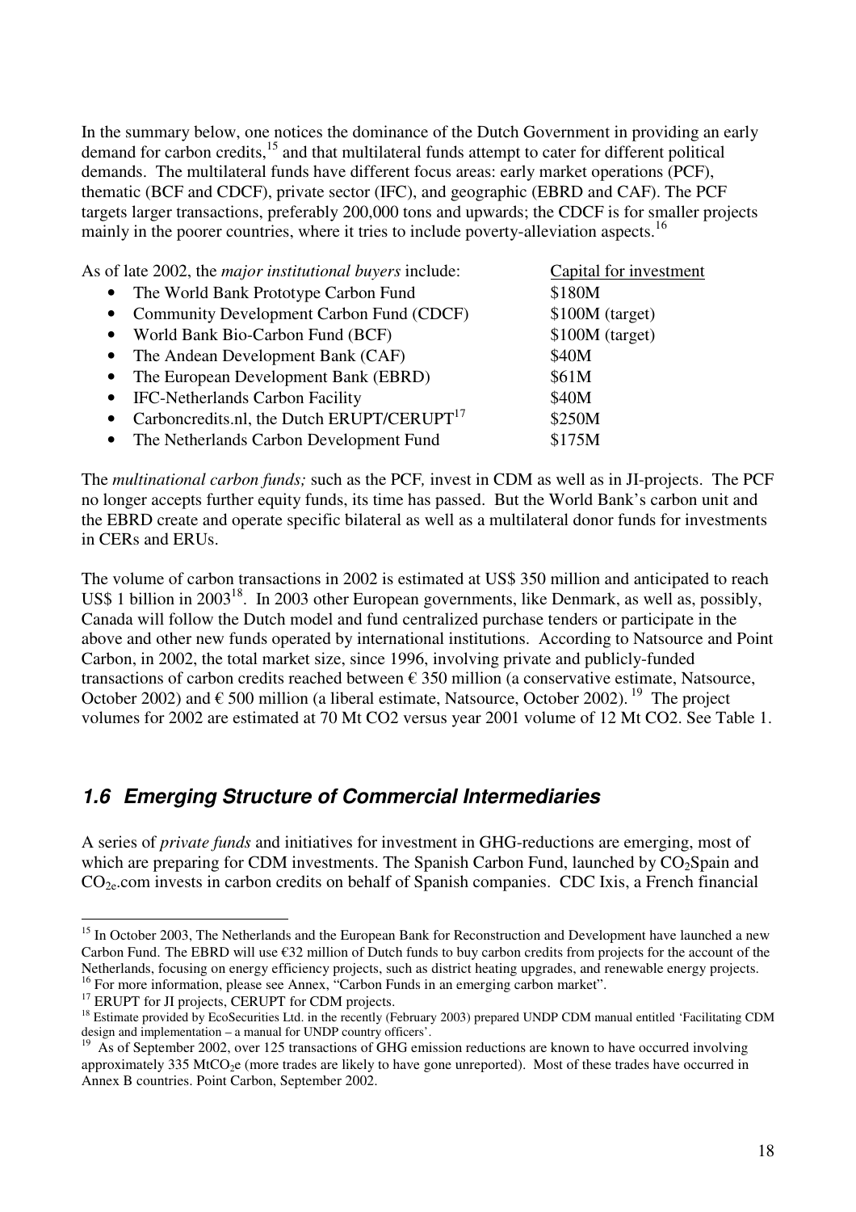In the summary below, one notices the dominance of the Dutch Government in providing an early demand for carbon credits,[15] and that multilateral funds attempt to cater for different political demands. The multilateral funds have different focus areas: early market operations (PCF), thematic (BCF and CDCF), private sector (IFC), and geographic (EBRD and CAF). The PCF targets larger transactions, preferably 200,000 tons and upwards; the CDCF is for smaller projects mainly in the poorer countries, where it tries to include poverty-alleviation aspects.[16]

| As of late 2002, the *major institutional buyers* include: | Capital for investment |
|---|---|
| • The World Bank Prototype Carbon Fund | \$180M |
| • Community Development Carbon Fund (CDCF) | \$100M (target) |
| • World Bank Bio-Carbon Fund (BCF) | \$100M (target) |
| • The Andean Development Bank (CAF) | \$40M |
| • The European Development Bank (EBRD) | \$61M |
| • IFC-Netherlands Carbon Facility | \$40M |
| • Carboncredits.nl, the Dutch ERUPT/CERUPT[17] | \$250M |
| • The Netherlands Carbon Development Fund | \$175M |

The *multinational carbon funds;* such as the PCF*,* invest in CDM as well as in JI-projects. The PCF no longer accepts further equity funds, its time has passed. But the World Bank's carbon unit and the EBRD create and operate specific bilateral as well as a multilateral donor funds for investments in CERs and ERUs.

The volume of carbon transactions in 2002 is estimated at US\$ 350 million and anticipated to reach US\$ 1 billion in 2003[18]. In 2003 other European governments, like Denmark, as well as, possibly, Canada will follow the Dutch model and fund centralized purchase tenders or participate in the above and other new funds operated by international institutions. According to Natsource and Point Carbon, in 2002, the total market size, since 1996, involving private and publicly-funded transactions of carbon credits reached between € 350 million (a conservative estimate, Natsource, October 2002) and € 500 million (a liberal estimate, Natsource, October 2002). [19] The project volumes for 2002 are estimated at 70 Mt CO2 versus year 2001 volume of 12 Mt CO2. See Table 1.

## *1.6 Emerging Structure of Commercial Intermediaries*

A series of *private funds* and initiatives for investment in GHG-reductions are emerging, most of which are preparing for CDM investments. The Spanish Carbon Fund, launched by $CO_2$Spain and $CO_{2e}$.com invests in carbon credits on behalf of Spanish companies. CDC Ixis, a French financial

---

[15] In October 2003, The Netherlands and the European Bank for Reconstruction and Development have launched a new Carbon Fund. The EBRD will use €32 million of Dutch funds to buy carbon credits from projects for the account of the Netherlands, focusing on energy efficiency projects, such as district heating upgrades, and renewable energy projects.

[16] For more information, please see Annex, "Carbon Funds in an emerging carbon market".

[17] ERUPT for JI projects, CERUPT for CDM projects.

[18] Estimate provided by EcoSecurities Ltd. in the recently (February 2003) prepared UNDP CDM manual entitled 'Facilitating CDM design and implementation – a manual for UNDP country officers'.

[19] As of September 2002, over 125 transactions of GHG emission reductions are known to have occurred involving approximately 335 $MtCO_2e$ (more trades are likely to have gone unreported). Most of these trades have occurred in Annex B countries. Point Carbon, September 2002.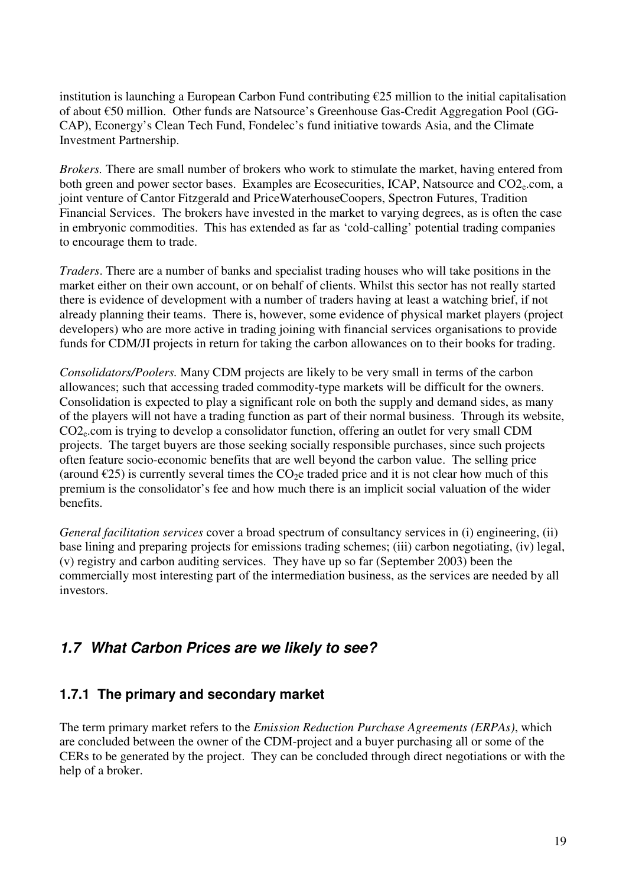institution is launching a European Carbon Fund contributing €25 million to the initial capitalisation of about €50 million. Other funds are Natsource's Greenhouse Gas-Credit Aggregation Pool (GG-CAP), Econergy's Clean Tech Fund, Fondelec's fund initiative towards Asia, and the Climate Investment Partnership.

*Brokers.* There are small number of brokers who work to stimulate the market, having entered from both green and power sector bases. Examples are Ecosecurities, ICAP, Natsource and $CO2_e$.com, a joint venture of Cantor Fitzgerald and PriceWaterhouseCoopers, Spectron Futures, Tradition Financial Services. The brokers have invested in the market to varying degrees, as is often the case in embryonic commodities. This has extended as far as 'cold-calling' potential trading companies to encourage them to trade.

*Traders*. There are a number of banks and specialist trading houses who will take positions in the market either on their own account, or on behalf of clients. Whilst this sector has not really started there is evidence of development with a number of traders having at least a watching brief, if not already planning their teams. There is, however, some evidence of physical market players (project developers) who are more active in trading joining with financial services organisations to provide funds for CDM/JI projects in return for taking the carbon allowances on to their books for trading.

*Consolidators/Poolers.* Many CDM projects are likely to be very small in terms of the carbon allowances; such that accessing traded commodity-type markets will be difficult for the owners. Consolidation is expected to play a significant role on both the supply and demand sides, as many of the players will not have a trading function as part of their normal business. Through its website, $CO2_e$.com is trying to develop a consolidator function, offering an outlet for very small CDM projects. The target buyers are those seeking socially responsible purchases, since such projects often feature socio-economic benefits that are well beyond the carbon value. The selling price (around €25) is currently several times the $CO_2e$ traded price and it is not clear how much of this premium is the consolidator's fee and how much there is an implicit social valuation of the wider benefits.

*General facilitation services* cover a broad spectrum of consultancy services in (i) engineering, (ii) base lining and preparing projects for emissions trading schemes; (iii) carbon negotiating, (iv) legal, (v) registry and carbon auditing services. They have up so far (September 2003) been the commercially most interesting part of the intermediation business, as the services are needed by all investors.

## 1.7 What Carbon Prices are we likely to see?

### 1.7.1 The primary and secondary market

The term primary market refers to the *Emission Reduction Purchase Agreements (ERPAs)*, which are concluded between the owner of the CDM-project and a buyer purchasing all or some of the CERs to be generated by the project. They can be concluded through direct negotiations or with the help of a broker.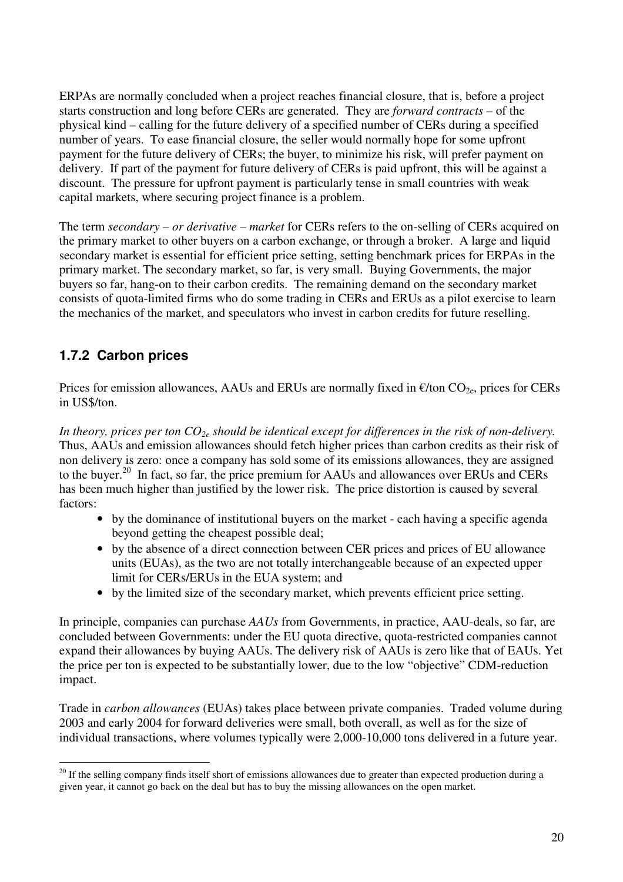ERPAs are normally concluded when a project reaches financial closure, that is, before a project starts construction and long before CERs are generated. They are *forward contracts* – of the physical kind – calling for the future delivery of a specified number of CERs during a specified number of years. To ease financial closure, the seller would normally hope for some upfront payment for the future delivery of CERs; the buyer, to minimize his risk, will prefer payment on delivery. If part of the payment for future delivery of CERs is paid upfront, this will be against a discount. The pressure for upfront payment is particularly tense in small countries with weak capital markets, where securing project finance is a problem.

The term *secondary – or derivative – market* for CERs refers to the on-selling of CERs acquired on the primary market to other buyers on a carbon exchange, or through a broker. A large and liquid secondary market is essential for efficient price setting, setting benchmark prices for ERPAs in the primary market. The secondary market, so far, is very small. Buying Governments, the major buyers so far, hang-on to their carbon credits. The remaining demand on the secondary market consists of quota-limited firms who do some trading in CERs and ERUs as a pilot exercise to learn the mechanics of the market, and speculators who invest in carbon credits for future reselling.

### 1.7.2 Carbon prices

Prices for emission allowances, AAUs and ERUs are normally fixed in €/ton $CO_{2e}$, prices for CERs in US$/ton.

*In theory, prices per ton $CO_{2e}$ should be identical except for differences in the risk of non-delivery.* Thus, AAUs and emission allowances should fetch higher prices than carbon credits as their risk of non delivery is zero: once a company has sold some of its emissions allowances, they are assigned to the buyer.[20] In fact, so far, the price premium for AAUs and allowances over ERUs and CERs has been much higher than justified by the lower risk. The price distortion is caused by several factors:

- by the dominance of institutional buyers on the market - each having a specific agenda beyond getting the cheapest possible deal;
- by the absence of a direct connection between CER prices and prices of EU allowance units (EUAs), as the two are not totally interchangeable because of an expected upper limit for CERs/ERUs in the EUA system; and
- by the limited size of the secondary market, which prevents efficient price setting.

In principle, companies can purchase *AAUs* from Governments, in practice, AAU-deals, so far, are concluded between Governments: under the EU quota directive, quota-restricted companies cannot expand their allowances by buying AAUs. The delivery risk of AAUs is zero like that of EAUs. Yet the price per ton is expected to be substantially lower, due to the low "objective" CDM-reduction impact.

Trade in *carbon allowances* (EUAs) takes place between private companies. Traded volume during 2003 and early 2004 for forward deliveries were small, both overall, as well as for the size of individual transactions, where volumes typically were 2,000-10,000 tons delivered in a future year.

[20] If the selling company finds itself short of emissions allowances due to greater than expected production during a given year, it cannot go back on the deal but has to buy the missing allowances on the open market.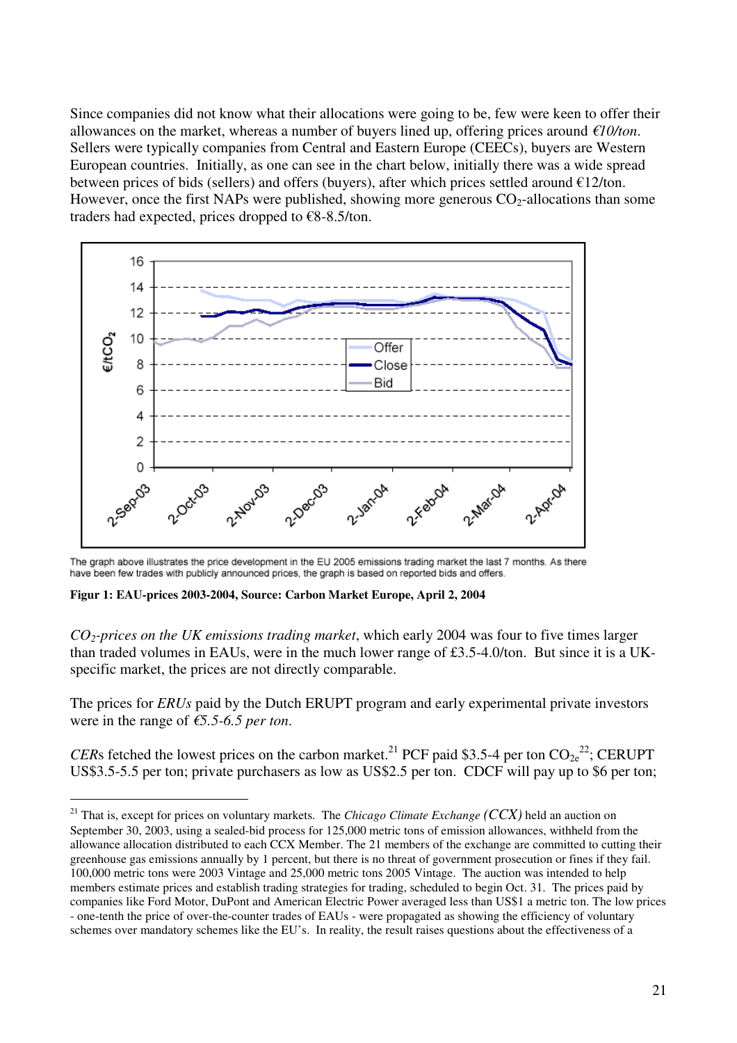Since companies did not know what their allocations were going to be, few were keen to offer their allowances on the market, whereas a number of buyers lined up, offering prices around *€10/ton*. Sellers were typically companies from Central and Eastern Europe (CEECs), buyers are Western European countries. Initially, as one can see in the chart below, initially there was a wide spread between prices of bids (sellers) and offers (buyers), after which prices settled around €12/ton. However, once the first NAPs were published, showing more generous $CO_2$-allocations than some traders had expected, prices dropped to €8-8.5/ton.

The graph above illustrates the price development in the EU 2005 emissions trading market the last 7 months. As there have been few trades with publicly announced prices, the graph is based on reported bids and offers.

**Figur 1: EAU-prices 2003-2004, Source: Carbon Market Europe, April 2, 2004**

*$CO_2$-prices on the UK emissions trading market*, which early 2004 was four to five times larger than traded volumes in EAUs, were in the much lower range of £3.5-4.0/ton. But since it is a UK-specific market, the prices are not directly comparable.

The prices for *ERUs* paid by the Dutch ERUPT program and early experimental private investors were in the range of *€5.5-6.5 per ton*.

*CER*s fetched the lowest prices on the carbon market.[21] PCF paid \$3.5-4 per ton $CO_{2e}$[22]; CERUPT US\$3.5-5.5 per ton; private purchasers as low as US\$2.5 per ton. CDCF will pay up to \$6 per ton;

---

[21] That is, except for prices on voluntary markets. The *Chicago Climate Exchange (CCX)* held an auction on September 30, 2003, using a sealed-bid process for 125,000 metric tons of emission allowances, withheld from the allowance allocation distributed to each CCX Member. The 21 members of the exchange are committed to cutting their greenhouse gas emissions annually by 1 percent, but there is no threat of government prosecution or fines if they fail. 100,000 metric tons were 2003 Vintage and 25,000 metric tons 2005 Vintage. The auction was intended to help members estimate prices and establish trading strategies for trading, scheduled to begin Oct. 31. The prices paid by companies like Ford Motor, DuPont and American Electric Power averaged less than US\$1 a metric ton. The low prices - one-tenth the price of over-the-counter trades of EAUs - were propagated as showing the efficiency of voluntary schemes over mandatory schemes like the EU's. In reality, the result raises questions about the effectiveness of a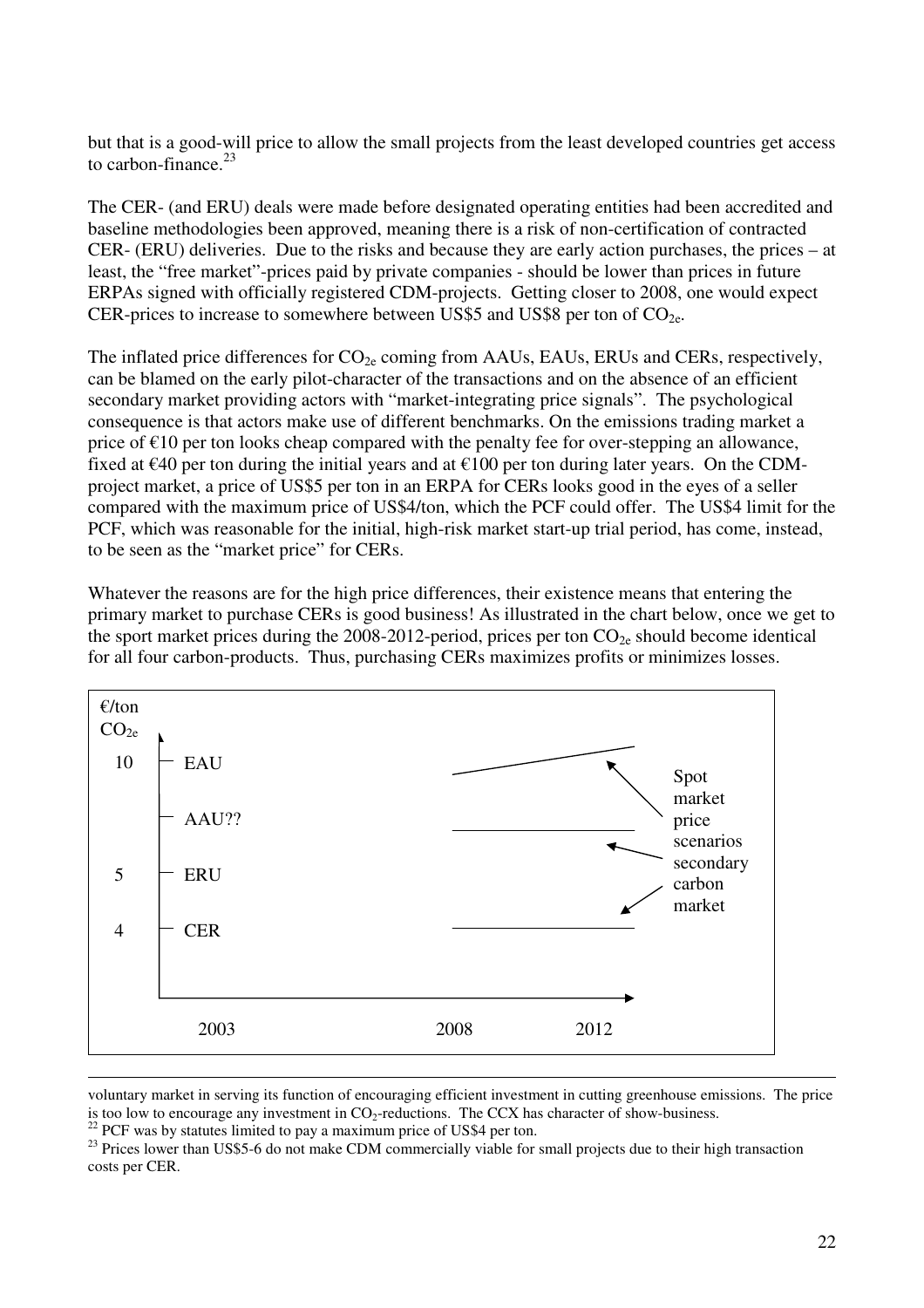but that is a good-will price to allow the small projects from the least developed countries get access to carbon-finance.[23]

The CER- (and ERU) deals were made before designated operating entities had been accredited and baseline methodologies been approved, meaning there is a risk of non-certification of contracted CER- (ERU) deliveries. Due to the risks and because they are early action purchases, the prices – at least, the "free market"-prices paid by private companies - should be lower than prices in future ERPAs signed with officially registered CDM-projects. Getting closer to 2008, one would expect CER-prices to increase to somewhere between US$5 and US$8 per ton of $CO_{2e}$.

The inflated price differences for $CO_{2e}$ coming from AAUs, EAUs, ERUs and CERs, respectively, can be blamed on the early pilot-character of the transactions and on the absence of an efficient secondary market providing actors with "market-integrating price signals". The psychological consequence is that actors make use of different benchmarks. On the emissions trading market a price of €10 per ton looks cheap compared with the penalty fee for over-stepping an allowance, fixed at €40 per ton during the initial years and at €100 per ton during later years. On the CDM-project market, a price of US$5 per ton in an ERPA for CERs looks good in the eyes of a seller compared with the maximum price of US$4/ton, which the PCF could offer. The US$4 limit for the PCF, which was reasonable for the initial, high-risk market start-up trial period, has come, instead, to be seen as the "market price" for CERs.

Whatever the reasons are for the high price differences, their existence means that entering the primary market to purchase CERs is good business! As illustrated in the chart below, once we get to the sport market prices during the 2008-2012-period, prices per ton $CO_{2e}$ should become identical for all four carbon-products. Thus, purchasing CERs maximizes profits or minimizes losses.

€/ton $CO_{2e}$

| | | | |
|---|---|---|---|
| 10 | EAU | | Spot market price scenarios secondary carbon market |
| | AAU?? | | |
| 5 | ERU | | |
| 4 | CER | | |
| | 2003 | 2008 | 2012 |

---

voluntary market in serving its function of encouraging efficient investment in cutting greenhouse emissions. The price is too low to encourage any investment in $CO_2$-reductions. The CCX has character of show-business.

[22] PCF was by statutes limited to pay a maximum price of US$4 per ton.

[23] Prices lower than US$5-6 do not make CDM commercially viable for small projects due to their high transaction costs per CER.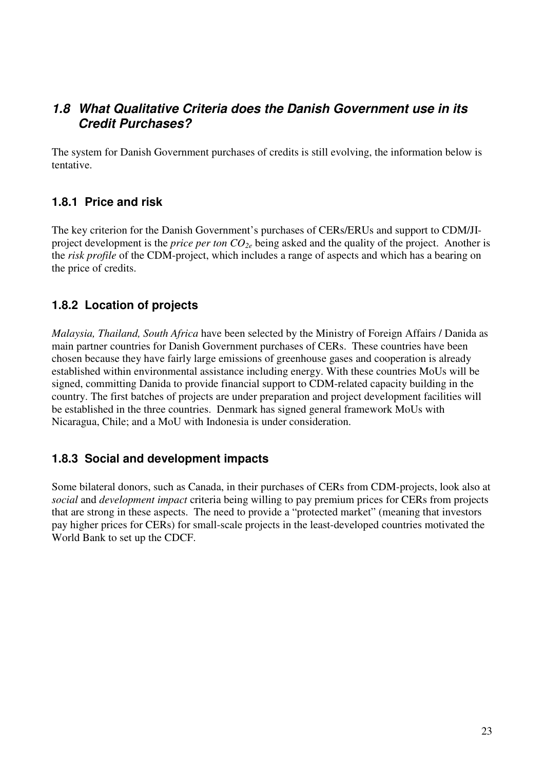## *1.8 What Qualitative Criteria does the Danish Government use in its Credit Purchases?*

The system for Danish Government purchases of credits is still evolving, the information below is tentative.

### 1.8.1 Price and risk

The key criterion for the Danish Government's purchases of CERs/ERUs and support to CDM/JI-project development is the *price per ton $CO_{2e}$* being asked and the quality of the project. Another is the *risk profile* of the CDM-project, which includes a range of aspects and which has a bearing on the price of credits.

### 1.8.2 Location of projects

*Malaysia, Thailand, South Africa* have been selected by the Ministry of Foreign Affairs / Danida as main partner countries for Danish Government purchases of CERs. These countries have been chosen because they have fairly large emissions of greenhouse gases and cooperation is already established within environmental assistance including energy. With these countries MoUs will be signed, committing Danida to provide financial support to CDM-related capacity building in the country. The first batches of projects are under preparation and project development facilities will be established in the three countries. Denmark has signed general framework MoUs with Nicaragua, Chile; and a MoU with Indonesia is under consideration.

### 1.8.3 Social and development impacts

Some bilateral donors, such as Canada, in their purchases of CERs from CDM-projects, look also at *social* and *development impact* criteria being willing to pay premium prices for CERs from projects that are strong in these aspects. The need to provide a "protected market" (meaning that investors pay higher prices for CERs) for small-scale projects in the least-developed countries motivated the World Bank to set up the CDCF.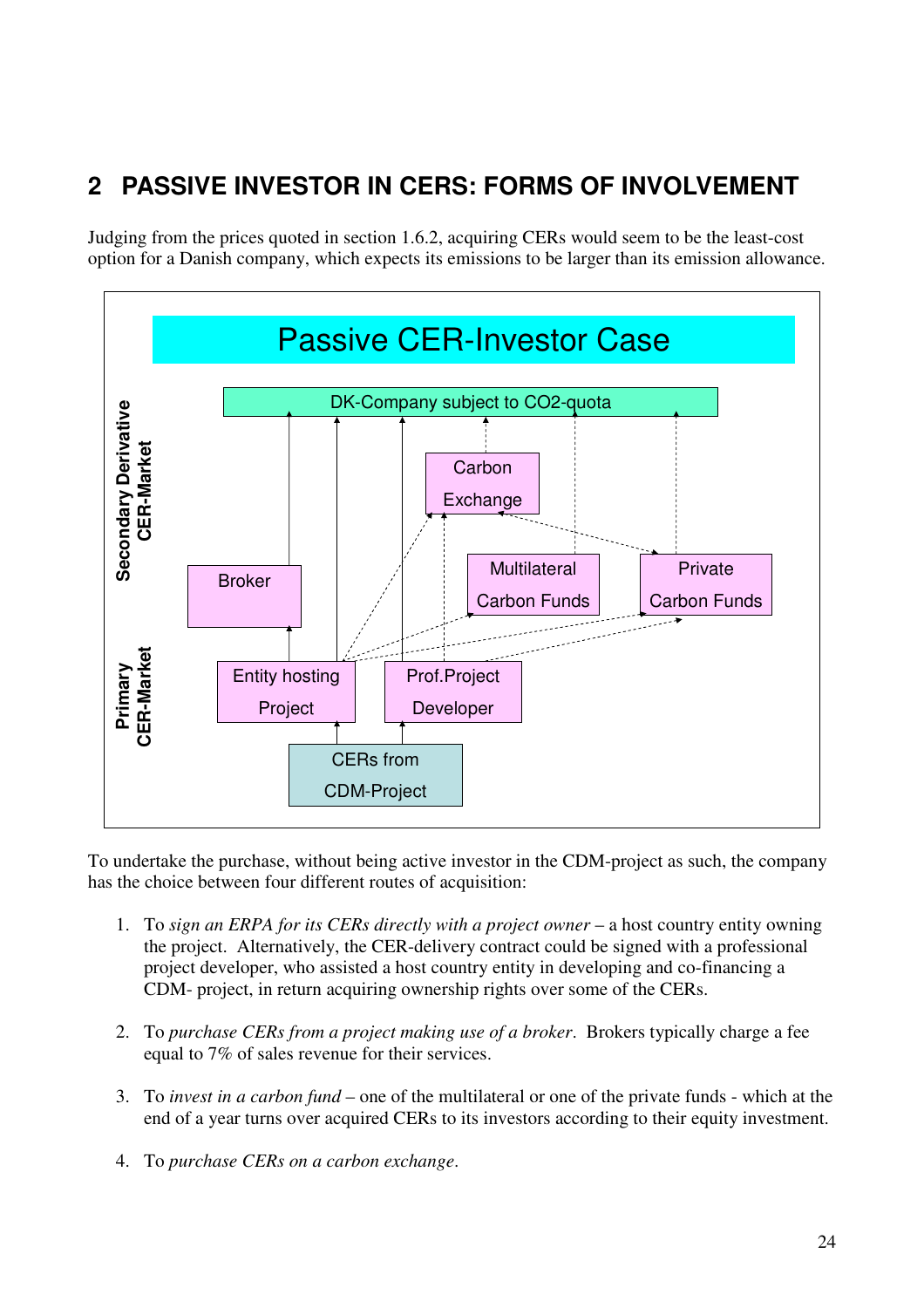## 2 PASSIVE INVESTOR IN CERS: FORMS OF INVOLVEMENT

Judging from the prices quoted in section 1.6.2, acquiring CERs would seem to be the least-cost option for a Danish company, which expects its emissions to be larger than its emission allowance.

**Passive CER-Investor Case**

Secondary Derivative CER-Market

DK-Company subject to CO2-quota

Carbon Exchange

Broker

Multilateral Carbon Funds

Private Carbon Funds

Primary CER-Market

Entity hosting Project

Prof.Project Developer

CERs from CDM-Project

To undertake the purchase, without being active investor in the CDM-project as such, the company has the choice between four different routes of acquisition:

1. To *sign an ERPA for its CERs directly with a project owner* – a host country entity owning the project. Alternatively, the CER-delivery contract could be signed with a professional project developer, who assisted a host country entity in developing and co-financing a CDM- project, in return acquiring ownership rights over some of the CERs.

2. To *purchase CERs from a project making use of a broker*. Brokers typically charge a fee equal to 7% of sales revenue for their services.

3. To *invest in a carbon fund* – one of the multilateral or one of the private funds - which at the end of a year turns over acquired CERs to its investors according to their equity investment.

4. To *purchase CERs on a carbon exchange*.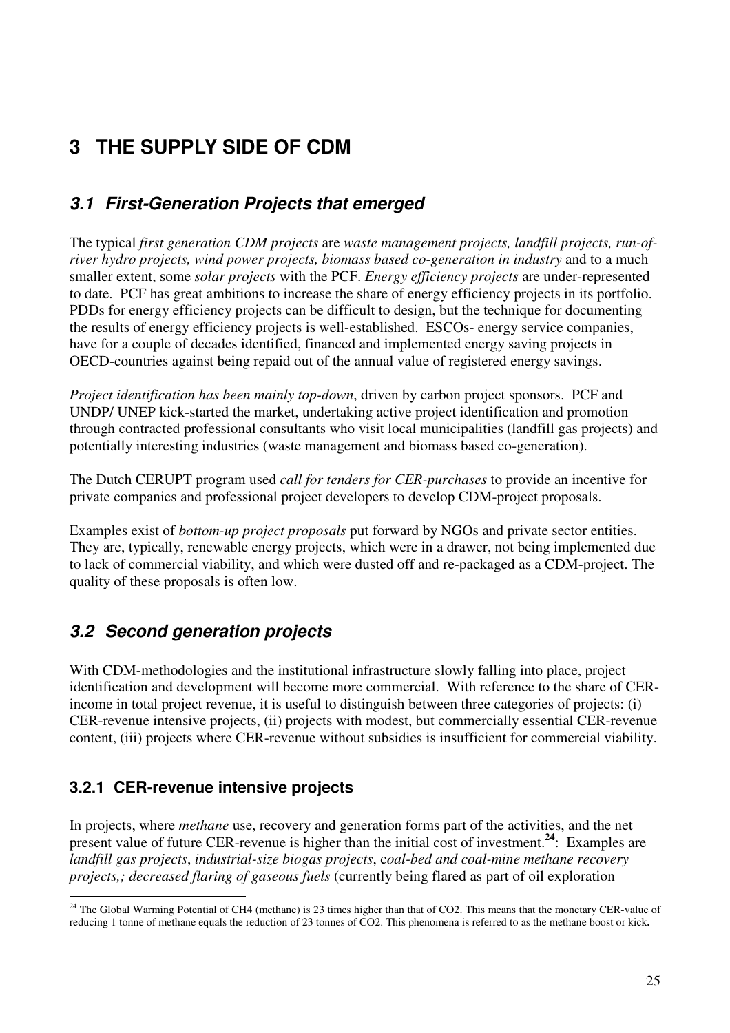# 3 THE SUPPLY SIDE OF CDM

## *3.1 First-Generation Projects that emerged*

The typical *first generation CDM projects* are *waste management projects, landfill projects, run-of-river hydro projects, wind power projects, biomass based co-generation in industry* and to a much smaller extent, some *solar projects* with the PCF. *Energy efficiency projects* are under-represented to date. PCF has great ambitions to increase the share of energy efficiency projects in its portfolio. PDDs for energy efficiency projects can be difficult to design, but the technique for documenting the results of energy efficiency projects is well-established. ESCOs- energy service companies, have for a couple of decades identified, financed and implemented energy saving projects in OECD-countries against being repaid out of the annual value of registered energy savings.

*Project identification has been mainly top-down*, driven by carbon project sponsors. PCF and UNDP/ UNEP kick-started the market, undertaking active project identification and promotion through contracted professional consultants who visit local municipalities (landfill gas projects) and potentially interesting industries (waste management and biomass based co-generation).

The Dutch CERUPT program used *call for tenders for CER-purchases* to provide an incentive for private companies and professional project developers to develop CDM-project proposals.

Examples exist of *bottom-up project proposals* put forward by NGOs and private sector entities. They are, typically, renewable energy projects, which were in a drawer, not being implemented due to lack of commercial viability, and which were dusted off and re-packaged as a CDM-project. The quality of these proposals is often low.

## *3.2 Second generation projects*

With CDM-methodologies and the institutional infrastructure slowly falling into place, project identification and development will become more commercial. With reference to the share of CER-income in total project revenue, it is useful to distinguish between three categories of projects: (i) CER-revenue intensive projects, (ii) projects with modest, but commercially essential CER-revenue content, (iii) projects where CER-revenue without subsidies is insufficient for commercial viability.

### 3.2.1 CER-revenue intensive projects

In projects, where *methane* use, recovery and generation forms part of the activities, and the net present value of future CER-revenue is higher than the initial cost of investment.[24]: Examples are *landfill gas projects*, *industrial-size biogas projects*, *coal-bed and coal-mine methane recovery projects,; decreased flaring of gaseous fuels* (currently being flared as part of oil exploration

[24] The Global Warming Potential of $CH_4$ (methane) is 23 times higher than that of $CO_2$. This means that the monetary CER-value of reducing 1 tonne of methane equals the reduction of 23 tonnes of $CO_2$. This phenomena is referred to as the methane boost or kick**.**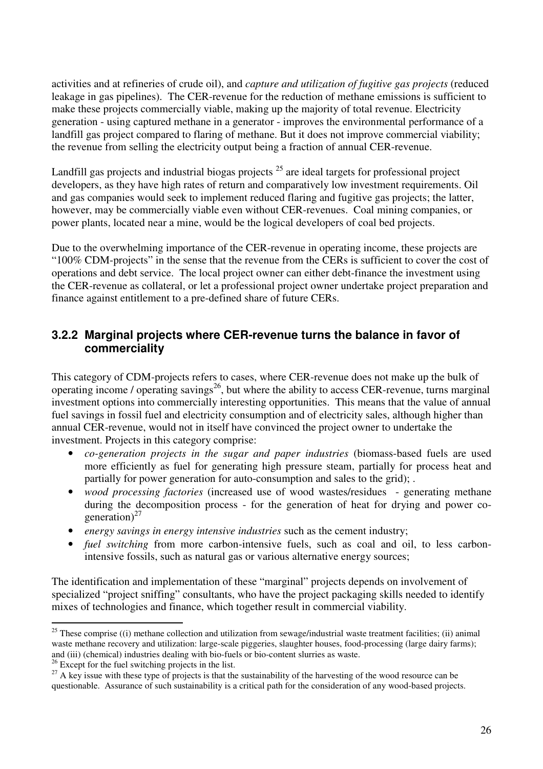activities and at refineries of crude oil), and *capture and utilization of fugitive gas projects* (reduced leakage in gas pipelines). The CER-revenue for the reduction of methane emissions is sufficient to make these projects commercially viable, making up the majority of total revenue. Electricity generation - using captured methane in a generator - improves the environmental performance of a landfill gas project compared to flaring of methane. But it does not improve commercial viability; the revenue from selling the electricity output being a fraction of annual CER-revenue.

Landfill gas projects and industrial biogas projects [25] are ideal targets for professional project developers, as they have high rates of return and comparatively low investment requirements. Oil and gas companies would seek to implement reduced flaring and fugitive gas projects; the latter, however, may be commercially viable even without CER-revenues. Coal mining companies, or power plants, located near a mine, would be the logical developers of coal bed projects.

Due to the overwhelming importance of the CER-revenue in operating income, these projects are "100% CDM-projects" in the sense that the revenue from the CERs is sufficient to cover the cost of operations and debt service. The local project owner can either debt-finance the investment using the CER-revenue as collateral, or let a professional project owner undertake project preparation and finance against entitlement to a pre-defined share of future CERs.

### 3.2.2 Marginal projects where CER-revenue turns the balance in favor of commerciality

This category of CDM-projects refers to cases, where CER-revenue does not make up the bulk of operating income / operating savings[26], but where the ability to access CER-revenue, turns marginal investment options into commercially interesting opportunities. This means that the value of annual fuel savings in fossil fuel and electricity consumption and of electricity sales, although higher than annual CER-revenue, would not in itself have convinced the project owner to undertake the investment. Projects in this category comprise:

- *co-generation projects in the sugar and paper industries* (biomass-based fuels are used more efficiently as fuel for generating high pressure steam, partially for process heat and partially for power generation for auto-consumption and sales to the grid); .
- *wood processing factories* (increased use of wood wastes/residues - generating methane during the decomposition process - for the generation of heat for drying and power co-generation)[27]
- *energy savings in energy intensive industries* such as the cement industry;
- *fuel switching* from more carbon-intensive fuels, such as coal and oil, to less carbon-intensive fossils, such as natural gas or various alternative energy sources;

The identification and implementation of these "marginal" projects depends on involvement of specialized "project sniffing" consultants, who have the project packaging skills needed to identify mixes of technologies and finance, which together result in commercial viability.

---

[25] These comprise ((i) methane collection and utilization from sewage/industrial waste treatment facilities; (ii) animal waste methane recovery and utilization: large-scale piggeries, slaughter houses, food-processing (large dairy farms); and (iii) (chemical) industries dealing with bio-fuels or bio-content slurries as waste.

[26] Except for the fuel switching projects in the list.

[27] A key issue with these type of projects is that the sustainability of the harvesting of the wood resource can be questionable. Assurance of such sustainability is a critical path for the consideration of any wood-based projects.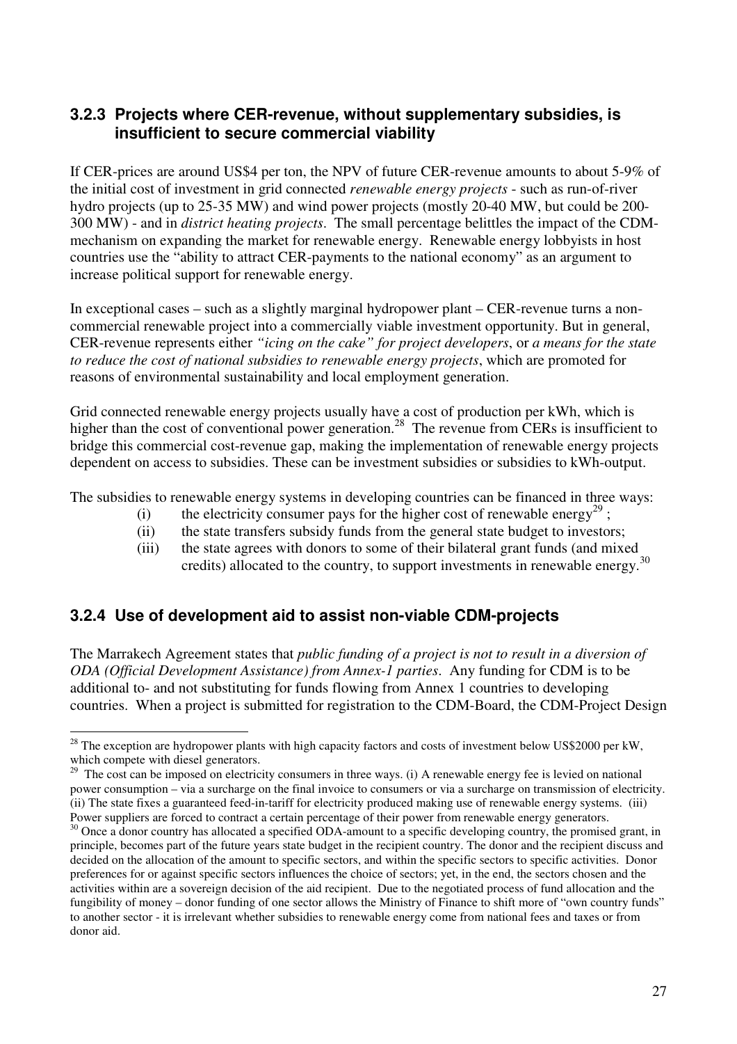### 3.2.3 Projects where CER-revenue, without supplementary subsidies, is insufficient to secure commercial viability

If CER-prices are around US$4 per ton, the NPV of future CER-revenue amounts to about 5-9% of the initial cost of investment in grid connected *renewable energy projects* - such as run-of-river hydro projects (up to 25-35 MW) and wind power projects (mostly 20-40 MW, but could be 200-300 MW) - and in *district heating projects*. The small percentage belittles the impact of the CDM-mechanism on expanding the market for renewable energy. Renewable energy lobbyists in host countries use the "ability to attract CER-payments to the national economy" as an argument to increase political support for renewable energy.

In exceptional cases – such as a slightly marginal hydropower plant – CER-revenue turns a non-commercial renewable project into a commercially viable investment opportunity. But in general, CER-revenue represents either *"icing on the cake" for project developers*, or *a means for the state to reduce the cost of national subsidies to renewable energy projects*, which are promoted for reasons of environmental sustainability and local employment generation.

Grid connected renewable energy projects usually have a cost of production per kWh, which is higher than the cost of conventional power generation.[28] The revenue from CERs is insufficient to bridge this commercial cost-revenue gap, making the implementation of renewable energy projects dependent on access to subsidies. These can be investment subsidies or subsidies to kWh-output.

The subsidies to renewable energy systems in developing countries can be financed in three ways:

(i) the electricity consumer pays for the higher cost of renewable energy[29] ;
(ii) the state transfers subsidy funds from the general state budget to investors;
(iii) the state agrees with donors to some of their bilateral grant funds (and mixed credits) allocated to the country, to support investments in renewable energy.[30]

### 3.2.4 Use of development aid to assist non-viable CDM-projects

The Marrakech Agreement states that *public funding of a project is not to result in a diversion of ODA (Official Development Assistance) from Annex-1 parties*. Any funding for CDM is to be additional to- and not substituting for funds flowing from Annex 1 countries to developing countries. When a project is submitted for registration to the CDM-Board, the CDM-Project Design

---

[28] The exception are hydropower plants with high capacity factors and costs of investment below US$2000 per kW, which compete with diesel generators.

[29] The cost can be imposed on electricity consumers in three ways. (i) A renewable energy fee is levied on national power consumption – via a surcharge on the final invoice to consumers or via a surcharge on transmission of electricity. (ii) The state fixes a guaranteed feed-in-tariff for electricity produced making use of renewable energy systems. (iii) Power suppliers are forced to contract a certain percentage of their power from renewable energy generators.

[30] Once a donor country has allocated a specified ODA-amount to a specific developing country, the promised grant, in principle, becomes part of the future years state budget in the recipient country. The donor and the recipient discuss and decided on the allocation of the amount to specific sectors, and within the specific sectors to specific activities. Donor preferences for or against specific sectors influences the choice of sectors; yet, in the end, the sectors chosen and the activities within are a sovereign decision of the aid recipient. Due to the negotiated process of fund allocation and the fungibility of money – donor funding of one sector allows the Ministry of Finance to shift more of "own country funds" to another sector - it is irrelevant whether subsidies to renewable energy come from national fees and taxes or from donor aid.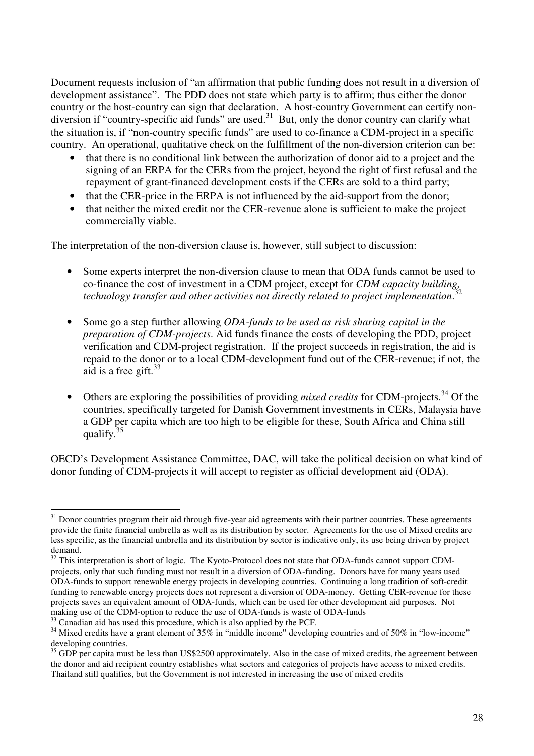Document requests inclusion of "an affirmation that public funding does not result in a diversion of development assistance". The PDD does not state which party is to affirm; thus either the donor country or the host-country can sign that declaration. A host-country Government can certify non-diversion if "country-specific aid funds" are used.[31] But, only the donor country can clarify what the situation is, if "non-country specific funds" are used to co-finance a CDM-project in a specific country. An operational, qualitative check on the fulfillment of the non-diversion criterion can be:

- that there is no conditional link between the authorization of donor aid to a project and the signing of an ERPA for the CERs from the project, beyond the right of first refusal and the repayment of grant-financed development costs if the CERs are sold to a third party;
- that the CER-price in the ERPA is not influenced by the aid-support from the donor;
- that neither the mixed credit nor the CER-revenue alone is sufficient to make the project commercially viable.

The interpretation of the non-diversion clause is, however, still subject to discussion:

- Some experts interpret the non-diversion clause to mean that ODA funds cannot be used to co-finance the cost of investment in a CDM project, except for *CDM capacity building, technology transfer and other activities not directly related to project implementation*.[32]

- Some go a step further allowing *ODA-funds to be used as risk sharing capital in the preparation of CDM-projects*. Aid funds finance the costs of developing the PDD, project verification and CDM-project registration. If the project succeeds in registration, the aid is repaid to the donor or to a local CDM-development fund out of the CER-revenue; if not, the aid is a free gift.[33]

- Others are exploring the possibilities of providing *mixed credits* for CDM-projects.[34] Of the countries, specifically targeted for Danish Government investments in CERs, Malaysia have a GDP per capita which are too high to be eligible for these, South Africa and China still qualify.[35]

OECD's Development Assistance Committee, DAC, will take the political decision on what kind of donor funding of CDM-projects it will accept to register as official development aid (ODA).

---

[31] Donor countries program their aid through five-year aid agreements with their partner countries. These agreements provide the finite financial umbrella as well as its distribution by sector. Agreements for the use of Mixed credits are less specific, as the financial umbrella and its distribution by sector is indicative only, its use being driven by project demand.

[32] This interpretation is short of logic. The Kyoto-Protocol does not state that ODA-funds cannot support CDM-projects, only that such funding must not result in a diversion of ODA-funding. Donors have for many years used ODA-funds to support renewable energy projects in developing countries. Continuing a long tradition of soft-credit funding to renewable energy projects does not represent a diversion of ODA-money. Getting CER-revenue for these projects saves an equivalent amount of ODA-funds, which can be used for other development aid purposes. Not making use of the CDM-option to reduce the use of ODA-funds is waste of ODA-funds

[33] Canadian aid has used this procedure, which is also applied by the PCF.

[34] Mixed credits have a grant element of 35% in "middle income" developing countries and of 50% in "low-income" developing countries.

[35] GDP per capita must be less than US$2500 approximately. Also in the case of mixed credits, the agreement between the donor and aid recipient country establishes what sectors and categories of projects have access to mixed credits. Thailand still qualifies, but the Government is not interested in increasing the use of mixed credits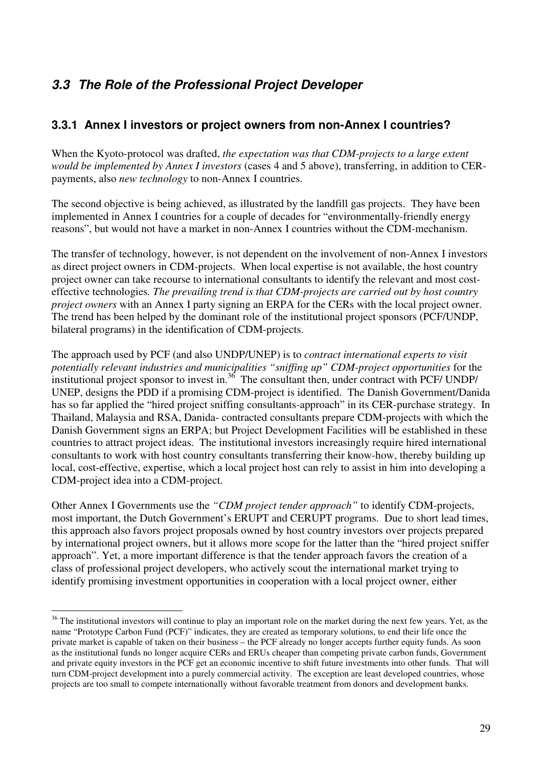## *3.3 The Role of the Professional Project Developer*

### 3.3.1 Annex I investors or project owners from non-Annex I countries?

When the Kyoto-protocol was drafted, *the expectation was that CDM-projects to a large extent would be implemented by Annex I investors* (cases 4 and 5 above), transferring, in addition to CER-payments, also *new technology* to non-Annex I countries.

The second objective is being achieved, as illustrated by the landfill gas projects. They have been implemented in Annex I countries for a couple of decades for "environmentally-friendly energy reasons", but would not have a market in non-Annex I countries without the CDM-mechanism.

The transfer of technology, however, is not dependent on the involvement of non-Annex I investors as direct project owners in CDM-projects. When local expertise is not available, the host country project owner can take recourse to international consultants to identify the relevant and most cost-effective technologies. *The prevailing trend is that CDM-projects are carried out by host country project owners* with an Annex I party signing an ERPA for the CERs with the local project owner. The trend has been helped by the dominant role of the institutional project sponsors (PCF/UNDP, bilateral programs) in the identification of CDM-projects.

The approach used by PCF (and also UNDP/UNEP) is to *contract international experts to visit potentially relevant industries and municipalities "sniffing up" CDM-project opportunities* for the institutional project sponsor to invest in.[36] The consultant then, under contract with PCF/ UNDP/ UNEP, designs the PDD if a promising CDM-project is identified. The Danish Government/Danida has so far applied the "hired project sniffing consultants-approach" in its CER-purchase strategy. In Thailand, Malaysia and RSA, Danida- contracted consultants prepare CDM-projects with which the Danish Government signs an ERPA; but Project Development Facilities will be established in these countries to attract project ideas. The institutional investors increasingly require hired international consultants to work with host country consultants transferring their know-how, thereby building up local, cost-effective, expertise, which a local project host can rely to assist in him into developing a CDM-project idea into a CDM-project.

Other Annex I Governments use the *"CDM project tender approach"* to identify CDM-projects, most important, the Dutch Government's ERUPT and CERUPT programs. Due to short lead times, this approach also favors project proposals owned by host country investors over projects prepared by international project owners, but it allows more scope for the latter than the "hired project sniffer approach". Yet, a more important difference is that the tender approach favors the creation of a class of professional project developers, who actively scout the international market trying to identify promising investment opportunities in cooperation with a local project owner, either

---

[36] The institutional investors will continue to play an important role on the market during the next few years. Yet, as the name "Prototype Carbon Fund (PCF)" indicates, they are created as temporary solutions, to end their life once the private market is capable of taken on their business – the PCF already no longer accepts further equity funds. As soon as the institutional funds no longer acquire CERs and ERUs cheaper than competing private carbon funds, Government and private equity investors in the PCF get an economic incentive to shift future investments into other funds. That will turn CDM-project development into a purely commercial activity. The exception are least developed countries, whose projects are too small to compete internationally without favorable treatment from donors and development banks.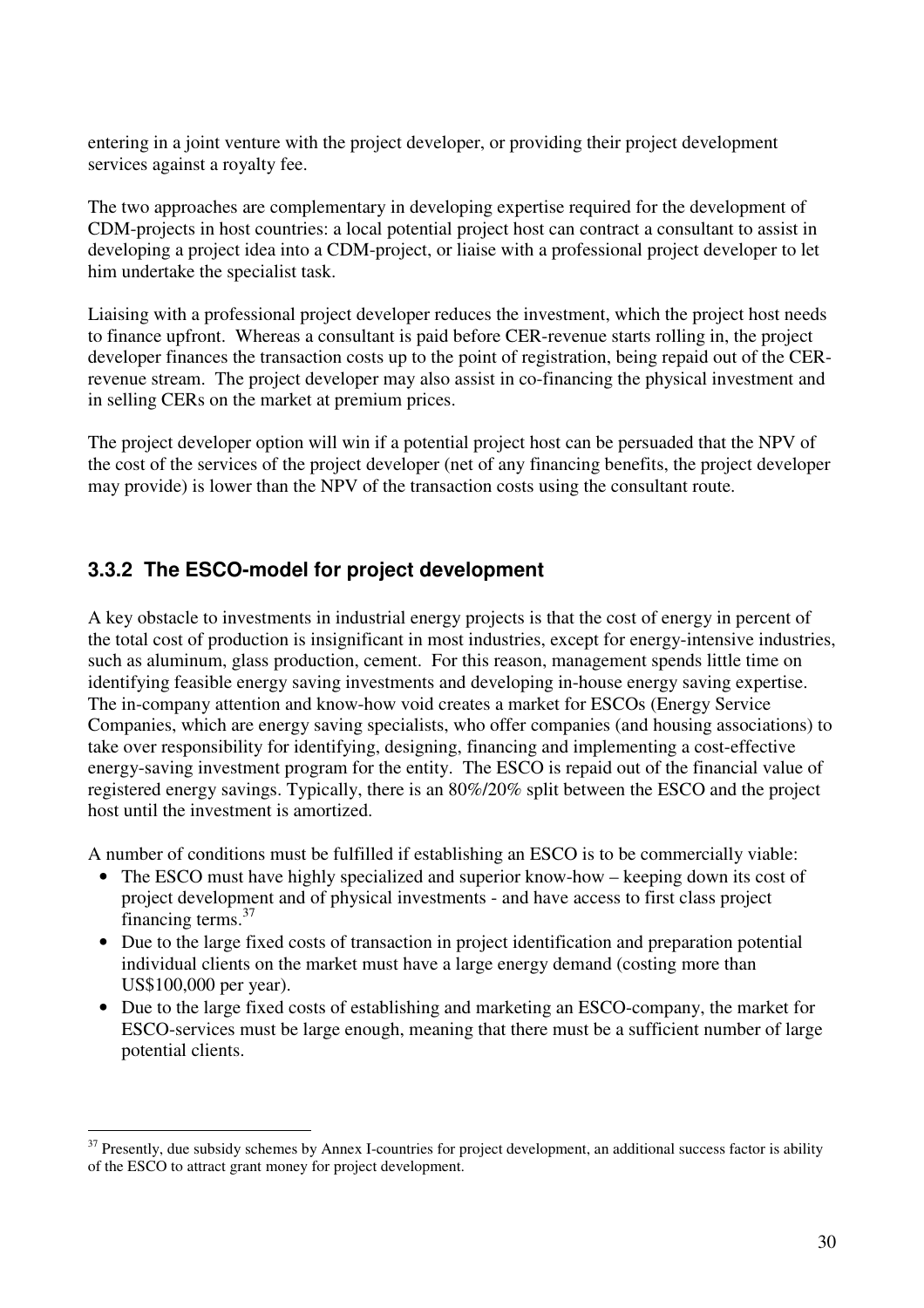entering in a joint venture with the project developer, or providing their project development services against a royalty fee.

The two approaches are complementary in developing expertise required for the development of CDM-projects in host countries: a local potential project host can contract a consultant to assist in developing a project idea into a CDM-project, or liaise with a professional project developer to let him undertake the specialist task.

Liaising with a professional project developer reduces the investment, which the project host needs to finance upfront. Whereas a consultant is paid before CER-revenue starts rolling in, the project developer finances the transaction costs up to the point of registration, being repaid out of the CER-revenue stream. The project developer may also assist in co-financing the physical investment and in selling CERs on the market at premium prices.

The project developer option will win if a potential project host can be persuaded that the NPV of the cost of the services of the project developer (net of any financing benefits, the project developer may provide) is lower than the NPV of the transaction costs using the consultant route.

### 3.3.2 The ESCO-model for project development

A key obstacle to investments in industrial energy projects is that the cost of energy in percent of the total cost of production is insignificant in most industries, except for energy-intensive industries, such as aluminum, glass production, cement. For this reason, management spends little time on identifying feasible energy saving investments and developing in-house energy saving expertise. The in-company attention and know-how void creates a market for ESCOs (Energy Service Companies, which are energy saving specialists, who offer companies (and housing associations) to take over responsibility for identifying, designing, financing and implementing a cost-effective energy-saving investment program for the entity. The ESCO is repaid out of the financial value of registered energy savings. Typically, there is an 80%/20% split between the ESCO and the project host until the investment is amortized.

A number of conditions must be fulfilled if establishing an ESCO is to be commercially viable:

- The ESCO must have highly specialized and superior know-how – keeping down its cost of project development and of physical investments - and have access to first class project financing terms.[37]
- Due to the large fixed costs of transaction in project identification and preparation potential individual clients on the market must have a large energy demand (costing more than US$100,000 per year).
- Due to the large fixed costs of establishing and marketing an ESCO-company, the market for ESCO-services must be large enough, meaning that there must be a sufficient number of large potential clients.

[37] Presently, due subsidy schemes by Annex I-countries for project development, an additional success factor is ability of the ESCO to attract grant money for project development.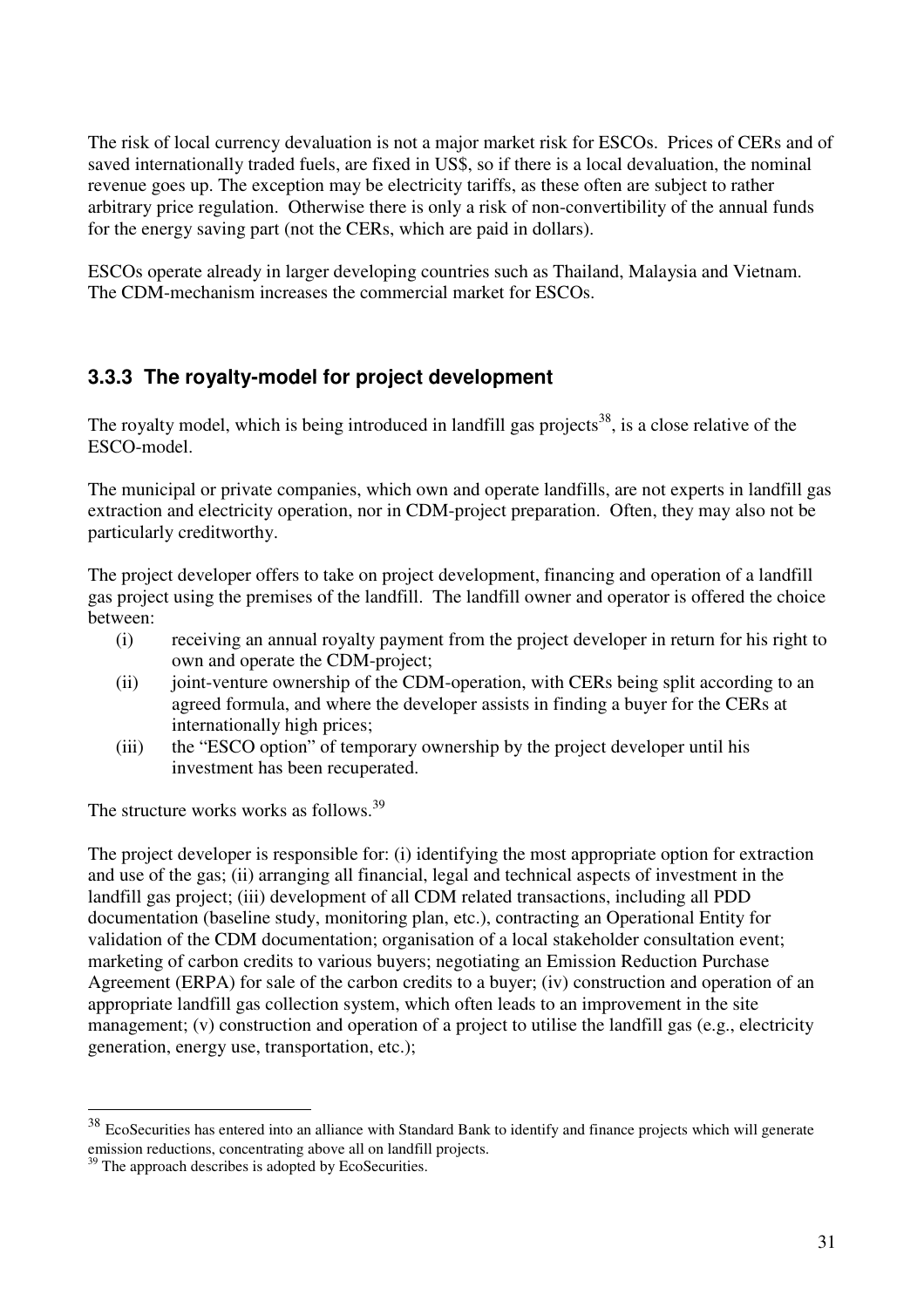The risk of local currency devaluation is not a major market risk for ESCOs. Prices of CERs and of saved internationally traded fuels, are fixed in US$, so if there is a local devaluation, the nominal revenue goes up. The exception may be electricity tariffs, as these often are subject to rather arbitrary price regulation. Otherwise there is only a risk of non-convertibility of the annual funds for the energy saving part (not the CERs, which are paid in dollars).

ESCOs operate already in larger developing countries such as Thailand, Malaysia and Vietnam. The CDM-mechanism increases the commercial market for ESCOs.

### 3.3.3 The royalty-model for project development

The royalty model, which is being introduced in landfill gas projects[38], is a close relative of the ESCO-model.

The municipal or private companies, which own and operate landfills, are not experts in landfill gas extraction and electricity operation, nor in CDM-project preparation. Often, they may also not be particularly creditworthy.

The project developer offers to take on project development, financing and operation of a landfill gas project using the premises of the landfill. The landfill owner and operator is offered the choice between:

(i) receiving an annual royalty payment from the project developer in return for his right to own and operate the CDM-project;
(ii) joint-venture ownership of the CDM-operation, with CERs being split according to an agreed formula, and where the developer assists in finding a buyer for the CERs at internationally high prices;
(iii) the "ESCO option" of temporary ownership by the project developer until his investment has been recuperated.

The structure works works as follows.[39]

The project developer is responsible for: (i) identifying the most appropriate option for extraction and use of the gas; (ii) arranging all financial, legal and technical aspects of investment in the landfill gas project; (iii) development of all CDM related transactions, including all PDD documentation (baseline study, monitoring plan, etc.), contracting an Operational Entity for validation of the CDM documentation; organisation of a local stakeholder consultation event; marketing of carbon credits to various buyers; negotiating an Emission Reduction Purchase Agreement (ERPA) for sale of the carbon credits to a buyer; (iv) construction and operation of an appropriate landfill gas collection system, which often leads to an improvement in the site management; (v) construction and operation of a project to utilise the landfill gas (e.g., electricity generation, energy use, transportation, etc.);

---

[38] EcoSecurities has entered into an alliance with Standard Bank to identify and finance projects which will generate emission reductions, concentrating above all on landfill projects.

[39] The approach describes is adopted by EcoSecurities.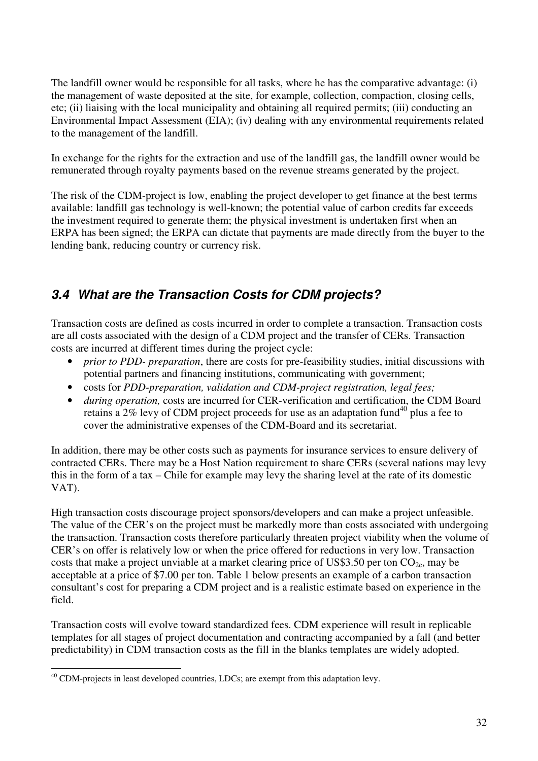The landfill owner would be responsible for all tasks, where he has the comparative advantage: (i) the management of waste deposited at the site, for example, collection, compaction, closing cells, etc; (ii) liaising with the local municipality and obtaining all required permits; (iii) conducting an Environmental Impact Assessment (EIA); (iv) dealing with any environmental requirements related to the management of the landfill.

In exchange for the rights for the extraction and use of the landfill gas, the landfill owner would be remunerated through royalty payments based on the revenue streams generated by the project.

The risk of the CDM-project is low, enabling the project developer to get finance at the best terms available: landfill gas technology is well-known; the potential value of carbon credits far exceeds the investment required to generate them; the physical investment is undertaken first when an ERPA has been signed; the ERPA can dictate that payments are made directly from the buyer to the lending bank, reducing country or currency risk.

### *3.4 What are the Transaction Costs for CDM projects?*

Transaction costs are defined as costs incurred in order to complete a transaction. Transaction costs are all costs associated with the design of a CDM project and the transfer of CERs. Transaction costs are incurred at different times during the project cycle:

- *prior to PDD- preparation*, there are costs for pre-feasibility studies, initial discussions with potential partners and financing institutions, communicating with government;
- costs for *PDD-preparation, validation and CDM-project registration, legal fees;*
- *during operation,* costs are incurred for CER-verification and certification, the CDM Board retains a 2% levy of CDM project proceeds for use as an adaptation fund[40] plus a fee to cover the administrative expenses of the CDM-Board and its secretariat.

In addition, there may be other costs such as payments for insurance services to ensure delivery of contracted CERs. There may be a Host Nation requirement to share CERs (several nations may levy this in the form of a tax – Chile for example may levy the sharing level at the rate of its domestic VAT).

High transaction costs discourage project sponsors/developers and can make a project unfeasible. The value of the CER's on the project must be markedly more than costs associated with undergoing the transaction. Transaction costs therefore particularly threaten project viability when the volume of CER's on offer is relatively low or when the price offered for reductions in very low. Transaction costs that make a project unviable at a market clearing price of US$3.50 per ton $CO_{2e}$, may be acceptable at a price of $7.00 per ton. Table 1 below presents an example of a carbon transaction consultant's cost for preparing a CDM project and is a realistic estimate based on experience in the field.

Transaction costs will evolve toward standardized fees. CDM experience will result in replicable templates for all stages of project documentation and contracting accompanied by a fall (and better predictability) in CDM transaction costs as the fill in the blanks templates are widely adopted.

[40] CDM-projects in least developed countries, LDCs; are exempt from this adaptation levy.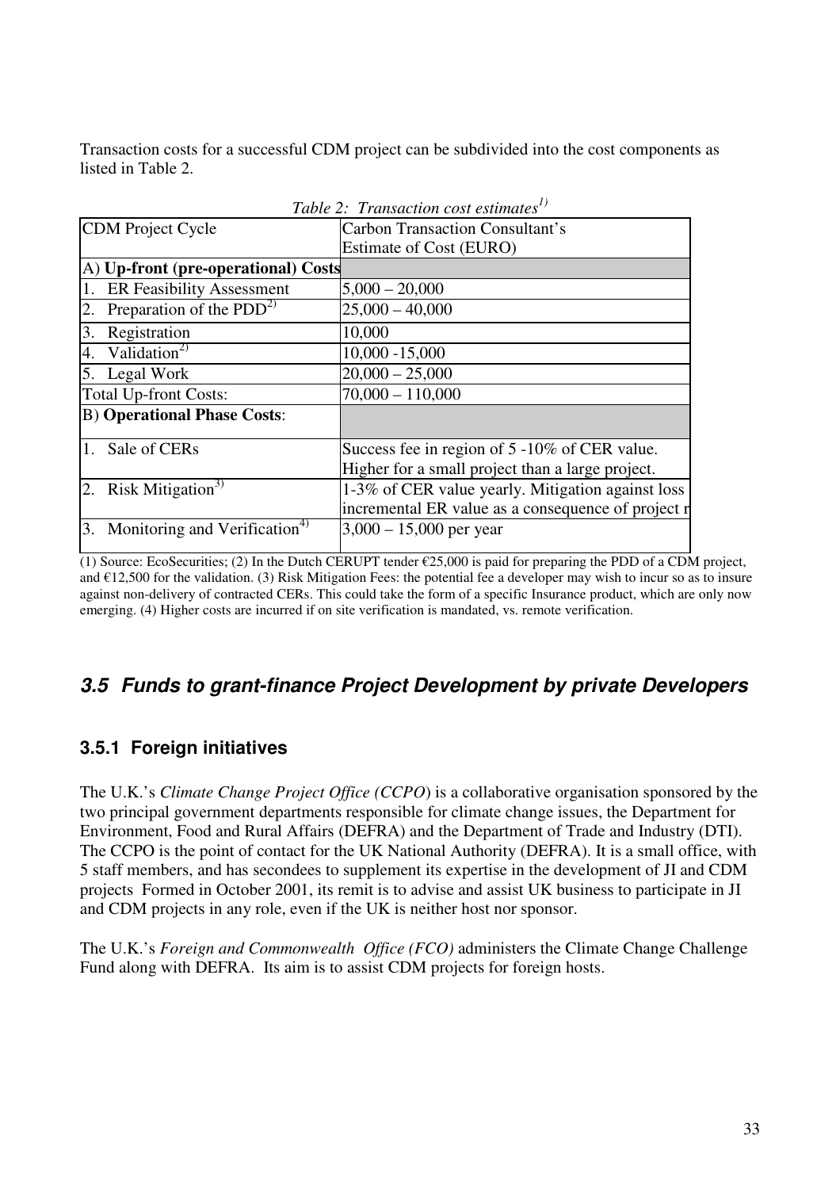Transaction costs for a successful CDM project can be subdivided into the cost components as listed in Table 2.

*Table 2: Transaction cost estimates[1)]*

| CDM Project Cycle | Carbon Transaction Consultant's Estimate of Cost (EURO) |
|---|---|
| A) **Up-front (pre-operational) Costs** | |
| 1. ER Feasibility Assessment | 5,000 – 20,000 |
| 2. Preparation of the PDD[2)] | 25,000 – 40,000 |
| 3. Registration | 10,000 |
| 4. Validation[2)] | 10,000 -15,000 |
| 5. Legal Work | 20,000 – 25,000 |
| Total Up-front Costs: | 70,000 – 110,000 |
| B) **Operational Phase Costs**: | |
| 1. Sale of CERs | Success fee in region of 5 -10% of CER value. Higher for a small project than a large project. |
| 2. Risk Mitigation[3)] | 1-3% of CER value yearly. Mitigation against loss incremental ER value as a consequence of project r |
| 3. Monitoring and Verification[4)] | 3,000 – 15,000 per year |

(1) Source: EcoSecurities; (2) In the Dutch CERUPT tender €25,000 is paid for preparing the PDD of a CDM project, and €12,500 for the validation. (3) Risk Mitigation Fees: the potential fee a developer may wish to incur so as to insure against non-delivery of contracted CERs. This could take the form of a specific Insurance product, which are only now emerging. (4) Higher costs are incurred if on site verification is mandated, vs. remote verification.

## 3.5 Funds to grant-finance Project Development by private Developers

### 3.5.1 Foreign initiatives

The U.K.'s *Climate Change Project Office (CCPO*) is a collaborative organisation sponsored by the two principal government departments responsible for climate change issues, the Department for Environment, Food and Rural Affairs (DEFRA) and the Department of Trade and Industry (DTI). The CCPO is the point of contact for the UK National Authority (DEFRA). It is a small office, with 5 staff members, and has secondees to supplement its expertise in the development of JI and CDM projects Formed in October 2001, its remit is to advise and assist UK business to participate in JI and CDM projects in any role, even if the UK is neither host nor sponsor.

The U.K.'s *Foreign and Commonwealth Office (FCO)* administers the Climate Change Challenge Fund along with DEFRA. Its aim is to assist CDM projects for foreign hosts.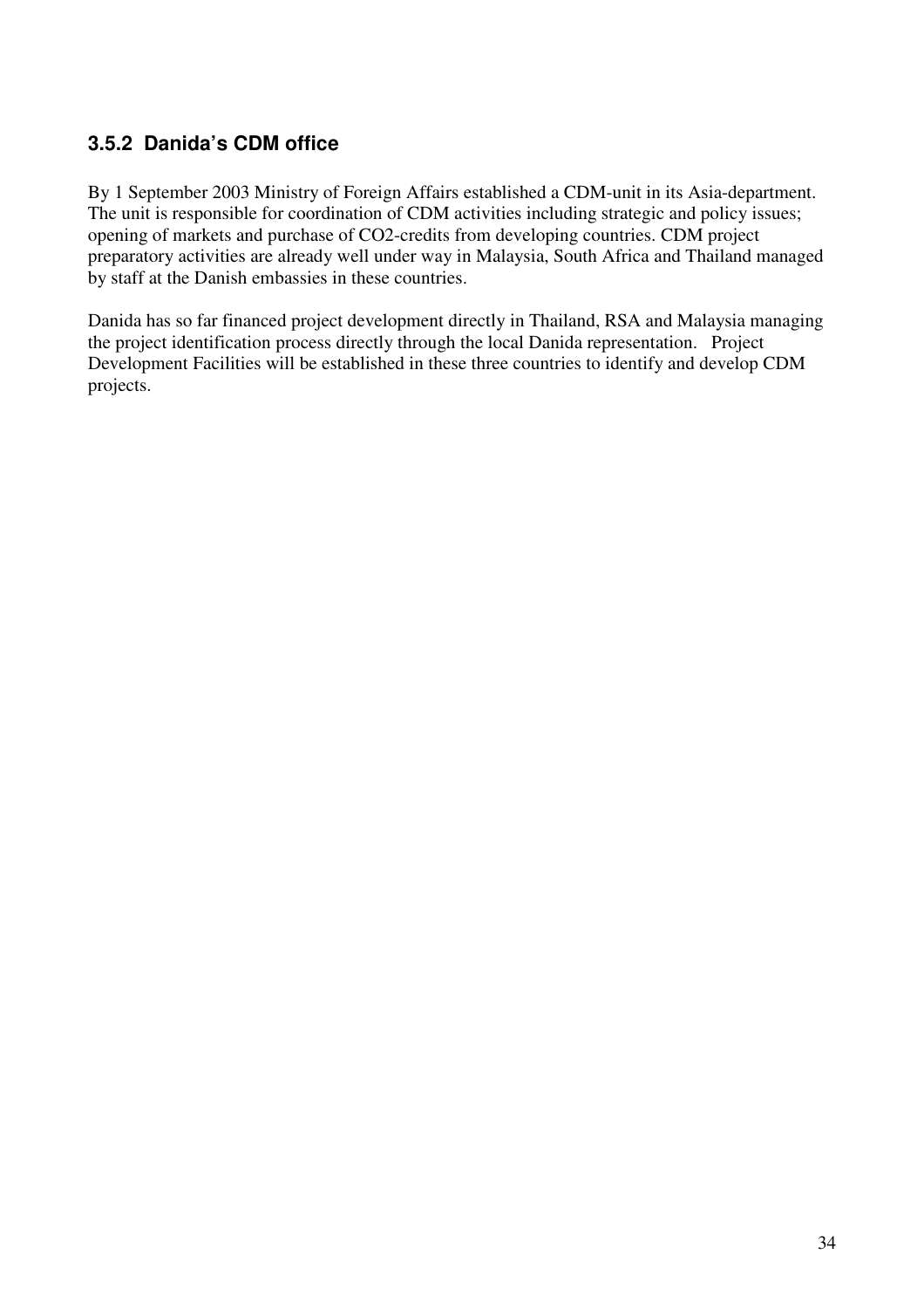### 3.5.2 Danida's CDM office

By 1 September 2003 Ministry of Foreign Affairs established a CDM-unit in its Asia-department. The unit is responsible for coordination of CDM activities including strategic and policy issues; opening of markets and purchase of CO2-credits from developing countries. CDM project preparatory activities are already well under way in Malaysia, South Africa and Thailand managed by staff at the Danish embassies in these countries.

Danida has so far financed project development directly in Thailand, RSA and Malaysia managing the project identification process directly through the local Danida representation. Project Development Facilities will be established in these three countries to identify and develop CDM projects.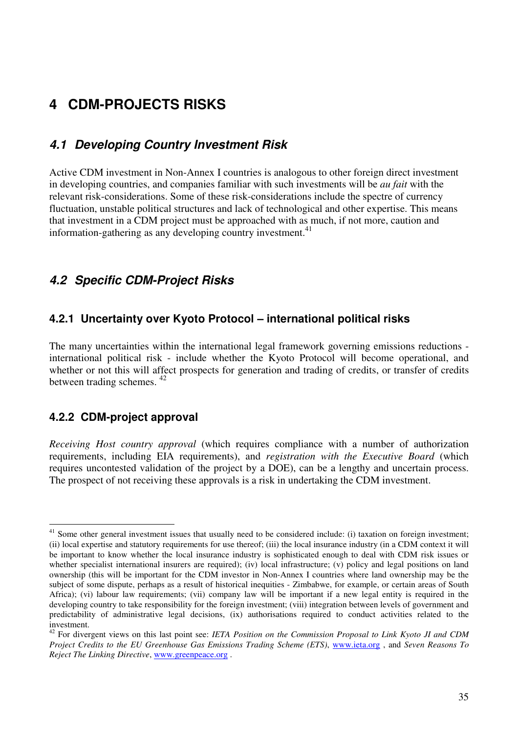# 4 CDM-PROJECTS RISKS

## 4.1 *Developing Country Investment Risk*

Active CDM investment in Non-Annex I countries is analogous to other foreign direct investment in developing countries, and companies familiar with such investments will be *au fait* with the relevant risk-considerations. Some of these risk-considerations include the spectre of currency fluctuation, unstable political structures and lack of technological and other expertise. This means that investment in a CDM project must be approached with as much, if not more, caution and information-gathering as any developing country investment.[41]

## 4.2 *Specific CDM-Project Risks*

### 4.2.1 Uncertainty over Kyoto Protocol – international political risks

The many uncertainties within the international legal framework governing emissions reductions - international political risk - include whether the Kyoto Protocol will become operational, and whether or not this will affect prospects for generation and trading of credits, or transfer of credits between trading schemes. [42]

### 4.2.2 CDM-project approval

*Receiving Host country approval* (which requires compliance with a number of authorization requirements, including EIA requirements), and *registration with the Executive Board* (which requires uncontested validation of the project by a DOE), can be a lengthy and uncertain process. The prospect of not receiving these approvals is a risk in undertaking the CDM investment.

---

[41] Some other general investment issues that usually need to be considered include: (i) taxation on foreign investment; (ii) local expertise and statutory requirements for use thereof; (iii) the local insurance industry (in a CDM context it will be important to know whether the local insurance industry is sophisticated enough to deal with CDM risk issues or whether specialist international insurers are required); (iv) local infrastructure; (v) policy and legal positions on land ownership (this will be important for the CDM investor in Non-Annex I countries where land ownership may be the subject of some dispute, perhaps as a result of historical inequities - Zimbabwe, for example, or certain areas of South Africa); (vi) labour law requirements; (vii) company law will be important if a new legal entity is required in the developing country to take responsibility for the foreign investment; (viii) integration between levels of government and predictability of administrative legal decisions, (ix) authorisations required to conduct activities related to the investment.

[42] For divergent views on this last point see: *IETA Position on the Commission Proposal to Link Kyoto JI and CDM Project Credits to the EU Greenhouse Gas Emissions Trading Scheme (ETS)*, www.ieta.org , and *Seven Reasons To Reject The Linking Directive*, www.greenpeace.org .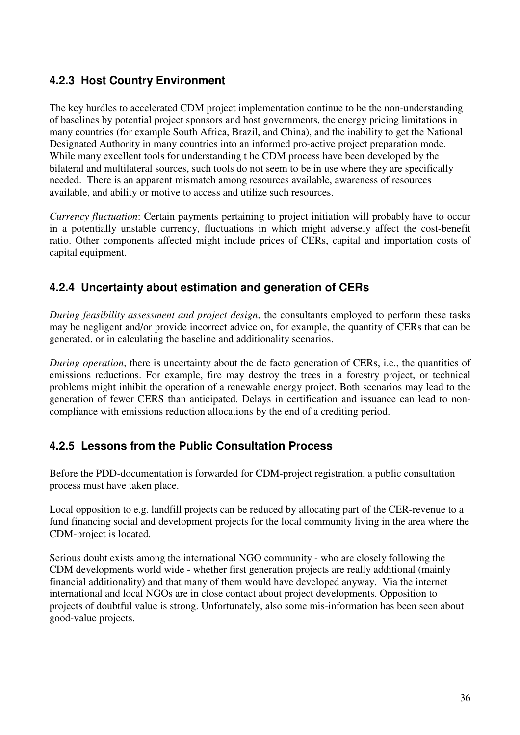### 4.2.3 Host Country Environment

The key hurdles to accelerated CDM project implementation continue to be the non-understanding of baselines by potential project sponsors and host governments, the energy pricing limitations in many countries (for example South Africa, Brazil, and China), and the inability to get the National Designated Authority in many countries into an informed pro-active project preparation mode. While many excellent tools for understanding t he CDM process have been developed by the bilateral and multilateral sources, such tools do not seem to be in use where they are specifically needed. There is an apparent mismatch among resources available, awareness of resources available, and ability or motive to access and utilize such resources.

*Currency fluctuation*: Certain payments pertaining to project initiation will probably have to occur in a potentially unstable currency, fluctuations in which might adversely affect the cost-benefit ratio. Other components affected might include prices of CERs, capital and importation costs of capital equipment.

### 4.2.4 Uncertainty about estimation and generation of CERs

*During feasibility assessment and project design*, the consultants employed to perform these tasks may be negligent and/or provide incorrect advice on, for example, the quantity of CERs that can be generated, or in calculating the baseline and additionality scenarios.

*During operation*, there is uncertainty about the de facto generation of CERs, i.e., the quantities of emissions reductions. For example, fire may destroy the trees in a forestry project, or technical problems might inhibit the operation of a renewable energy project. Both scenarios may lead to the generation of fewer CERS than anticipated. Delays in certification and issuance can lead to non-compliance with emissions reduction allocations by the end of a crediting period.

### 4.2.5 Lessons from the Public Consultation Process

Before the PDD-documentation is forwarded for CDM-project registration, a public consultation process must have taken place.

Local opposition to e.g. landfill projects can be reduced by allocating part of the CER-revenue to a fund financing social and development projects for the local community living in the area where the CDM-project is located.

Serious doubt exists among the international NGO community - who are closely following the CDM developments world wide - whether first generation projects are really additional (mainly financial additionality) and that many of them would have developed anyway. Via the internet international and local NGOs are in close contact about project developments. Opposition to projects of doubtful value is strong. Unfortunately, also some mis-information has been seen about good-value projects.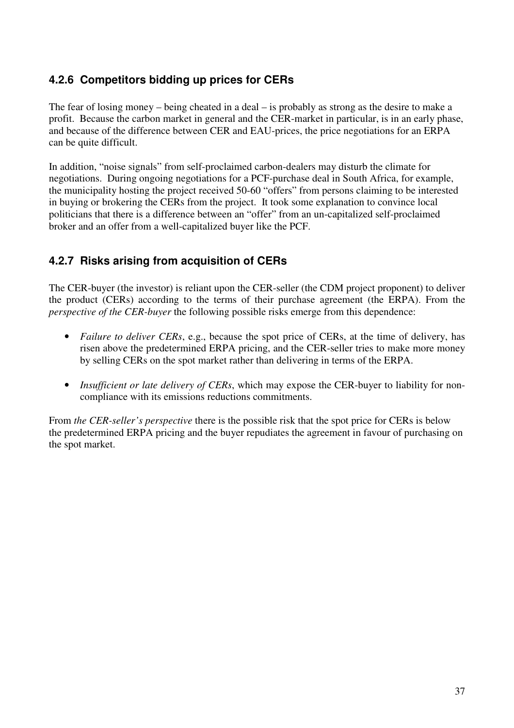### 4.2.6 Competitors bidding up prices for CERs

The fear of losing money – being cheated in a deal – is probably as strong as the desire to make a profit. Because the carbon market in general and the CER-market in particular, is in an early phase, and because of the difference between CER and EAU-prices, the price negotiations for an ERPA can be quite difficult.

In addition, "noise signals" from self-proclaimed carbon-dealers may disturb the climate for negotiations. During ongoing negotiations for a PCF-purchase deal in South Africa, for example, the municipality hosting the project received 50-60 "offers" from persons claiming to be interested in buying or brokering the CERs from the project. It took some explanation to convince local politicians that there is a difference between an "offer" from an un-capitalized self-proclaimed broker and an offer from a well-capitalized buyer like the PCF.

### 4.2.7 Risks arising from acquisition of CERs

The CER-buyer (the investor) is reliant upon the CER-seller (the CDM project proponent) to deliver the product (CERs) according to the terms of their purchase agreement (the ERPA). From the *perspective of the CER-buyer* the following possible risks emerge from this dependence:

- *Failure to deliver CERs*, e.g., because the spot price of CERs, at the time of delivery, has risen above the predetermined ERPA pricing, and the CER-seller tries to make more money by selling CERs on the spot market rather than delivering in terms of the ERPA.
- *Insufficient or late delivery of CERs*, which may expose the CER-buyer to liability for non-compliance with its emissions reductions commitments.

From *the CER-seller's perspective* there is the possible risk that the spot price for CERs is below the predetermined ERPA pricing and the buyer repudiates the agreement in favour of purchasing on the spot market.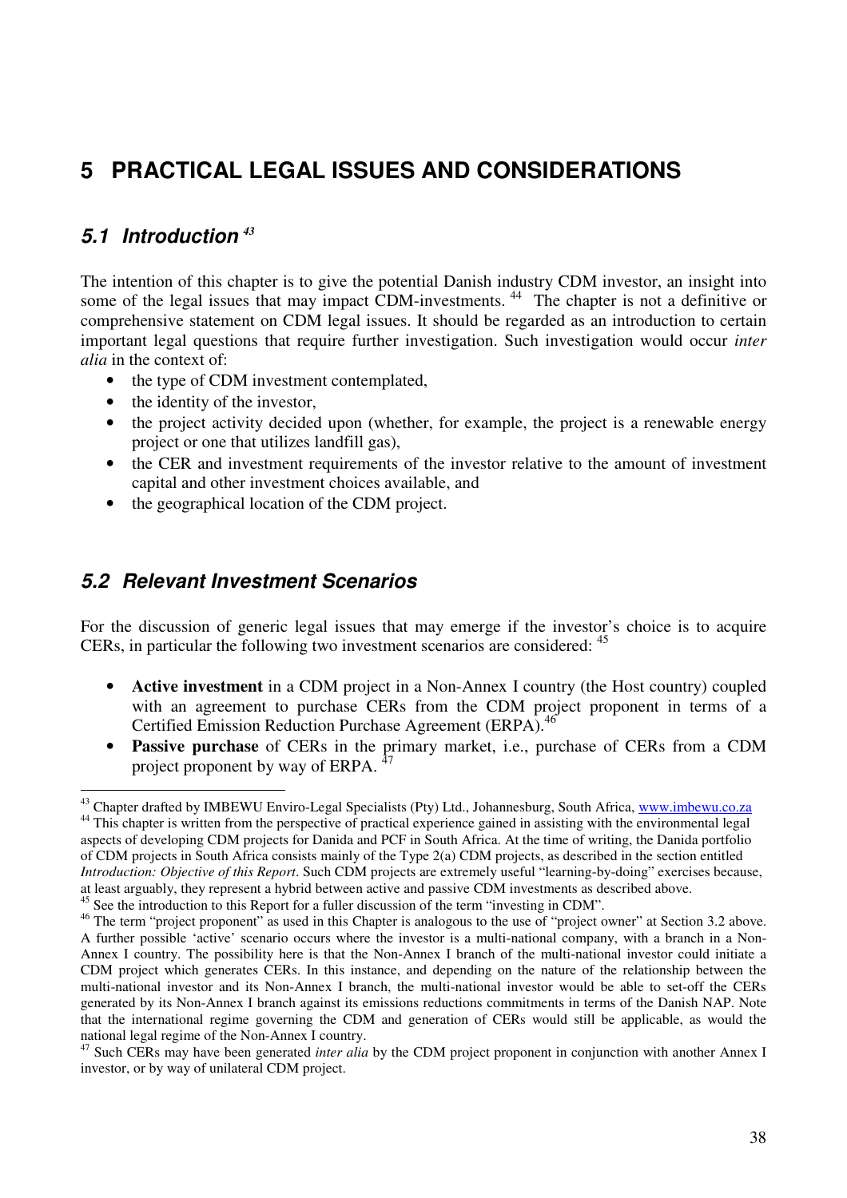# 5 PRACTICAL LEGAL ISSUES AND CONSIDERATIONS

## 5.1 Introduction [43]

The intention of this chapter is to give the potential Danish industry CDM investor, an insight into some of the legal issues that may impact CDM-investments. [44] The chapter is not a definitive or comprehensive statement on CDM legal issues. It should be regarded as an introduction to certain important legal questions that require further investigation. Such investigation would occur *inter alia* in the context of:

- the type of CDM investment contemplated,
- the identity of the investor,
- the project activity decided upon (whether, for example, the project is a renewable energy project or one that utilizes landfill gas),
- the CER and investment requirements of the investor relative to the amount of investment capital and other investment choices available, and
- the geographical location of the CDM project.

## 5.2 Relevant Investment Scenarios

For the discussion of generic legal issues that may emerge if the investor's choice is to acquire CERs, in particular the following two investment scenarios are considered: [45]

- **Active investment** in a CDM project in a Non-Annex I country (the Host country) coupled with an agreement to purchase CERs from the CDM project proponent in terms of a Certified Emission Reduction Purchase Agreement (ERPA).[46]
- **Passive purchase** of CERs in the primary market, i.e., purchase of CERs from a CDM project proponent by way of ERPA. [47]

---

[43] Chapter drafted by IMBEWU Enviro-Legal Specialists (Pty) Ltd., Johannesburg, South Africa, www.imbewu.co.za

[44] This chapter is written from the perspective of practical experience gained in assisting with the environmental legal aspects of developing CDM projects for Danida and PCF in South Africa. At the time of writing, the Danida portfolio of CDM projects in South Africa consists mainly of the Type 2(a) CDM projects, as described in the section entitled *Introduction: Objective of this Report*. Such CDM projects are extremely useful "learning-by-doing" exercises because, at least arguably, they represent a hybrid between active and passive CDM investments as described above.

[45] See the introduction to this Report for a fuller discussion of the term "investing in CDM".

[46] The term "project proponent" as used in this Chapter is analogous to the use of "project owner" at Section 3.2 above. A further possible 'active' scenario occurs where the investor is a multi-national company, with a branch in a Non-Annex I country. The possibility here is that the Non-Annex I branch of the multi-national investor could initiate a CDM project which generates CERs. In this instance, and depending on the nature of the relationship between the multi-national investor and its Non-Annex I branch, the multi-national investor would be able to set-off the CERs generated by its Non-Annex I branch against its emissions reductions commitments in terms of the Danish NAP. Note that the international regime governing the CDM and generation of CERs would still be applicable, as would the national legal regime of the Non-Annex I country.

[47] Such CERs may have been generated *inter alia* by the CDM project proponent in conjunction with another Annex I investor, or by way of unilateral CDM project.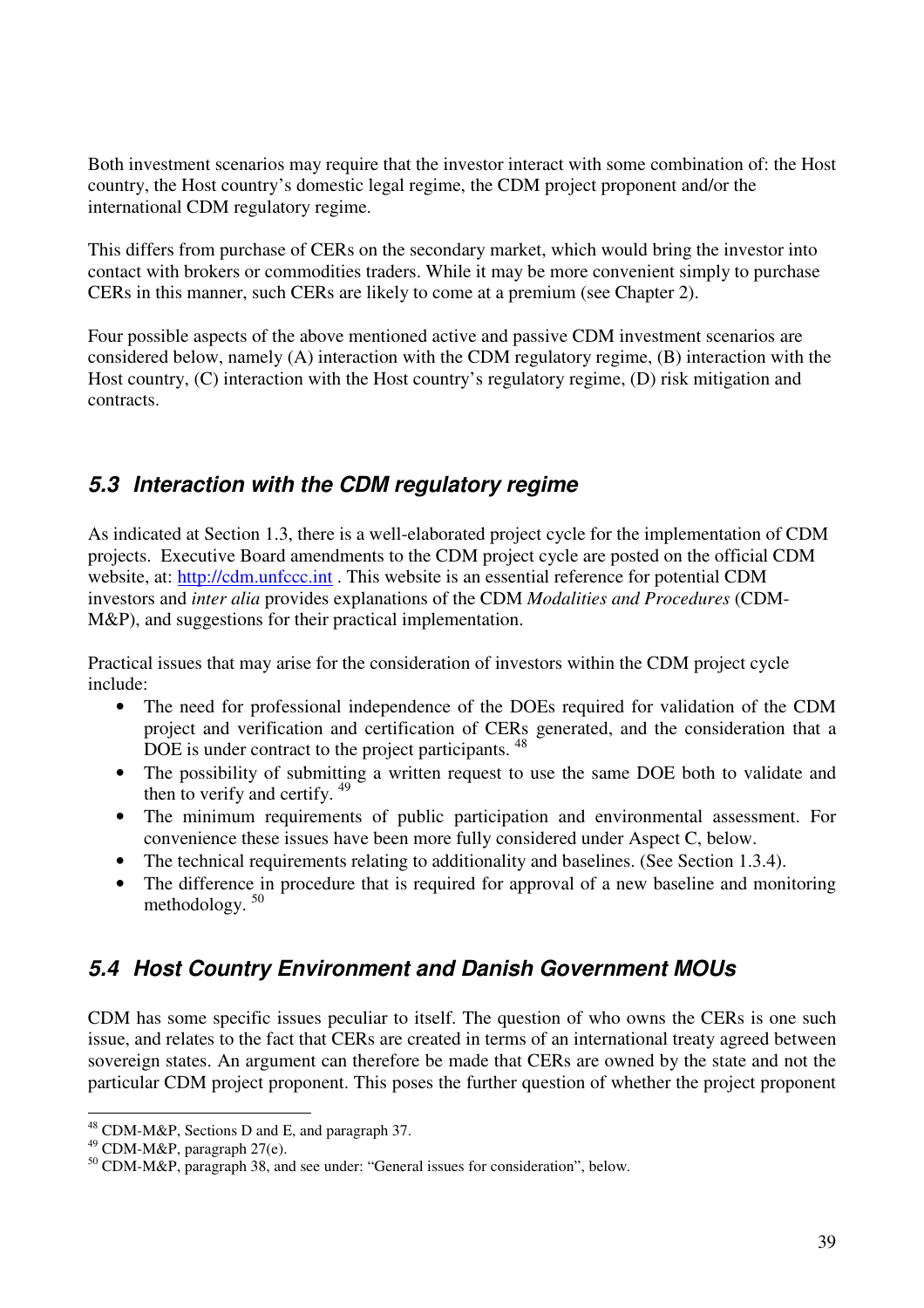Both investment scenarios may require that the investor interact with some combination of: the Host country, the Host country's domestic legal regime, the CDM project proponent and/or the international CDM regulatory regime.

This differs from purchase of CERs on the secondary market, which would bring the investor into contact with brokers or commodities traders. While it may be more convenient simply to purchase CERs in this manner, such CERs are likely to come at a premium (see Chapter 2).

Four possible aspects of the above mentioned active and passive CDM investment scenarios are considered below, namely (A) interaction with the CDM regulatory regime, (B) interaction with the Host country, (C) interaction with the Host country's regulatory regime, (D) risk mitigation and contracts.

## 5.3 Interaction with the CDM regulatory regime

As indicated at Section 1.3, there is a well-elaborated project cycle for the implementation of CDM projects. Executive Board amendments to the CDM project cycle are posted on the official CDM website, at: [http://cdm.unfccc.int](http://cdm.unfccc.int) . This website is an essential reference for potential CDM investors and *inter alia* provides explanations of the CDM *Modalities and Procedures* (CDM-M&P), and suggestions for their practical implementation.

Practical issues that may arise for the consideration of investors within the CDM project cycle include:

- The need for professional independence of the DOEs required for validation of the CDM project and verification and certification of CERs generated, and the consideration that a DOE is under contract to the project participants. [48]
- The possibility of submitting a written request to use the same DOE both to validate and then to verify and certify. [49]
- The minimum requirements of public participation and environmental assessment. For convenience these issues have been more fully considered under Aspect C, below.
- The technical requirements relating to additionality and baselines. (See Section 1.3.4).
- The difference in procedure that is required for approval of a new baseline and monitoring methodology. [50]

## 5.4 Host Country Environment and Danish Government MOUs

CDM has some specific issues peculiar to itself. The question of who owns the CERs is one such issue, and relates to the fact that CERs are created in terms of an international treaty agreed between sovereign states. An argument can therefore be made that CERs are owned by the state and not the particular CDM project proponent. This poses the further question of whether the project proponent

[48] CDM-M&P, Sections D and E, and paragraph 37.

[49] CDM-M&P, paragraph 27(e).

[50] CDM-M&P, paragraph 38, and see under: "General issues for consideration", below.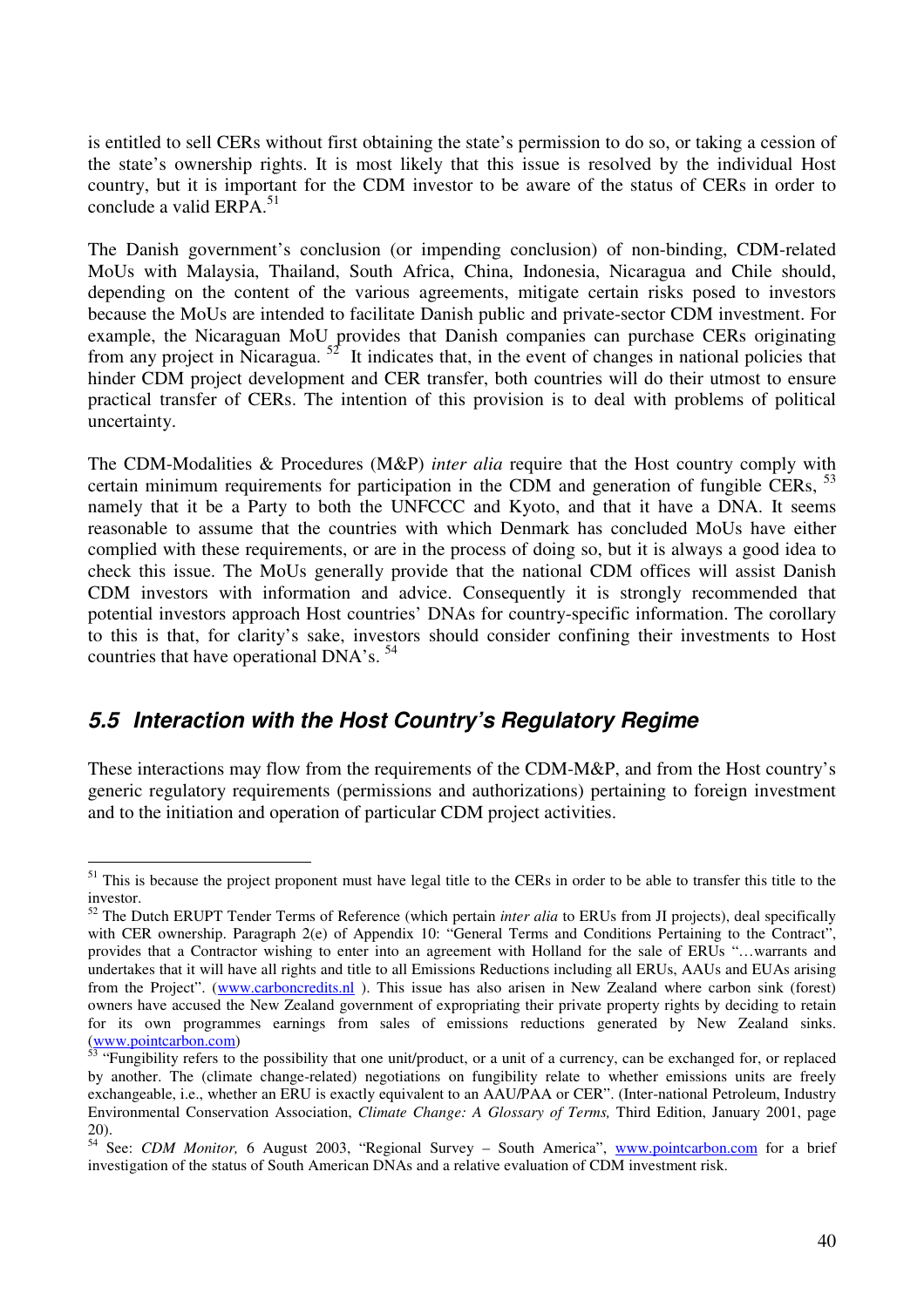is entitled to sell CERs without first obtaining the state's permission to do so, or taking a cession of the state's ownership rights. It is most likely that this issue is resolved by the individual Host country, but it is important for the CDM investor to be aware of the status of CERs in order to conclude a valid ERPA.[51]

The Danish government's conclusion (or impending conclusion) of non-binding, CDM-related MoUs with Malaysia, Thailand, South Africa, China, Indonesia, Nicaragua and Chile should, depending on the content of the various agreements, mitigate certain risks posed to investors because the MoUs are intended to facilitate Danish public and private-sector CDM investment. For example, the Nicaraguan MoU provides that Danish companies can purchase CERs originating from any project in Nicaragua.[52] It indicates that, in the event of changes in national policies that hinder CDM project development and CER transfer, both countries will do their utmost to ensure practical transfer of CERs. The intention of this provision is to deal with problems of political uncertainty.

The CDM-Modalities & Procedures (M&P) *inter alia* require that the Host country comply with certain minimum requirements for participation in the CDM and generation of fungible CERs,[53] namely that it be a Party to both the UNFCCC and Kyoto, and that it have a DNA. It seems reasonable to assume that the countries with which Denmark has concluded MoUs have either complied with these requirements, or are in the process of doing so, but it is always a good idea to check this issue. The MoUs generally provide that the national CDM offices will assist Danish CDM investors with information and advice. Consequently it is strongly recommended that potential investors approach Host countries' DNAs for country-specific information. The corollary to this is that, for clarity's sake, investors should consider confining their investments to Host countries that have operational DNA's.[54]

## *5.5 Interaction with the Host Country's Regulatory Regime*

These interactions may flow from the requirements of the CDM-M&P, and from the Host country's generic regulatory requirements (permissions and authorizations) pertaining to foreign investment and to the initiation and operation of particular CDM project activities.

---

[51] This is because the project proponent must have legal title to the CERs in order to be able to transfer this title to the investor.

[52] The Dutch ERUPT Tender Terms of Reference (which pertain *inter alia* to ERUs from JI projects), deal specifically with CER ownership. Paragraph 2(e) of Appendix 10: "General Terms and Conditions Pertaining to the Contract", provides that a Contractor wishing to enter into an agreement with Holland for the sale of ERUs "…warrants and undertakes that it will have all rights and title to all Emissions Reductions including all ERUs, AAUs and EUAs arising from the Project". (www.carboncredits.nl ). This issue has also arisen in New Zealand where carbon sink (forest) owners have accused the New Zealand government of expropriating their private property rights by deciding to retain for its own programmes earnings from sales of emissions reductions generated by New Zealand sinks. (www.pointcarbon.com)

[53] "Fungibility refers to the possibility that one unit/product, or a unit of a currency, can be exchanged for, or replaced by another. The (climate change-related) negotiations on fungibility relate to whether emissions units are freely exchangeable, i.e., whether an ERU is exactly equivalent to an AAU/PAA or CER". (Inter-national Petroleum, Industry Environmental Conservation Association, *Climate Change: A Glossary of Terms,* Third Edition, January 2001, page 20).

[54] See: *CDM Monitor,* 6 August 2003, "Regional Survey – South America", www.pointcarbon.com for a brief investigation of the status of South American DNAs and a relative evaluation of CDM investment risk.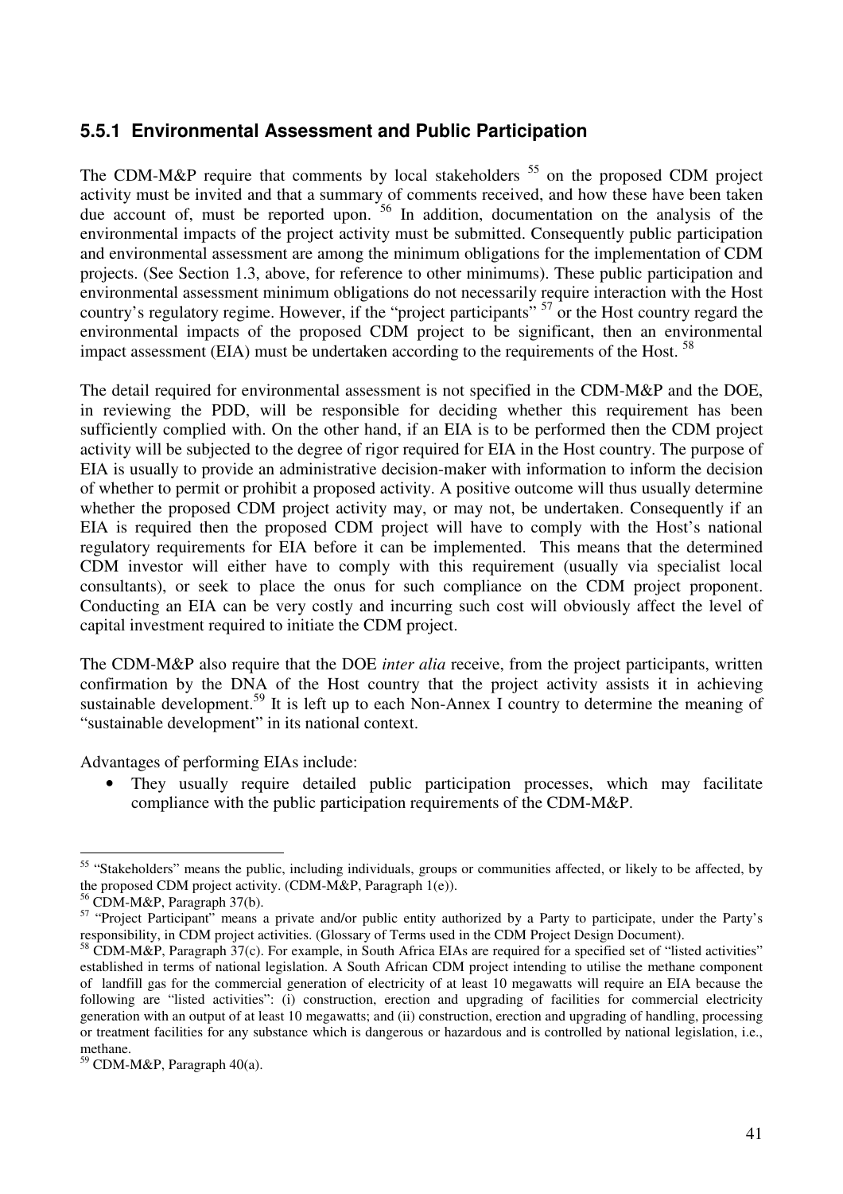### 5.5.1 Environmental Assessment and Public Participation

The CDM-M&P require that comments by local stakeholders [55] on the proposed CDM project activity must be invited and that a summary of comments received, and how these have been taken due account of, must be reported upon. [56] In addition, documentation on the analysis of the environmental impacts of the project activity must be submitted. Consequently public participation and environmental assessment are among the minimum obligations for the implementation of CDM projects. (See Section 1.3, above, for reference to other minimums). These public participation and environmental assessment minimum obligations do not necessarily require interaction with the Host country's regulatory regime. However, if the "project participants" [57] or the Host country regard the environmental impacts of the proposed CDM project to be significant, then an environmental impact assessment (EIA) must be undertaken according to the requirements of the Host. [58]

The detail required for environmental assessment is not specified in the CDM-M&P and the DOE, in reviewing the PDD, will be responsible for deciding whether this requirement has been sufficiently complied with. On the other hand, if an EIA is to be performed then the CDM project activity will be subjected to the degree of rigor required for EIA in the Host country. The purpose of EIA is usually to provide an administrative decision-maker with information to inform the decision of whether to permit or prohibit a proposed activity. A positive outcome will thus usually determine whether the proposed CDM project activity may, or may not, be undertaken. Consequently if an EIA is required then the proposed CDM project will have to comply with the Host's national regulatory requirements for EIA before it can be implemented. This means that the determined CDM investor will either have to comply with this requirement (usually via specialist local consultants), or seek to place the onus for such compliance on the CDM project proponent. Conducting an EIA can be very costly and incurring such cost will obviously affect the level of capital investment required to initiate the CDM project.

The CDM-M&P also require that the DOE *inter alia* receive, from the project participants, written confirmation by the DNA of the Host country that the project activity assists it in achieving sustainable development.[59] It is left up to each Non-Annex I country to determine the meaning of "sustainable development" in its national context.

Advantages of performing EIAs include:

- They usually require detailed public participation processes, which may facilitate compliance with the public participation requirements of the CDM-M&P.

---

[55] "Stakeholders" means the public, including individuals, groups or communities affected, or likely to be affected, by the proposed CDM project activity. (CDM-M&P, Paragraph 1(e)).

[56] CDM-M&P, Paragraph 37(b).

[57] "Project Participant" means a private and/or public entity authorized by a Party to participate, under the Party's responsibility, in CDM project activities. (Glossary of Terms used in the CDM Project Design Document).

[58] CDM-M&P, Paragraph 37(c). For example, in South Africa EIAs are required for a specified set of "listed activities" established in terms of national legislation. A South African CDM project intending to utilise the methane component of landfill gas for the commercial generation of electricity of at least 10 megawatts will require an EIA because the following are "listed activities": (i) construction, erection and upgrading of facilities for commercial electricity generation with an output of at least 10 megawatts; and (ii) construction, erection and upgrading of handling, processing or treatment facilities for any substance which is dangerous or hazardous and is controlled by national legislation, i.e., methane.

[59] CDM-M&P, Paragraph 40(a).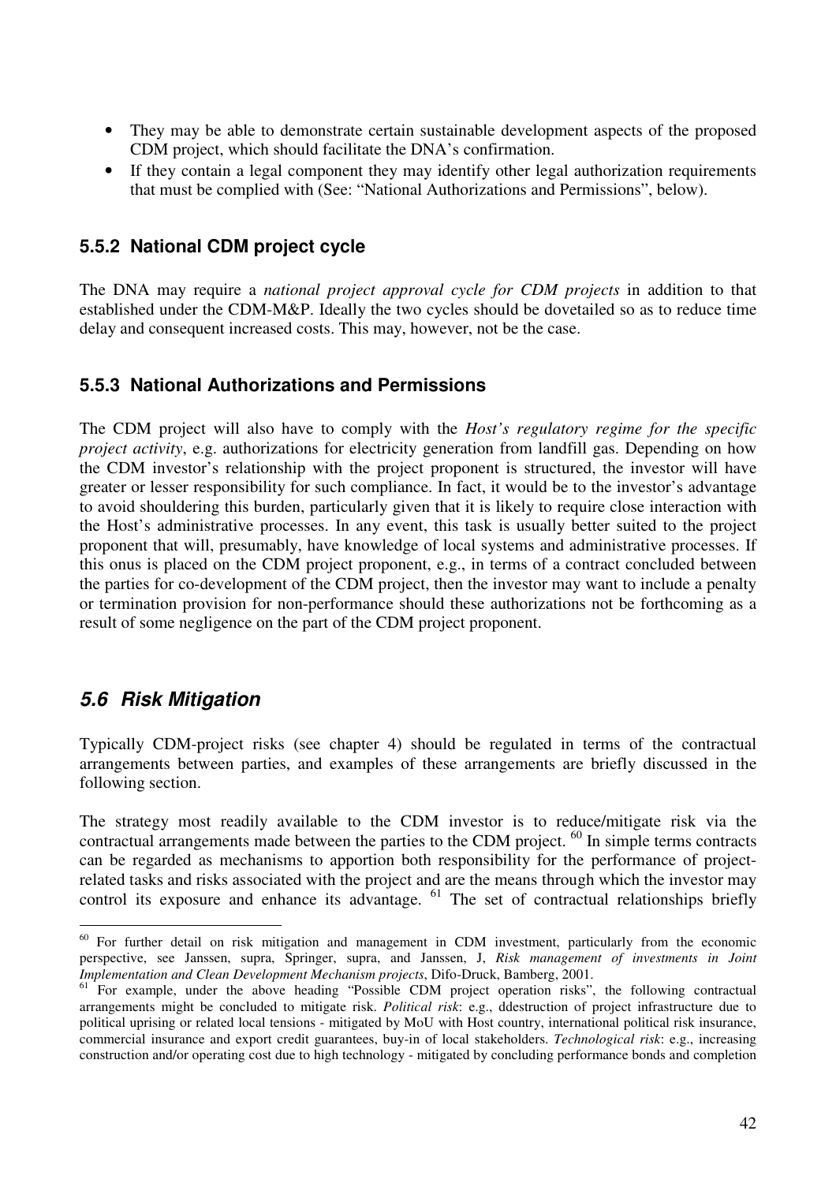- They may be able to demonstrate certain sustainable development aspects of the proposed CDM project, which should facilitate the DNA's confirmation.
- If they contain a legal component they may identify other legal authorization requirements that must be complied with (See: "National Authorizations and Permissions", below).

### 5.5.2 National CDM project cycle

The DNA may require a *national project approval cycle for CDM projects* in addition to that established under the CDM-M&P. Ideally the two cycles should be dovetailed so as to reduce time delay and consequent increased costs. This may, however, not be the case.

### 5.5.3 National Authorizations and Permissions

The CDM project will also have to comply with the *Host's regulatory regime for the specific project activity*, e.g. authorizations for electricity generation from landfill gas. Depending on how the CDM investor's relationship with the project proponent is structured, the investor will have greater or lesser responsibility for such compliance. In fact, it would be to the investor's advantage to avoid shouldering this burden, particularly given that it is likely to require close interaction with the Host's administrative processes. In any event, this task is usually better suited to the project proponent that will, presumably, have knowledge of local systems and administrative processes. If this onus is placed on the CDM project proponent, e.g., in terms of a contract concluded between the parties for co-development of the CDM project, then the investor may want to include a penalty or termination provision for non-performance should these authorizations not be forthcoming as a result of some negligence on the part of the CDM project proponent.

## *5.6 Risk Mitigation*

Typically CDM-project risks (see chapter 4) should be regulated in terms of the contractual arrangements between parties, and examples of these arrangements are briefly discussed in the following section.

The strategy most readily available to the CDM investor is to reduce/mitigate risk via the contractual arrangements made between the parties to the CDM project. [60] In simple terms contracts can be regarded as mechanisms to apportion both responsibility for the performance of project-related tasks and risks associated with the project and are the means through which the investor may control its exposure and enhance its advantage. [61] The set of contractual relationships briefly

---

[60] For further detail on risk mitigation and management in CDM investment, particularly from the economic perspective, see Janssen, supra, Springer, supra, and Janssen, J, *Risk management of investments in Joint Implementation and Clean Development Mechanism projects*, Difo-Druck, Bamberg, 2001.

[61] For example, under the above heading "Possible CDM project operation risks", the following contractual arrangements might be concluded to mitigate risk. *Political risk*: e.g., ddestruction of project infrastructure due to political uprising or related local tensions - mitigated by MoU with Host country, international political risk insurance, commercial insurance and export credit guarantees, buy-in of local stakeholders. *Technological risk*: e.g., increasing construction and/or operating cost due to high technology - mitigated by concluding performance bonds and completion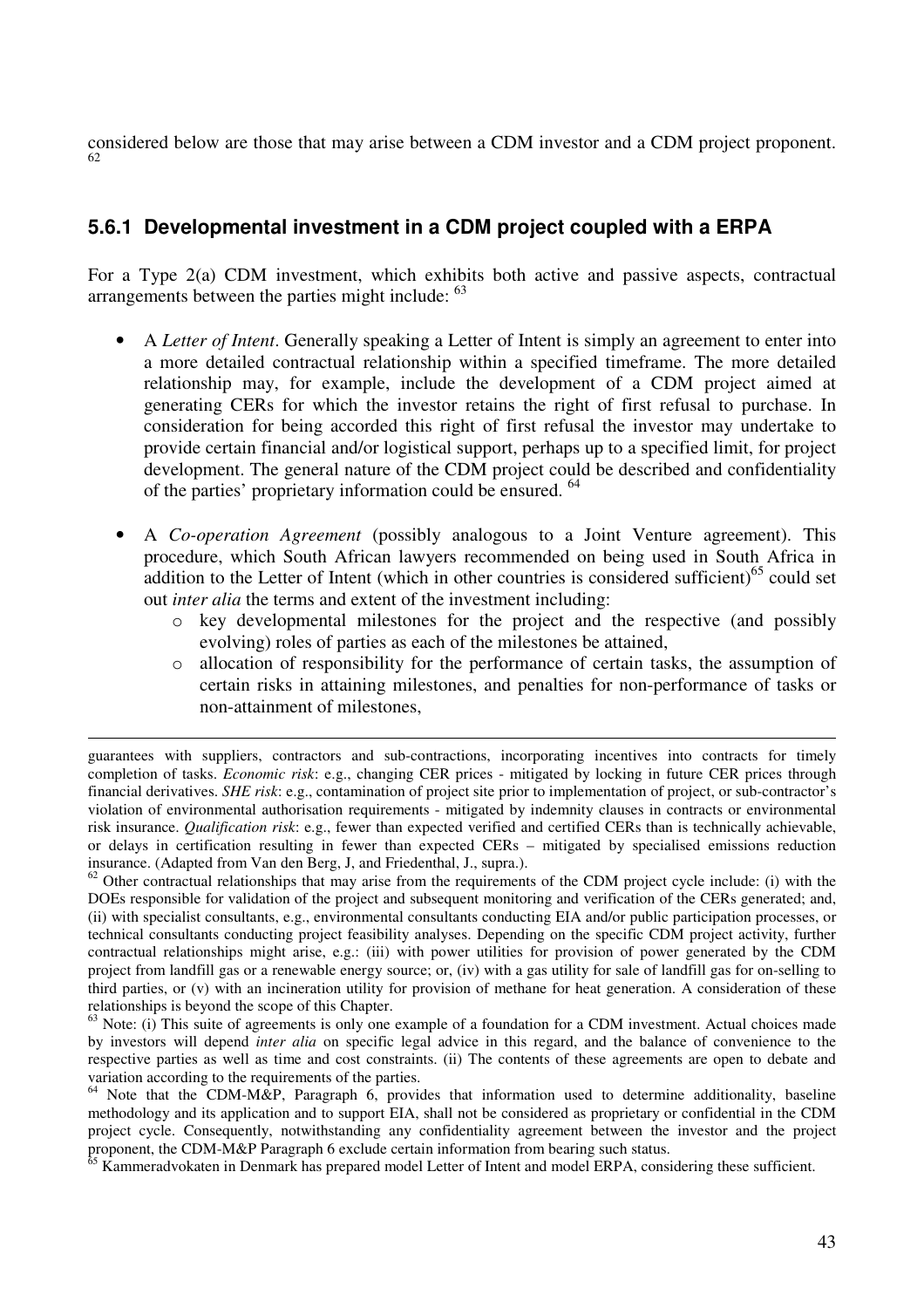considered below are those that may arise between a CDM investor and a CDM project proponent. [62]

### 5.6.1 Developmental investment in a CDM project coupled with a ERPA

For a Type 2(a) CDM investment, which exhibits both active and passive aspects, contractual arrangements between the parties might include: [63]

- A *Letter of Intent*. Generally speaking a Letter of Intent is simply an agreement to enter into a more detailed contractual relationship within a specified timeframe. The more detailed relationship may, for example, include the development of a CDM project aimed at generating CERs for which the investor retains the right of first refusal to purchase. In consideration for being accorded this right of first refusal the investor may undertake to provide certain financial and/or logistical support, perhaps up to a specified limit, for project development. The general nature of the CDM project could be described and confidentiality of the parties' proprietary information could be ensured. [64]

- A *Co-operation Agreement* (possibly analogous to a Joint Venture agreement). This procedure, which South African lawyers recommended on being used in South Africa in addition to the Letter of Intent (which in other countries is considered sufficient)[65] could set out *inter alia* the terms and extent of the investment including:
  - key developmental milestones for the project and the respective (and possibly evolving) roles of parties as each of the milestones be attained,
  - allocation of responsibility for the performance of certain tasks, the assumption of certain risks in attaining milestones, and penalties for non-performance of tasks or non-attainment of milestones,

---

guarantees with suppliers, contractors and sub-contractions, incorporating incentives into contracts for timely completion of tasks. *Economic risk*: e.g., changing CER prices - mitigated by locking in future CER prices through financial derivatives. *SHE risk*: e.g., contamination of project site prior to implementation of project, or sub-contractor's violation of environmental authorisation requirements - mitigated by indemnity clauses in contracts or environmental risk insurance. *Qualification risk*: e.g., fewer than expected verified and certified CERs than is technically achievable, or delays in certification resulting in fewer than expected CERs – mitigated by specialised emissions reduction insurance. (Adapted from Van den Berg, J, and Friedenthal, J., supra.).

[62] Other contractual relationships that may arise from the requirements of the CDM project cycle include: (i) with the DOEs responsible for validation of the project and subsequent monitoring and verification of the CERs generated; and, (ii) with specialist consultants, e.g., environmental consultants conducting EIA and/or public participation processes, or technical consultants conducting project feasibility analyses. Depending on the specific CDM project activity, further contractual relationships might arise, e.g.: (iii) with power utilities for provision of power generated by the CDM project from landfill gas or a renewable energy source; or, (iv) with a gas utility for sale of landfill gas for on-selling to third parties, or (v) with an incineration utility for provision of methane for heat generation. A consideration of these relationships is beyond the scope of this Chapter.

[63] Note: (i) This suite of agreements is only one example of a foundation for a CDM investment. Actual choices made by investors will depend *inter alia* on specific legal advice in this regard, and the balance of convenience to the respective parties as well as time and cost constraints. (ii) The contents of these agreements are open to debate and variation according to the requirements of the parties.

[64] Note that the CDM-M&P, Paragraph 6, provides that information used to determine additionality, baseline methodology and its application and to support EIA, shall not be considered as proprietary or confidential in the CDM project cycle. Consequently, notwithstanding any confidentiality agreement between the investor and the project proponent, the CDM-M&P Paragraph 6 exclude certain information from bearing such status.

[65] Kammeradvokaten in Denmark has prepared model Letter of Intent and model ERPA, considering these sufficient.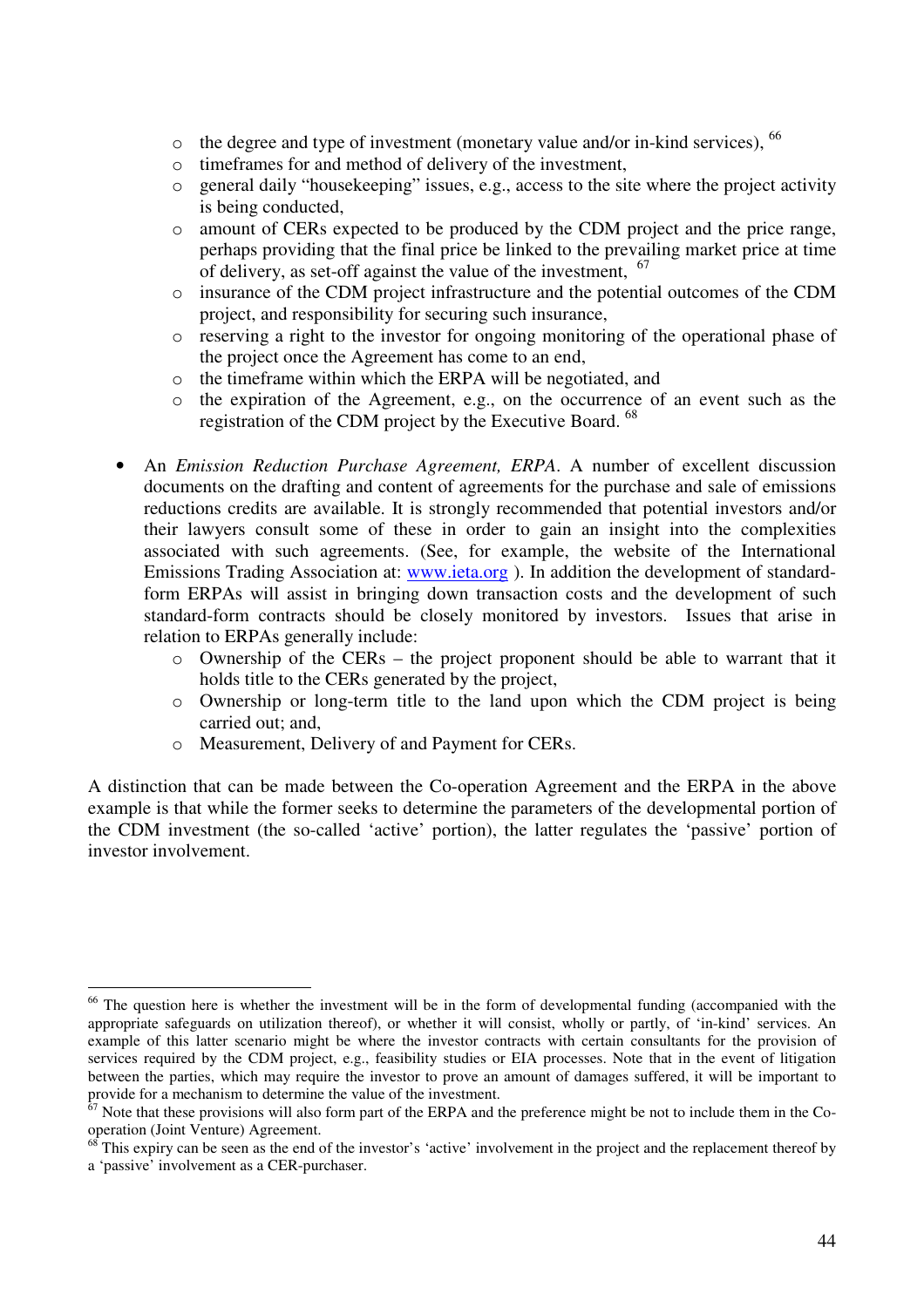- the degree and type of investment (monetary value and/or in-kind services), [66]
  - timeframes for and method of delivery of the investment,
  - general daily "housekeeping" issues, e.g., access to the site where the project activity is being conducted,
  - amount of CERs expected to be produced by the CDM project and the price range, perhaps providing that the final price be linked to the prevailing market price at time of delivery, as set-off against the value of the investment, [67]
  - insurance of the CDM project infrastructure and the potential outcomes of the CDM project, and responsibility for securing such insurance,
  - reserving a right to the investor for ongoing monitoring of the operational phase of the project once the Agreement has come to an end,
  - the timeframe within which the ERPA will be negotiated, and
  - the expiration of the Agreement, e.g., on the occurrence of an event such as the registration of the CDM project by the Executive Board. [68]

- An *Emission Reduction Purchase Agreement, ERPA*. A number of excellent discussion documents on the drafting and content of agreements for the purchase and sale of emissions reductions credits are available. It is strongly recommended that potential investors and/or their lawyers consult some of these in order to gain an insight into the complexities associated with such agreements. (See, for example, the website of the International Emissions Trading Association at: [www.ieta.org](http://www.ieta.org) ). In addition the development of standard-form ERPAs will assist in bringing down transaction costs and the development of such standard-form contracts should be closely monitored by investors. Issues that arise in relation to ERPAs generally include:
  - Ownership of the CERs – the project proponent should be able to warrant that it holds title to the CERs generated by the project,
  - Ownership or long-term title to the land upon which the CDM project is being carried out; and,
  - Measurement, Delivery of and Payment for CERs.

A distinction that can be made between the Co-operation Agreement and the ERPA in the above example is that while the former seeks to determine the parameters of the developmental portion of the CDM investment (the so-called 'active' portion), the latter regulates the 'passive' portion of investor involvement.

---

[66] The question here is whether the investment will be in the form of developmental funding (accompanied with the appropriate safeguards on utilization thereof), or whether it will consist, wholly or partly, of 'in-kind' services. An example of this latter scenario might be where the investor contracts with certain consultants for the provision of services required by the CDM project, e.g., feasibility studies or EIA processes. Note that in the event of litigation between the parties, which may require the investor to prove an amount of damages suffered, it will be important to provide for a mechanism to determine the value of the investment.

[67] Note that these provisions will also form part of the ERPA and the preference might be not to include them in the Co-operation (Joint Venture) Agreement.

[68] This expiry can be seen as the end of the investor's 'active' involvement in the project and the replacement thereof by a 'passive' involvement as a CER-purchaser.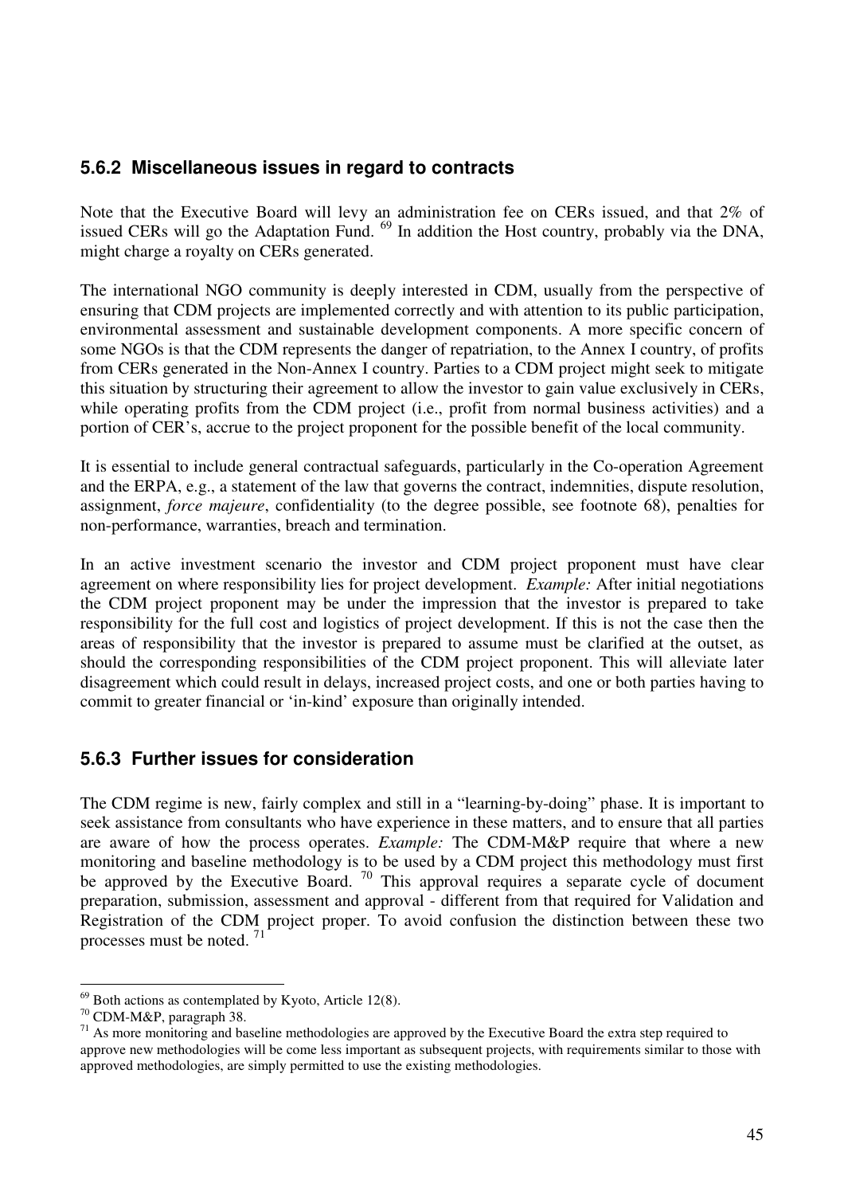### 5.6.2 Miscellaneous issues in regard to contracts

Note that the Executive Board will levy an administration fee on CERs issued, and that 2% of issued CERs will go the Adaptation Fund. [69] In addition the Host country, probably via the DNA, might charge a royalty on CERs generated.

The international NGO community is deeply interested in CDM, usually from the perspective of ensuring that CDM projects are implemented correctly and with attention to its public participation, environmental assessment and sustainable development components. A more specific concern of some NGOs is that the CDM represents the danger of repatriation, to the Annex I country, of profits from CERs generated in the Non-Annex I country. Parties to a CDM project might seek to mitigate this situation by structuring their agreement to allow the investor to gain value exclusively in CERs, while operating profits from the CDM project (i.e., profit from normal business activities) and a portion of CER's, accrue to the project proponent for the possible benefit of the local community.

It is essential to include general contractual safeguards, particularly in the Co-operation Agreement and the ERPA, e.g., a statement of the law that governs the contract, indemnities, dispute resolution, assignment, *force majeure*, confidentiality (to the degree possible, see footnote 68), penalties for non-performance, warranties, breach and termination.

In an active investment scenario the investor and CDM project proponent must have clear agreement on where responsibility lies for project development. *Example:* After initial negotiations the CDM project proponent may be under the impression that the investor is prepared to take responsibility for the full cost and logistics of project development. If this is not the case then the areas of responsibility that the investor is prepared to assume must be clarified at the outset, as should the corresponding responsibilities of the CDM project proponent. This will alleviate later disagreement which could result in delays, increased project costs, and one or both parties having to commit to greater financial or 'in-kind' exposure than originally intended.

### 5.6.3 Further issues for consideration

The CDM regime is new, fairly complex and still in a "learning-by-doing" phase. It is important to seek assistance from consultants who have experience in these matters, and to ensure that all parties are aware of how the process operates. *Example:* The CDM-M&P require that where a new monitoring and baseline methodology is to be used by a CDM project this methodology must first be approved by the Executive Board. [70] This approval requires a separate cycle of document preparation, submission, assessment and approval - different from that required for Validation and Registration of the CDM project proper. To avoid confusion the distinction between these two processes must be noted. [71]

---

[69] Both actions as contemplated by Kyoto, Article 12(8).

[70] CDM-M&P, paragraph 38.

[71] As more monitoring and baseline methodologies are approved by the Executive Board the extra step required to approve new methodologies will be come less important as subsequent projects, with requirements similar to those with approved methodologies, are simply permitted to use the existing methodologies.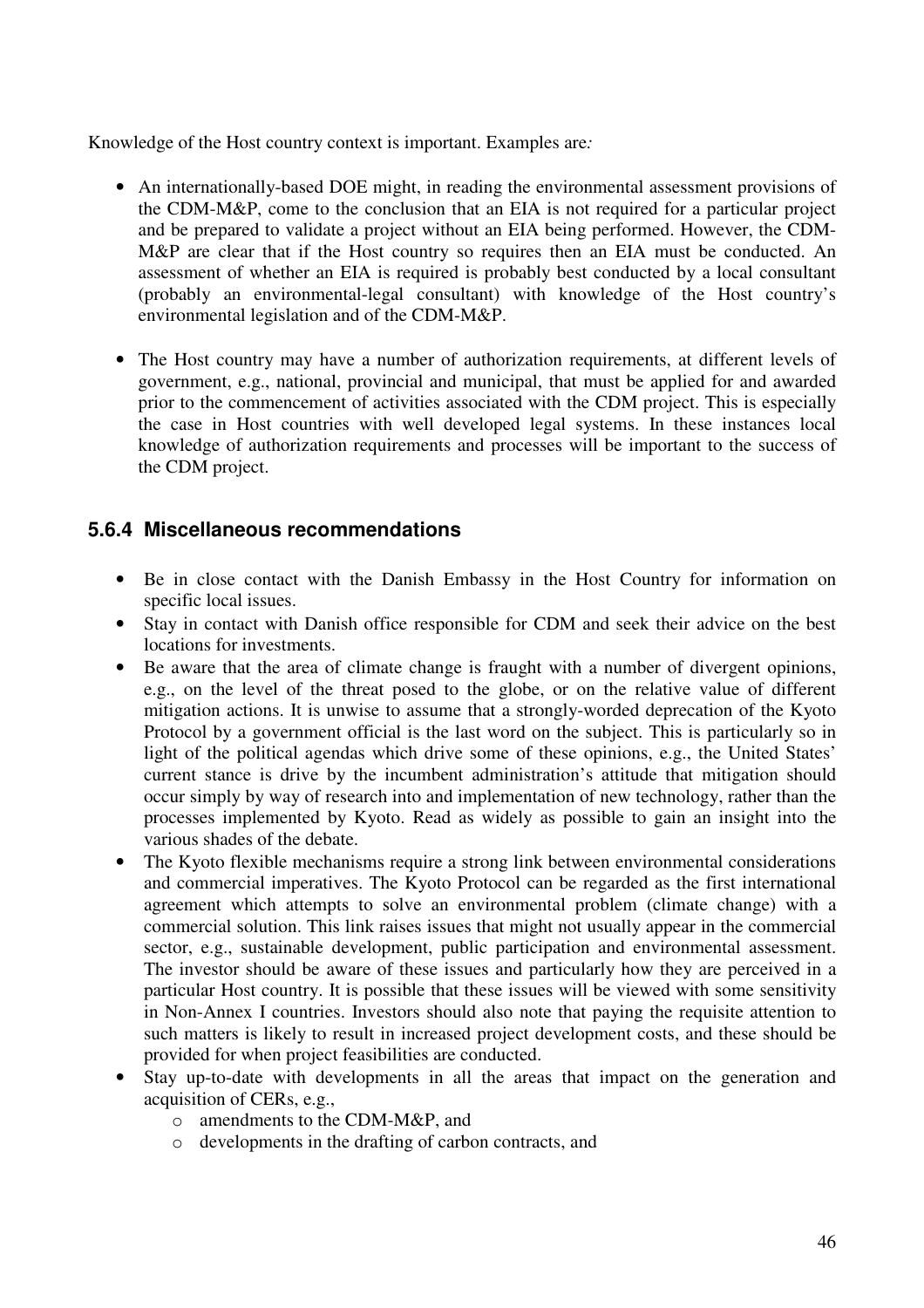Knowledge of the Host country context is important. Examples are*:*

- An internationally-based DOE might, in reading the environmental assessment provisions of the CDM-M&P, come to the conclusion that an EIA is not required for a particular project and be prepared to validate a project without an EIA being performed. However, the CDM-M&P are clear that if the Host country so requires then an EIA must be conducted. An assessment of whether an EIA is required is probably best conducted by a local consultant (probably an environmental-legal consultant) with knowledge of the Host country's environmental legislation and of the CDM-M&P.

- The Host country may have a number of authorization requirements, at different levels of government, e.g., national, provincial and municipal, that must be applied for and awarded prior to the commencement of activities associated with the CDM project. This is especially the case in Host countries with well developed legal systems. In these instances local knowledge of authorization requirements and processes will be important to the success of the CDM project.

### 5.6.4 Miscellaneous recommendations

- Be in close contact with the Danish Embassy in the Host Country for information on specific local issues.
- Stay in contact with Danish office responsible for CDM and seek their advice on the best locations for investments.
- Be aware that the area of climate change is fraught with a number of divergent opinions, e.g., on the level of the threat posed to the globe, or on the relative value of different mitigation actions. It is unwise to assume that a strongly-worded deprecation of the Kyoto Protocol by a government official is the last word on the subject. This is particularly so in light of the political agendas which drive some of these opinions, e.g., the United States' current stance is drive by the incumbent administration's attitude that mitigation should occur simply by way of research into and implementation of new technology, rather than the processes implemented by Kyoto. Read as widely as possible to gain an insight into the various shades of the debate.
- The Kyoto flexible mechanisms require a strong link between environmental considerations and commercial imperatives. The Kyoto Protocol can be regarded as the first international agreement which attempts to solve an environmental problem (climate change) with a commercial solution. This link raises issues that might not usually appear in the commercial sector, e.g., sustainable development, public participation and environmental assessment. The investor should be aware of these issues and particularly how they are perceived in a particular Host country. It is possible that these issues will be viewed with some sensitivity in Non-Annex I countries. Investors should also note that paying the requisite attention to such matters is likely to result in increased project development costs, and these should be provided for when project feasibilities are conducted.
- Stay up-to-date with developments in all the areas that impact on the generation and acquisition of CERs, e.g.,
  - amendments to the CDM-M&P, and
  - developments in the drafting of carbon contracts, and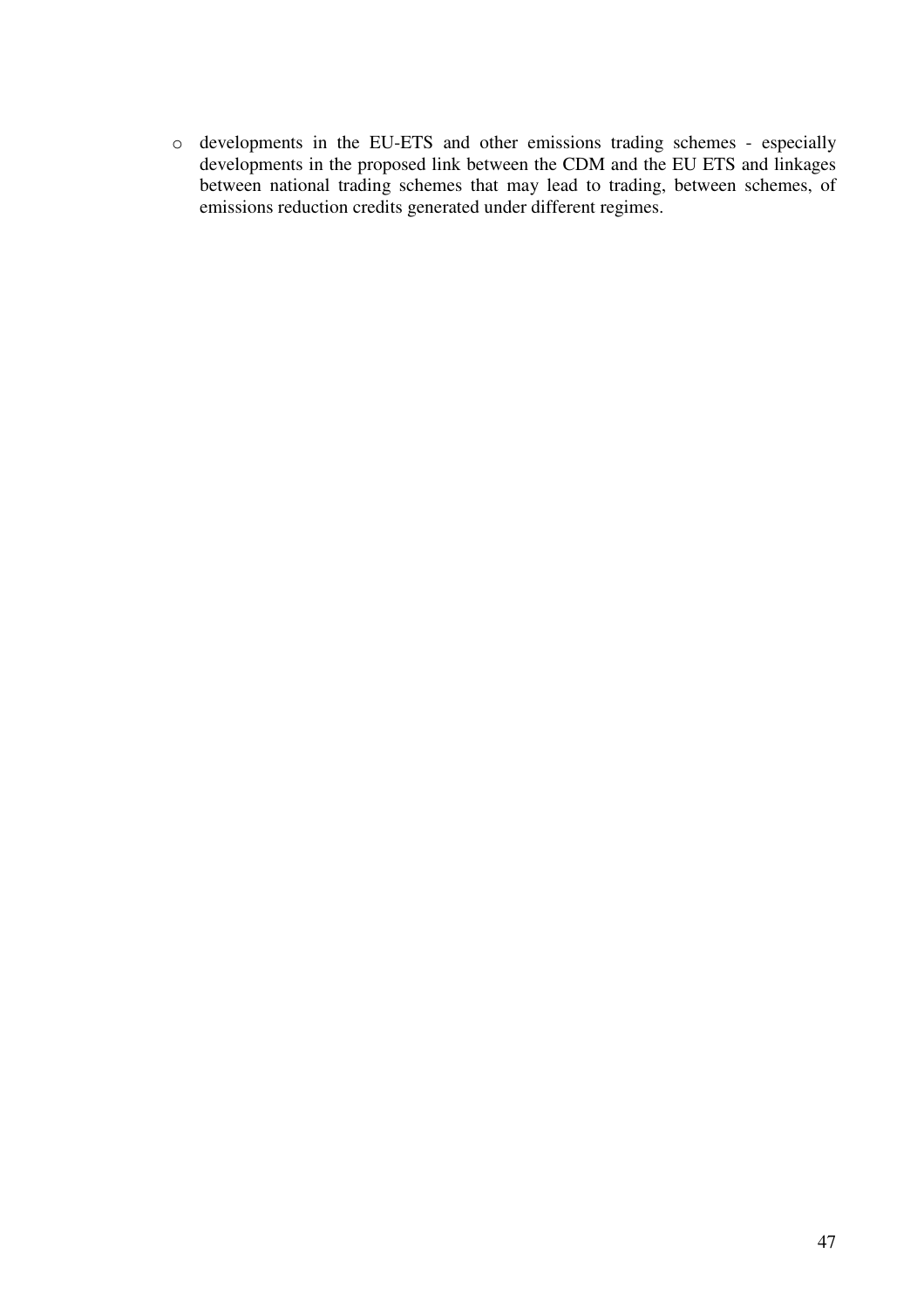- developments in the EU-ETS and other emissions trading schemes - especially developments in the proposed link between the CDM and the EU ETS and linkages between national trading schemes that may lead to trading, between schemes, of emissions reduction credits generated under different regimes.